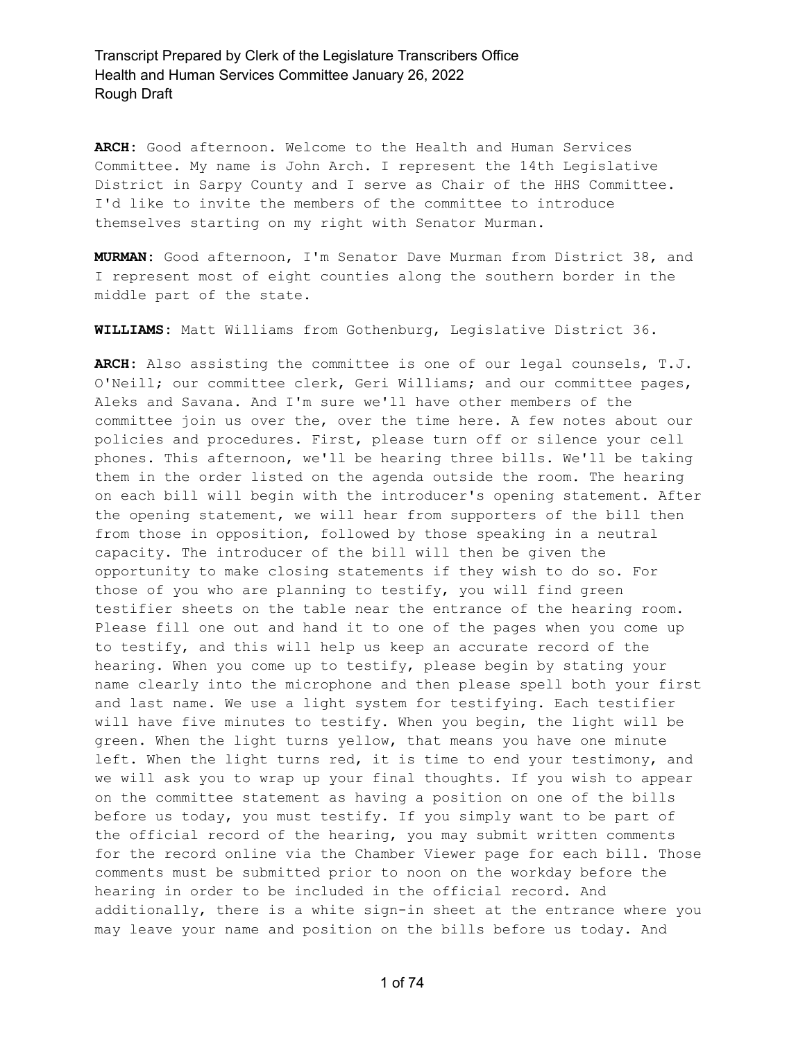**ARCH:** Good afternoon. Welcome to the Health and Human Services Committee. My name is John Arch. I represent the 14th Legislative District in Sarpy County and I serve as Chair of the HHS Committee. I'd like to invite the members of the committee to introduce themselves starting on my right with Senator Murman.

**MURMAN:** Good afternoon, I'm Senator Dave Murman from District 38, and I represent most of eight counties along the southern border in the middle part of the state.

**WILLIAMS:** Matt Williams from Gothenburg, Legislative District 36.

**ARCH:** Also assisting the committee is one of our legal counsels, T.J. O'Neill; our committee clerk, Geri Williams; and our committee pages, Aleks and Savana. And I'm sure we'll have other members of the committee join us over the, over the time here. A few notes about our policies and procedures. First, please turn off or silence your cell phones. This afternoon, we'll be hearing three bills. We'll be taking them in the order listed on the agenda outside the room. The hearing on each bill will begin with the introducer's opening statement. After the opening statement, we will hear from supporters of the bill then from those in opposition, followed by those speaking in a neutral capacity. The introducer of the bill will then be given the opportunity to make closing statements if they wish to do so. For those of you who are planning to testify, you will find green testifier sheets on the table near the entrance of the hearing room. Please fill one out and hand it to one of the pages when you come up to testify, and this will help us keep an accurate record of the hearing. When you come up to testify, please begin by stating your name clearly into the microphone and then please spell both your first and last name. We use a light system for testifying. Each testifier will have five minutes to testify. When you begin, the light will be green. When the light turns yellow, that means you have one minute left. When the light turns red, it is time to end your testimony, and we will ask you to wrap up your final thoughts. If you wish to appear on the committee statement as having a position on one of the bills before us today, you must testify. If you simply want to be part of the official record of the hearing, you may submit written comments for the record online via the Chamber Viewer page for each bill. Those comments must be submitted prior to noon on the workday before the hearing in order to be included in the official record. And additionally, there is a white sign-in sheet at the entrance where you may leave your name and position on the bills before us today. And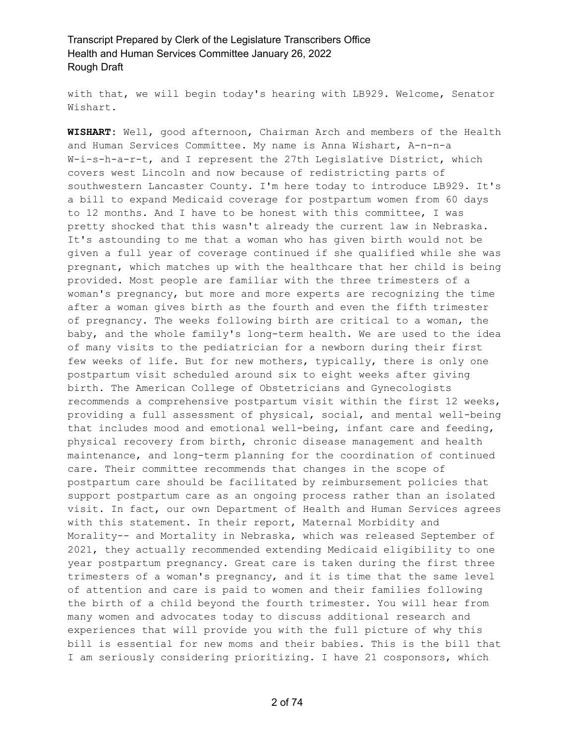with that, we will begin today's hearing with LB929. Welcome, Senator Wishart.

**WISHART:** Well, good afternoon, Chairman Arch and members of the Health and Human Services Committee. My name is Anna Wishart, A-n-n-a W-i-s-h-a-r-t, and I represent the 27th Legislative District, which covers west Lincoln and now because of redistricting parts of southwestern Lancaster County. I'm here today to introduce LB929. It's a bill to expand Medicaid coverage for postpartum women from 60 days to 12 months. And I have to be honest with this committee, I was pretty shocked that this wasn't already the current law in Nebraska. It's astounding to me that a woman who has given birth would not be given a full year of coverage continued if she qualified while she was pregnant, which matches up with the healthcare that her child is being provided. Most people are familiar with the three trimesters of a woman's pregnancy, but more and more experts are recognizing the time after a woman gives birth as the fourth and even the fifth trimester of pregnancy. The weeks following birth are critical to a woman, the baby, and the whole family's long-term health. We are used to the idea of many visits to the pediatrician for a newborn during their first few weeks of life. But for new mothers, typically, there is only one postpartum visit scheduled around six to eight weeks after giving birth. The American College of Obstetricians and Gynecologists recommends a comprehensive postpartum visit within the first 12 weeks, providing a full assessment of physical, social, and mental well-being that includes mood and emotional well-being, infant care and feeding, physical recovery from birth, chronic disease management and health maintenance, and long-term planning for the coordination of continued care. Their committee recommends that changes in the scope of postpartum care should be facilitated by reimbursement policies that support postpartum care as an ongoing process rather than an isolated visit. In fact, our own Department of Health and Human Services agrees with this statement. In their report, Maternal Morbidity and Morality-- and Mortality in Nebraska, which was released September of 2021, they actually recommended extending Medicaid eligibility to one year postpartum pregnancy. Great care is taken during the first three trimesters of a woman's pregnancy, and it is time that the same level of attention and care is paid to women and their families following the birth of a child beyond the fourth trimester. You will hear from many women and advocates today to discuss additional research and experiences that will provide you with the full picture of why this bill is essential for new moms and their babies. This is the bill that I am seriously considering prioritizing. I have 21 cosponsors, which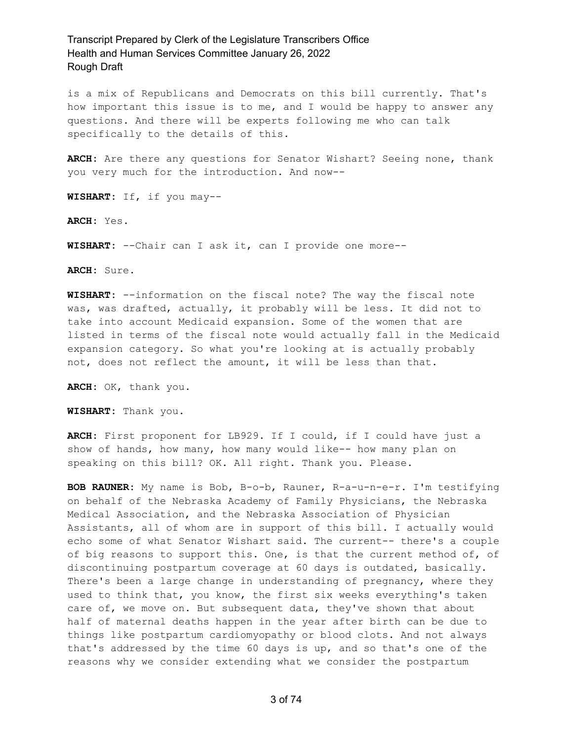is a mix of Republicans and Democrats on this bill currently. That's how important this issue is to me, and I would be happy to answer any questions. And there will be experts following me who can talk specifically to the details of this.

**ARCH:** Are there any questions for Senator Wishart? Seeing none, thank you very much for the introduction. And now--

**WISHART:** If, if you may--

**ARCH:** Yes.

**WISHART:** --Chair can I ask it, can I provide one more--

**ARCH:** Sure.

**WISHART:** --information on the fiscal note? The way the fiscal note was, was drafted, actually, it probably will be less. It did not to take into account Medicaid expansion. Some of the women that are listed in terms of the fiscal note would actually fall in the Medicaid expansion category. So what you're looking at is actually probably not, does not reflect the amount, it will be less than that.

**ARCH:** OK, thank you.

**WISHART:** Thank you.

**ARCH:** First proponent for LB929. If I could, if I could have just a show of hands, how many, how many would like-- how many plan on speaking on this bill? OK. All right. Thank you. Please.

**BOB RAUNER:** My name is Bob, B-o-b, Rauner, R-a-u-n-e-r. I'm testifying on behalf of the Nebraska Academy of Family Physicians, the Nebraska Medical Association, and the Nebraska Association of Physician Assistants, all of whom are in support of this bill. I actually would echo some of what Senator Wishart said. The current-- there's a couple of big reasons to support this. One, is that the current method of, of discontinuing postpartum coverage at 60 days is outdated, basically. There's been a large change in understanding of pregnancy, where they used to think that, you know, the first six weeks everything's taken care of, we move on. But subsequent data, they've shown that about half of maternal deaths happen in the year after birth can be due to things like postpartum cardiomyopathy or blood clots. And not always that's addressed by the time 60 days is up, and so that's one of the reasons why we consider extending what we consider the postpartum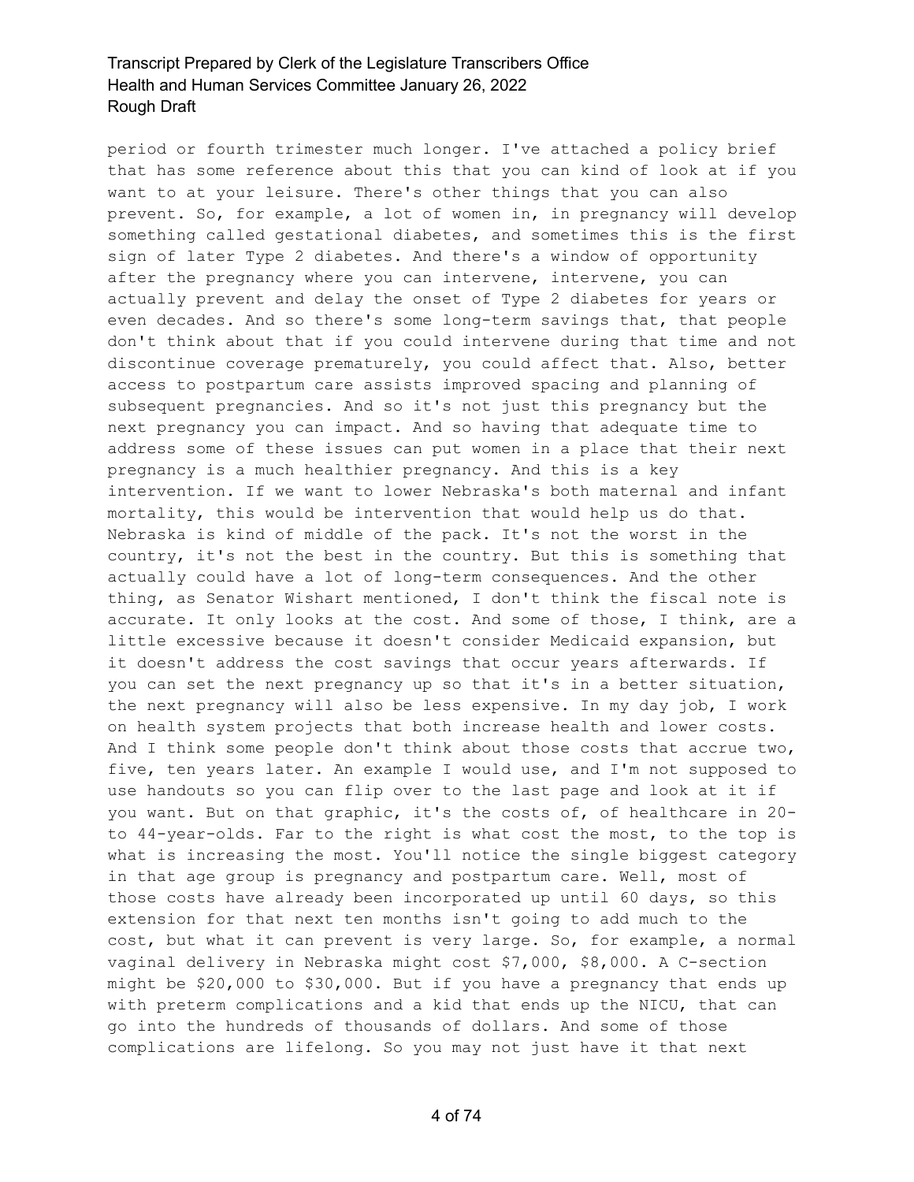period or fourth trimester much longer. I've attached a policy brief that has some reference about this that you can kind of look at if you want to at your leisure. There's other things that you can also prevent. So, for example, a lot of women in, in pregnancy will develop something called gestational diabetes, and sometimes this is the first sign of later Type 2 diabetes. And there's a window of opportunity after the pregnancy where you can intervene, intervene, you can actually prevent and delay the onset of Type 2 diabetes for years or even decades. And so there's some long-term savings that, that people don't think about that if you could intervene during that time and not discontinue coverage prematurely, you could affect that. Also, better access to postpartum care assists improved spacing and planning of subsequent pregnancies. And so it's not just this pregnancy but the next pregnancy you can impact. And so having that adequate time to address some of these issues can put women in a place that their next pregnancy is a much healthier pregnancy. And this is a key intervention. If we want to lower Nebraska's both maternal and infant mortality, this would be intervention that would help us do that. Nebraska is kind of middle of the pack. It's not the worst in the country, it's not the best in the country. But this is something that actually could have a lot of long-term consequences. And the other thing, as Senator Wishart mentioned, I don't think the fiscal note is accurate. It only looks at the cost. And some of those, I think, are a little excessive because it doesn't consider Medicaid expansion, but it doesn't address the cost savings that occur years afterwards. If you can set the next pregnancy up so that it's in a better situation, the next pregnancy will also be less expensive. In my day job, I work on health system projects that both increase health and lower costs. And I think some people don't think about those costs that accrue two, five, ten years later. An example I would use, and I'm not supposed to use handouts so you can flip over to the last page and look at it if you want. But on that graphic, it's the costs of, of healthcare in 20- to 44-year-olds. Far to the right is what cost the most, to the top is what is increasing the most. You'll notice the single biggest category in that age group is pregnancy and postpartum care. Well, most of those costs have already been incorporated up until 60 days, so this extension for that next ten months isn't going to add much to the cost, but what it can prevent is very large. So, for example, a normal vaginal delivery in Nebraska might cost $7,000, $8,000. A C-section might be $20,000 to $30,000. But if you have a pregnancy that ends up with preterm complications and a kid that ends up the NICU, that can go into the hundreds of thousands of dollars. And some of those complications are lifelong. So you may not just have it that next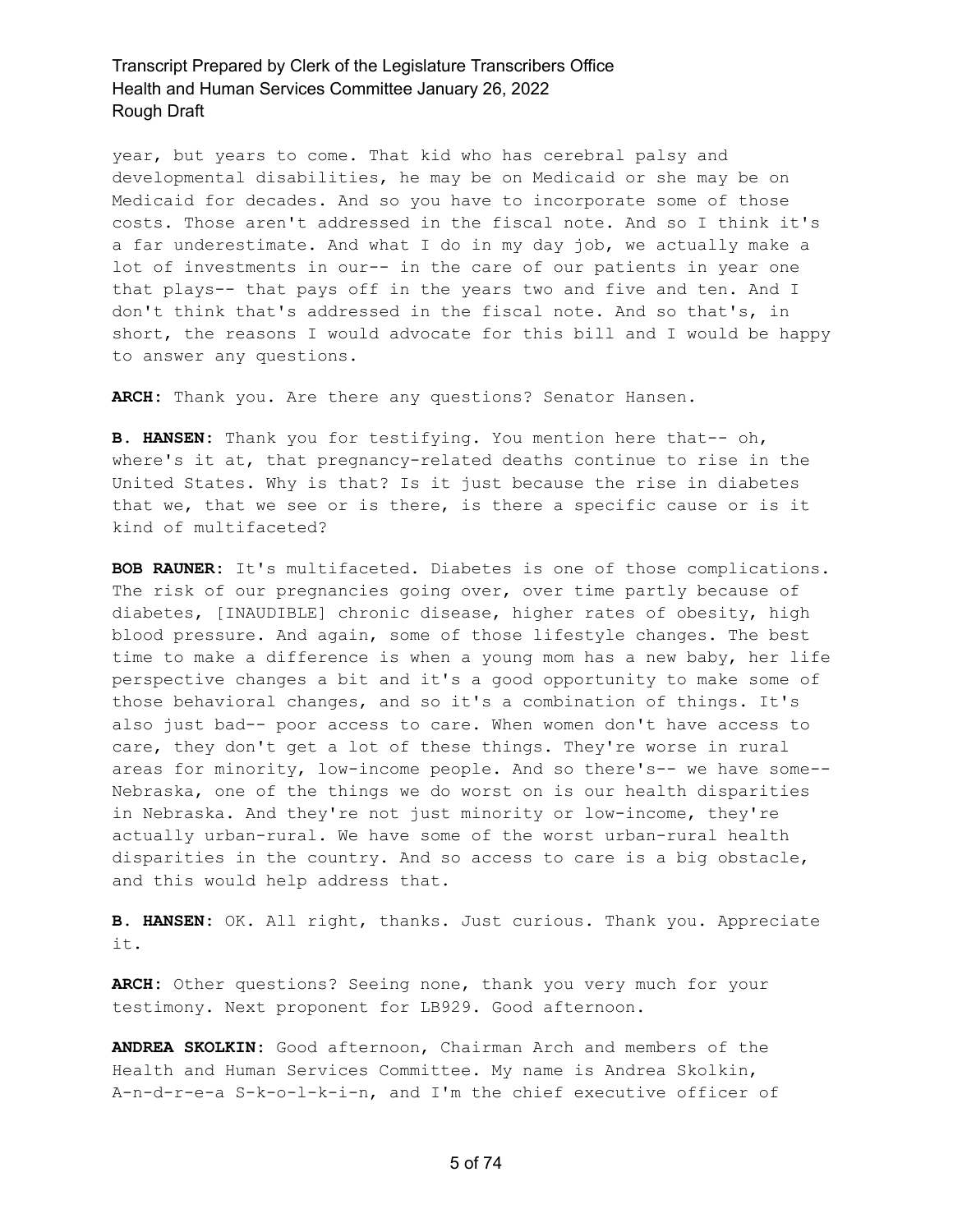year, but years to come. That kid who has cerebral palsy and developmental disabilities, he may be on Medicaid or she may be on Medicaid for decades. And so you have to incorporate some of those costs. Those aren't addressed in the fiscal note. And so I think it's a far underestimate. And what I do in my day job, we actually make a lot of investments in our-- in the care of our patients in year one that plays-- that pays off in the years two and five and ten. And I don't think that's addressed in the fiscal note. And so that's, in short, the reasons I would advocate for this bill and I would be happy to answer any questions.

**ARCH:** Thank you. Are there any questions? Senator Hansen.

**B. HANSEN:** Thank you for testifying. You mention here that-- oh, where's it at, that pregnancy-related deaths continue to rise in the United States. Why is that? Is it just because the rise in diabetes that we, that we see or is there, is there a specific cause or is it kind of multifaceted?

**BOB RAUNER:** It's multifaceted. Diabetes is one of those complications. The risk of our pregnancies going over, over time partly because of diabetes, [INAUDIBLE] chronic disease, higher rates of obesity, high blood pressure. And again, some of those lifestyle changes. The best time to make a difference is when a young mom has a new baby, her life perspective changes a bit and it's a good opportunity to make some of those behavioral changes, and so it's a combination of things. It's also just bad-- poor access to care. When women don't have access to care, they don't get a lot of these things. They're worse in rural areas for minority, low-income people. And so there's-- we have some-- Nebraska, one of the things we do worst on is our health disparities in Nebraska. And they're not just minority or low-income, they're actually urban-rural. We have some of the worst urban-rural health disparities in the country. And so access to care is a big obstacle, and this would help address that.

**B. HANSEN:** OK. All right, thanks. Just curious. Thank you. Appreciate it.

**ARCH:** Other questions? Seeing none, thank you very much for your testimony. Next proponent for LB929. Good afternoon.

**ANDREA SKOLKIN:** Good afternoon, Chairman Arch and members of the Health and Human Services Committee. My name is Andrea Skolkin, A-n-d-r-e-a S-k-o-l-k-i-n, and I'm the chief executive officer of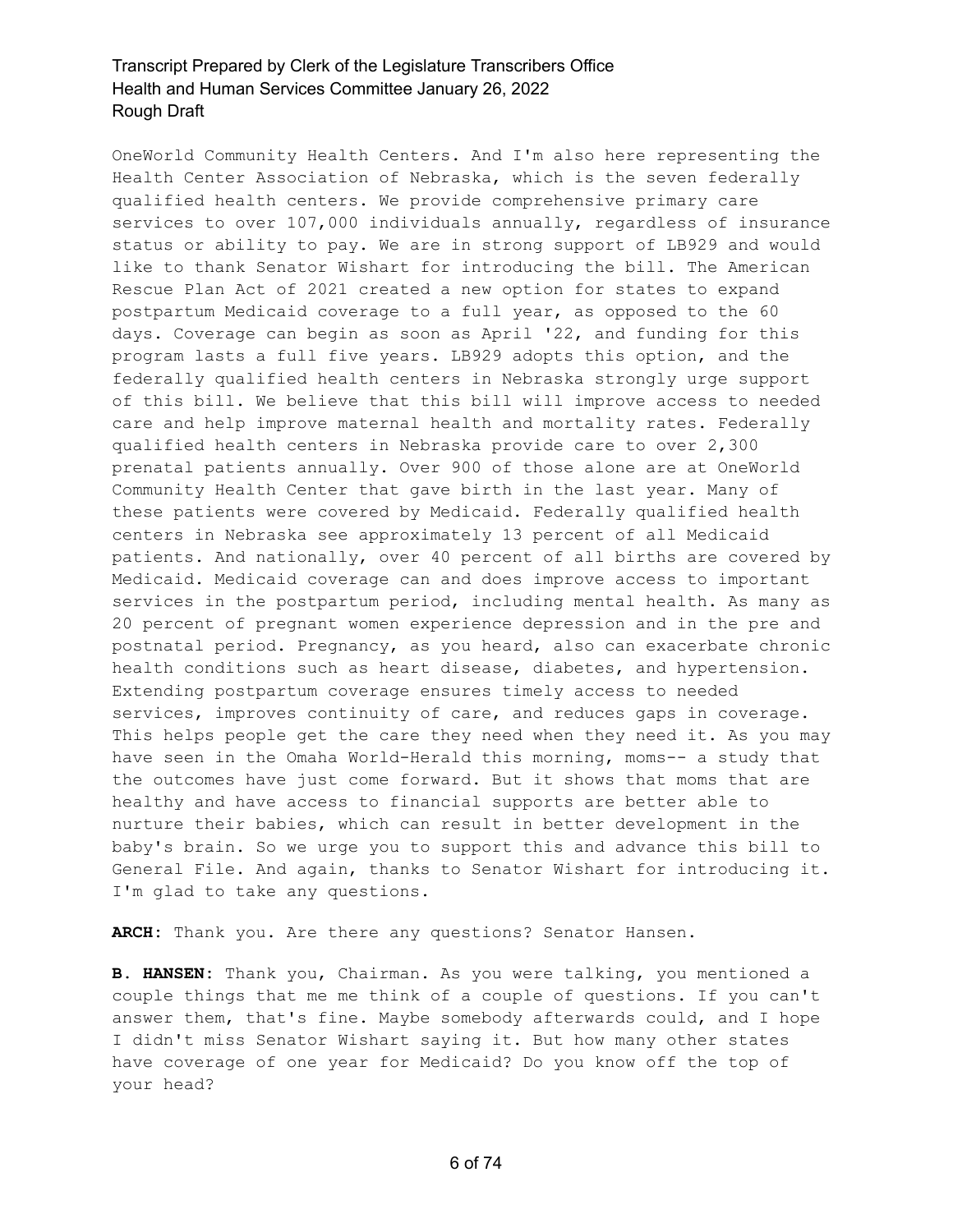OneWorld Community Health Centers. And I'm also here representing the Health Center Association of Nebraska, which is the seven federally qualified health centers. We provide comprehensive primary care services to over 107,000 individuals annually, regardless of insurance status or ability to pay. We are in strong support of LB929 and would like to thank Senator Wishart for introducing the bill. The American Rescue Plan Act of 2021 created a new option for states to expand postpartum Medicaid coverage to a full year, as opposed to the 60 days. Coverage can begin as soon as April '22, and funding for this program lasts a full five years. LB929 adopts this option, and the federally qualified health centers in Nebraska strongly urge support of this bill. We believe that this bill will improve access to needed care and help improve maternal health and mortality rates. Federally qualified health centers in Nebraska provide care to over 2,300 prenatal patients annually. Over 900 of those alone are at OneWorld Community Health Center that gave birth in the last year. Many of these patients were covered by Medicaid. Federally qualified health centers in Nebraska see approximately 13 percent of all Medicaid patients. And nationally, over 40 percent of all births are covered by Medicaid. Medicaid coverage can and does improve access to important services in the postpartum period, including mental health. As many as 20 percent of pregnant women experience depression and in the pre and postnatal period. Pregnancy, as you heard, also can exacerbate chronic health conditions such as heart disease, diabetes, and hypertension. Extending postpartum coverage ensures timely access to needed services, improves continuity of care, and reduces gaps in coverage. This helps people get the care they need when they need it. As you may have seen in the Omaha World-Herald this morning, moms-- a study that the outcomes have just come forward. But it shows that moms that are healthy and have access to financial supports are better able to nurture their babies, which can result in better development in the baby's brain. So we urge you to support this and advance this bill to General File. And again, thanks to Senator Wishart for introducing it. I'm glad to take any questions.

**ARCH:** Thank you. Are there any questions? Senator Hansen.

**B. HANSEN:** Thank you, Chairman. As you were talking, you mentioned a couple things that me me think of a couple of questions. If you can't answer them, that's fine. Maybe somebody afterwards could, and I hope I didn't miss Senator Wishart saying it. But how many other states have coverage of one year for Medicaid? Do you know off the top of your head?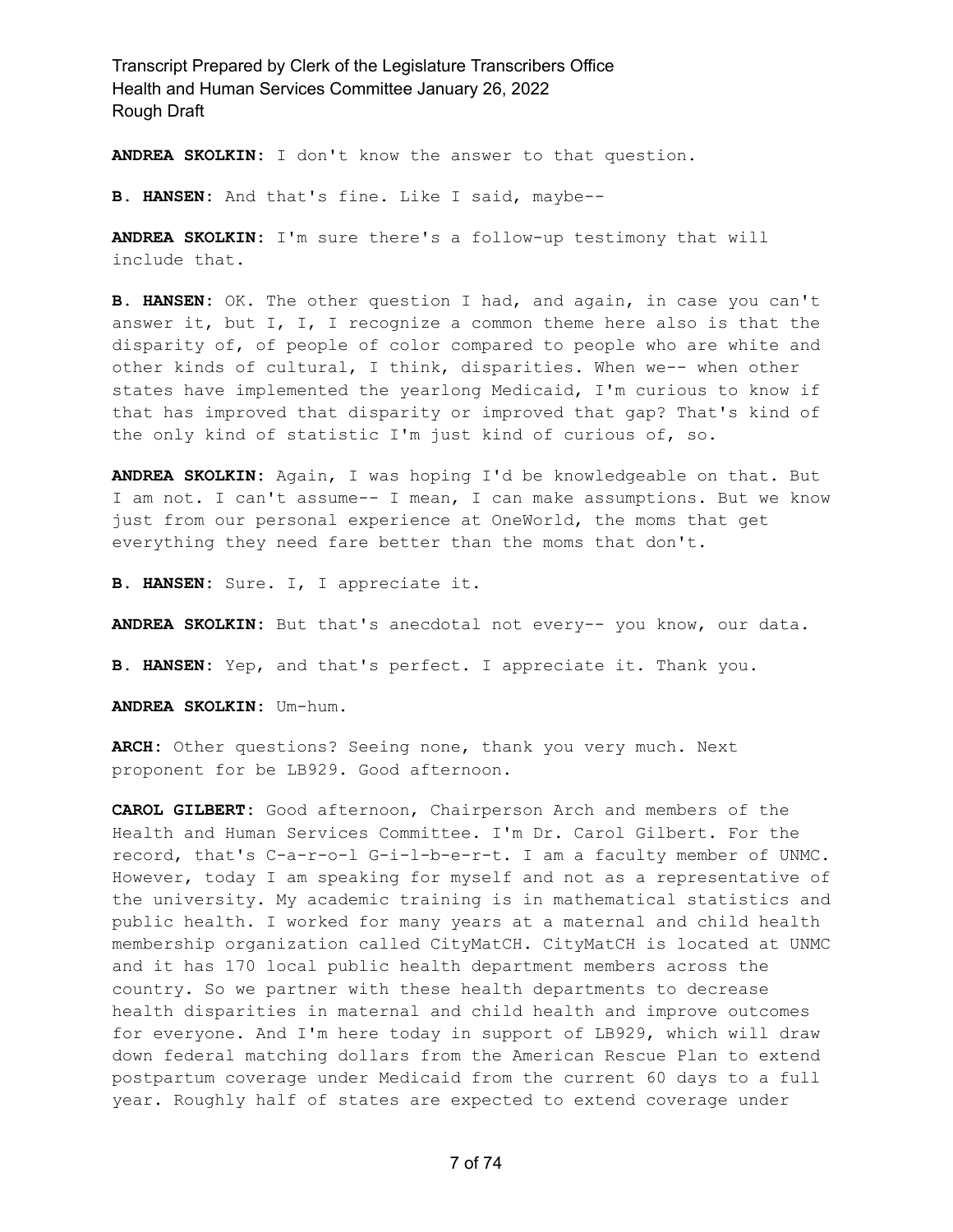**ANDREA SKOLKIN:** I don't know the answer to that question.

**B. HANSEN:** And that's fine. Like I said, maybe--

**ANDREA SKOLKIN:** I'm sure there's a follow-up testimony that will include that.

**B. HANSEN:** OK. The other question I had, and again, in case you can't answer it, but I, I, I recognize a common theme here also is that the disparity of, of people of color compared to people who are white and other kinds of cultural, I think, disparities. When we-- when other states have implemented the yearlong Medicaid, I'm curious to know if that has improved that disparity or improved that gap? That's kind of the only kind of statistic I'm just kind of curious of, so.

**ANDREA SKOLKIN:** Again, I was hoping I'd be knowledgeable on that. But I am not. I can't assume-- I mean, I can make assumptions. But we know just from our personal experience at OneWorld, the moms that get everything they need fare better than the moms that don't.

**B. HANSEN:** Sure. I, I appreciate it.

**ANDREA SKOLKIN:** But that's anecdotal not every-- you know, our data.

**B. HANSEN:** Yep, and that's perfect. I appreciate it. Thank you.

**ANDREA SKOLKIN:** Um-hum.

**ARCH:** Other questions? Seeing none, thank you very much. Next proponent for be LB929. Good afternoon.

**CAROL GILBERT:** Good afternoon, Chairperson Arch and members of the Health and Human Services Committee. I'm Dr. Carol Gilbert. For the record, that's C-a-r-o-l G-i-l-b-e-r-t. I am a faculty member of UNMC. However, today I am speaking for myself and not as a representative of the university. My academic training is in mathematical statistics and public health. I worked for many years at a maternal and child health membership organization called CityMatCH. CityMatCH is located at UNMC and it has 170 local public health department members across the country. So we partner with these health departments to decrease health disparities in maternal and child health and improve outcomes for everyone. And I'm here today in support of LB929, which will draw down federal matching dollars from the American Rescue Plan to extend postpartum coverage under Medicaid from the current 60 days to a full year. Roughly half of states are expected to extend coverage under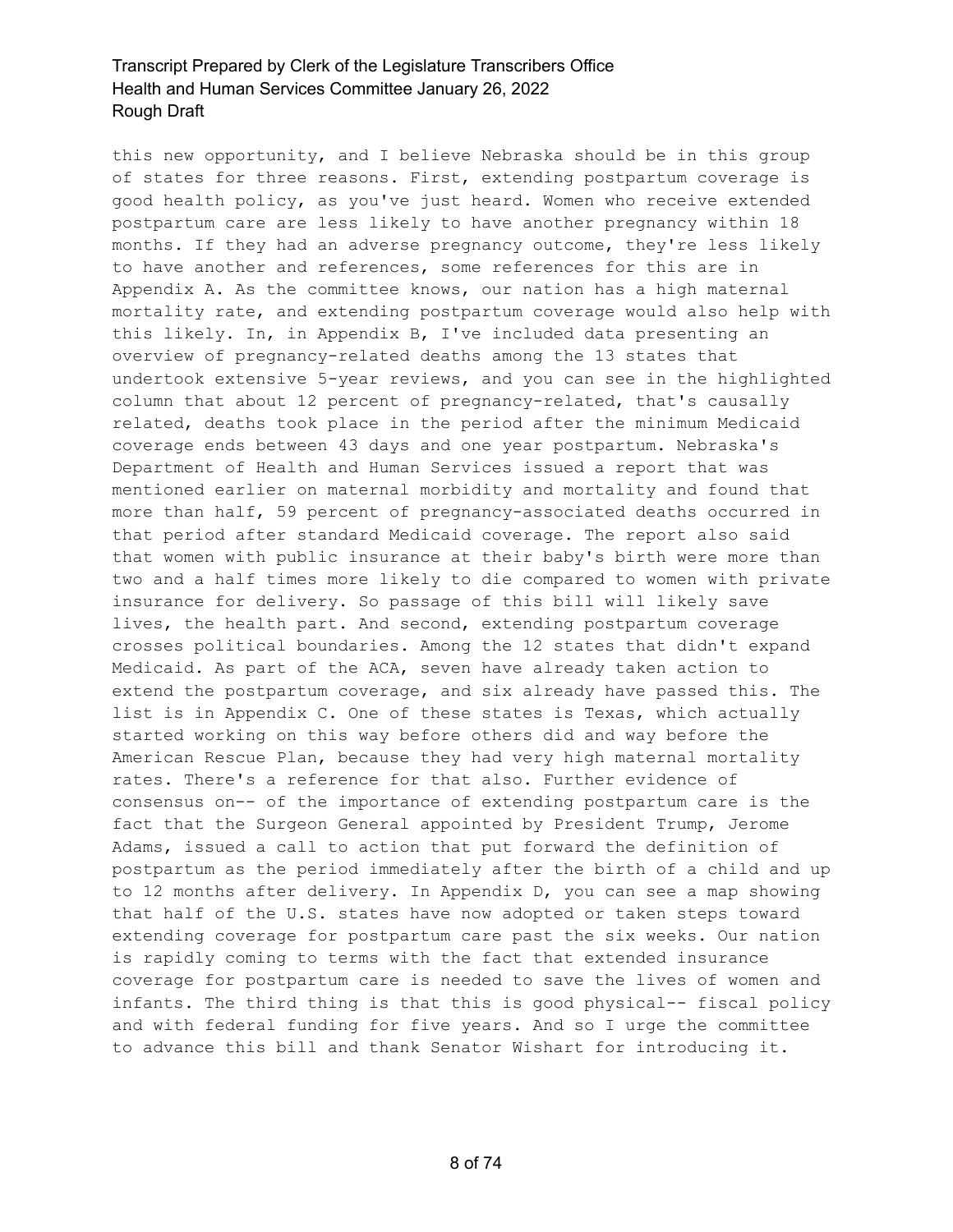this new opportunity, and I believe Nebraska should be in this group of states for three reasons. First, extending postpartum coverage is good health policy, as you've just heard. Women who receive extended postpartum care are less likely to have another pregnancy within 18 months. If they had an adverse pregnancy outcome, they're less likely to have another and references, some references for this are in Appendix A. As the committee knows, our nation has a high maternal mortality rate, and extending postpartum coverage would also help with this likely. In, in Appendix B, I've included data presenting an overview of pregnancy-related deaths among the 13 states that undertook extensive 5-year reviews, and you can see in the highlighted column that about 12 percent of pregnancy-related, that's causally related, deaths took place in the period after the minimum Medicaid coverage ends between 43 days and one year postpartum. Nebraska's Department of Health and Human Services issued a report that was mentioned earlier on maternal morbidity and mortality and found that more than half, 59 percent of pregnancy-associated deaths occurred in that period after standard Medicaid coverage. The report also said that women with public insurance at their baby's birth were more than two and a half times more likely to die compared to women with private insurance for delivery. So passage of this bill will likely save lives, the health part. And second, extending postpartum coverage crosses political boundaries. Among the 12 states that didn't expand Medicaid. As part of the ACA, seven have already taken action to extend the postpartum coverage, and six already have passed this. The list is in Appendix C. One of these states is Texas, which actually started working on this way before others did and way before the American Rescue Plan, because they had very high maternal mortality rates. There's a reference for that also. Further evidence of consensus on-- of the importance of extending postpartum care is the fact that the Surgeon General appointed by President Trump, Jerome Adams, issued a call to action that put forward the definition of postpartum as the period immediately after the birth of a child and up to 12 months after delivery. In Appendix D, you can see a map showing that half of the U.S. states have now adopted or taken steps toward extending coverage for postpartum care past the six weeks. Our nation is rapidly coming to terms with the fact that extended insurance coverage for postpartum care is needed to save the lives of women and infants. The third thing is that this is good physical-- fiscal policy and with federal funding for five years. And so I urge the committee to advance this bill and thank Senator Wishart for introducing it.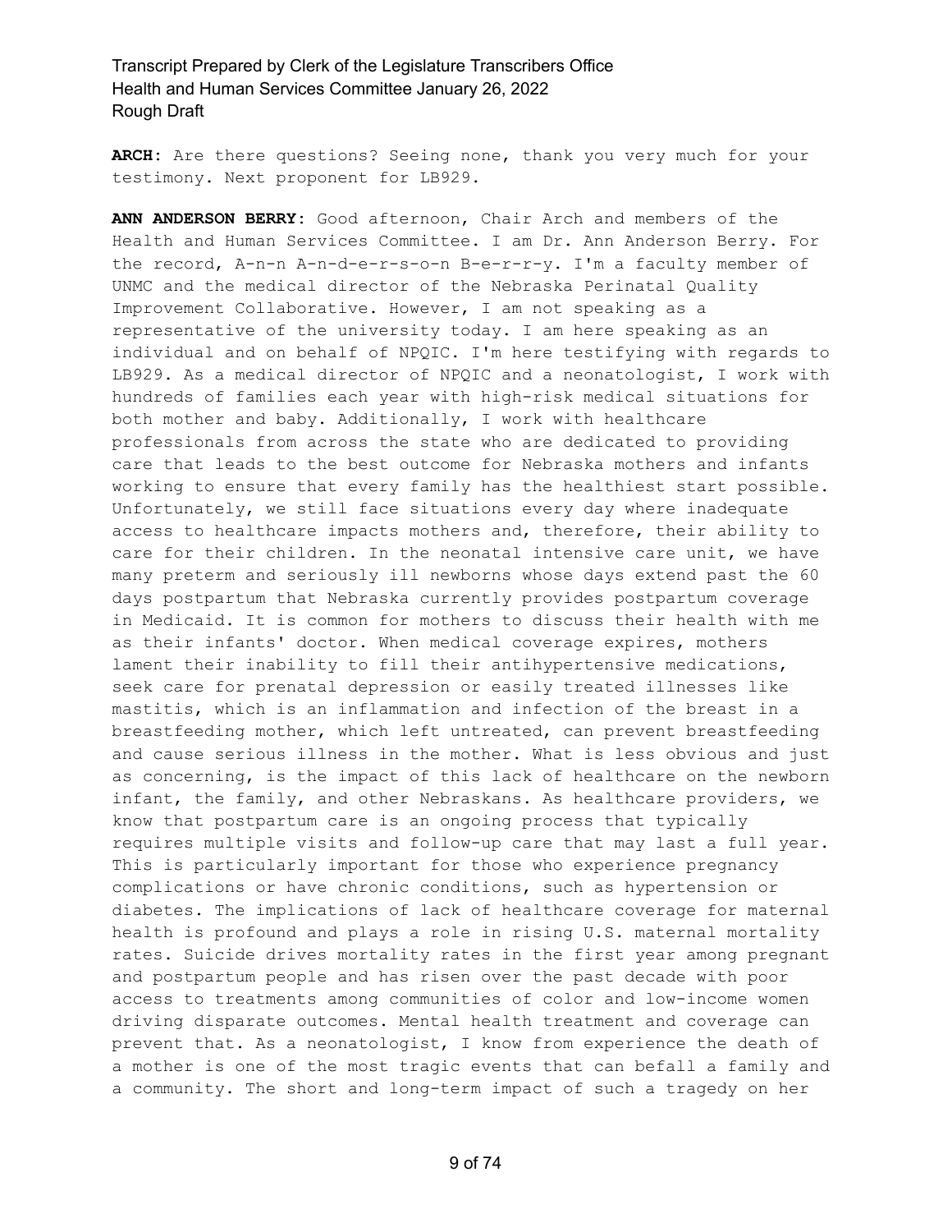**ARCH:** Are there questions? Seeing none, thank you very much for your testimony. Next proponent for LB929.

**ANN ANDERSON BERRY:** Good afternoon, Chair Arch and members of the Health and Human Services Committee. I am Dr. Ann Anderson Berry. For the record, A-n-n A-n-d-e-r-s-o-n B-e-r-r-y. I'm a faculty member of UNMC and the medical director of the Nebraska Perinatal Quality Improvement Collaborative. However, I am not speaking as a representative of the university today. I am here speaking as an individual and on behalf of NPQIC. I'm here testifying with regards to LB929. As a medical director of NPQIC and a neonatologist, I work with hundreds of families each year with high-risk medical situations for both mother and baby. Additionally, I work with healthcare professionals from across the state who are dedicated to providing care that leads to the best outcome for Nebraska mothers and infants working to ensure that every family has the healthiest start possible. Unfortunately, we still face situations every day where inadequate access to healthcare impacts mothers and, therefore, their ability to care for their children. In the neonatal intensive care unit, we have many preterm and seriously ill newborns whose days extend past the 60 days postpartum that Nebraska currently provides postpartum coverage in Medicaid. It is common for mothers to discuss their health with me as their infants' doctor. When medical coverage expires, mothers lament their inability to fill their antihypertensive medications, seek care for prenatal depression or easily treated illnesses like mastitis, which is an inflammation and infection of the breast in a breastfeeding mother, which left untreated, can prevent breastfeeding and cause serious illness in the mother. What is less obvious and just as concerning, is the impact of this lack of healthcare on the newborn infant, the family, and other Nebraskans. As healthcare providers, we know that postpartum care is an ongoing process that typically requires multiple visits and follow-up care that may last a full year. This is particularly important for those who experience pregnancy complications or have chronic conditions, such as hypertension or diabetes. The implications of lack of healthcare coverage for maternal health is profound and plays a role in rising U.S. maternal mortality rates. Suicide drives mortality rates in the first year among pregnant and postpartum people and has risen over the past decade with poor access to treatments among communities of color and low-income women driving disparate outcomes. Mental health treatment and coverage can prevent that. As a neonatologist, I know from experience the death of a mother is one of the most tragic events that can befall a family and a community. The short and long-term impact of such a tragedy on her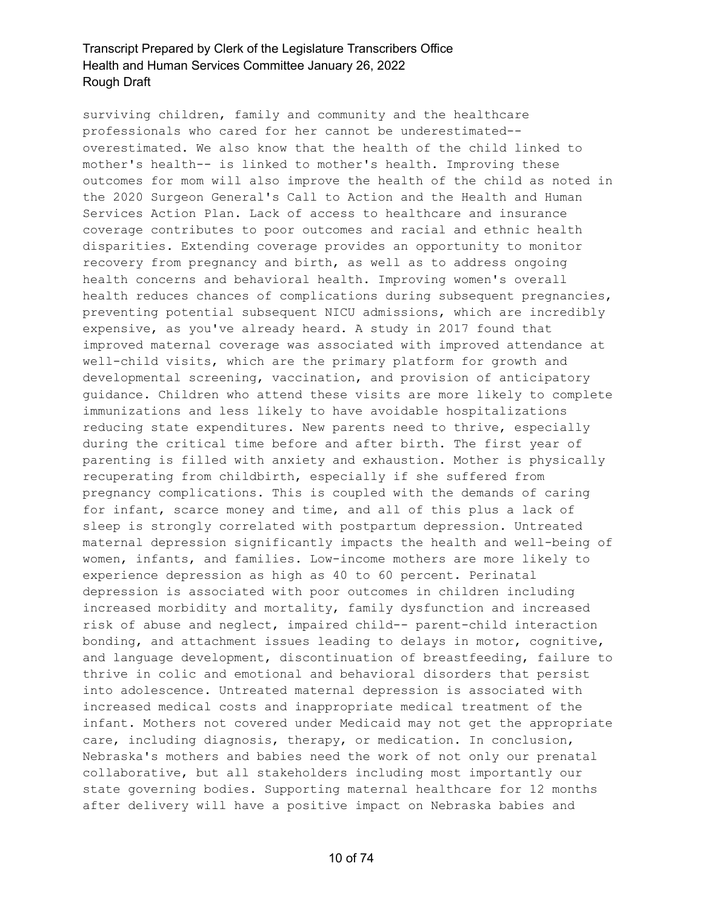surviving children, family and community and the healthcare professionals who cared for her cannot be underestimated-- overestimated. We also know that the health of the child linked to mother's health-- is linked to mother's health. Improving these outcomes for mom will also improve the health of the child as noted in the 2020 Surgeon General's Call to Action and the Health and Human Services Action Plan. Lack of access to healthcare and insurance coverage contributes to poor outcomes and racial and ethnic health disparities. Extending coverage provides an opportunity to monitor recovery from pregnancy and birth, as well as to address ongoing health concerns and behavioral health. Improving women's overall health reduces chances of complications during subsequent pregnancies, preventing potential subsequent NICU admissions, which are incredibly expensive, as you've already heard. A study in 2017 found that improved maternal coverage was associated with improved attendance at well-child visits, which are the primary platform for growth and developmental screening, vaccination, and provision of anticipatory guidance. Children who attend these visits are more likely to complete immunizations and less likely to have avoidable hospitalizations reducing state expenditures. New parents need to thrive, especially during the critical time before and after birth. The first year of parenting is filled with anxiety and exhaustion. Mother is physically recuperating from childbirth, especially if she suffered from pregnancy complications. This is coupled with the demands of caring for infant, scarce money and time, and all of this plus a lack of sleep is strongly correlated with postpartum depression. Untreated maternal depression significantly impacts the health and well-being of women, infants, and families. Low-income mothers are more likely to experience depression as high as 40 to 60 percent. Perinatal depression is associated with poor outcomes in children including increased morbidity and mortality, family dysfunction and increased risk of abuse and neglect, impaired child-- parent-child interaction bonding, and attachment issues leading to delays in motor, cognitive, and language development, discontinuation of breastfeeding, failure to thrive in colic and emotional and behavioral disorders that persist into adolescence. Untreated maternal depression is associated with increased medical costs and inappropriate medical treatment of the infant. Mothers not covered under Medicaid may not get the appropriate care, including diagnosis, therapy, or medication. In conclusion, Nebraska's mothers and babies need the work of not only our prenatal collaborative, but all stakeholders including most importantly our state governing bodies. Supporting maternal healthcare for 12 months after delivery will have a positive impact on Nebraska babies and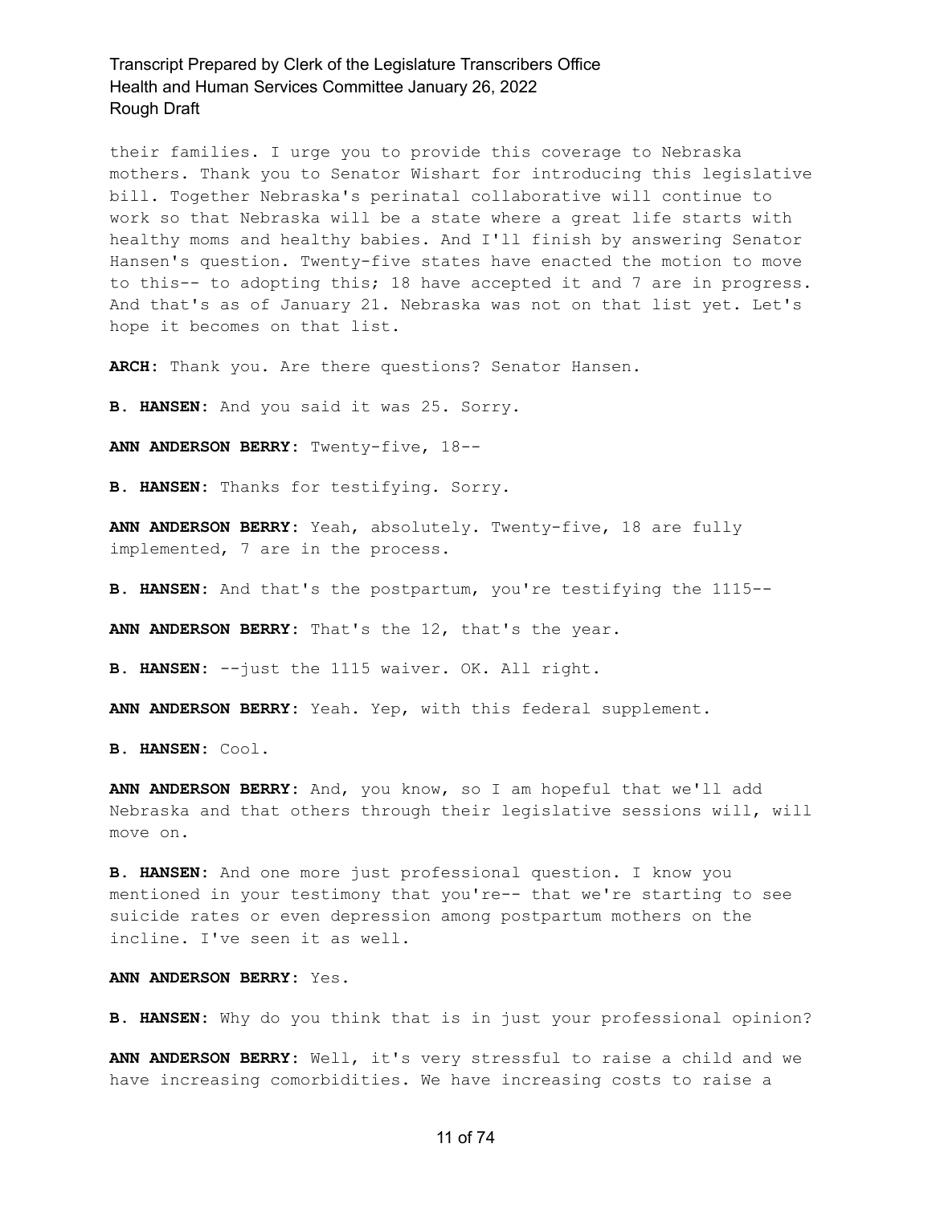their families. I urge you to provide this coverage to Nebraska mothers. Thank you to Senator Wishart for introducing this legislative bill. Together Nebraska's perinatal collaborative will continue to work so that Nebraska will be a state where a great life starts with healthy moms and healthy babies. And I'll finish by answering Senator Hansen's question. Twenty-five states have enacted the motion to move to this-- to adopting this; 18 have accepted it and 7 are in progress. And that's as of January 21. Nebraska was not on that list yet. Let's hope it becomes on that list.

**ARCH:** Thank you. Are there questions? Senator Hansen.

**B. HANSEN:** And you said it was 25. Sorry.

**ANN ANDERSON BERRY:** Twenty-five, 18--

**B. HANSEN:** Thanks for testifying. Sorry.

**ANN ANDERSON BERRY:** Yeah, absolutely. Twenty-five, 18 are fully implemented, 7 are in the process.

**B. HANSEN:** And that's the postpartum, you're testifying the 1115--

**ANN ANDERSON BERRY:** That's the 12, that's the year.

**B. HANSEN:** --just the 1115 waiver. OK. All right.

**ANN ANDERSON BERRY:** Yeah. Yep, with this federal supplement.

**B. HANSEN:** Cool.

**ANN ANDERSON BERRY:** And, you know, so I am hopeful that we'll add Nebraska and that others through their legislative sessions will, will move on.

**B. HANSEN:** And one more just professional question. I know you mentioned in your testimony that you're-- that we're starting to see suicide rates or even depression among postpartum mothers on the incline. I've seen it as well.

**ANN ANDERSON BERRY:** Yes.

**B. HANSEN:** Why do you think that is in just your professional opinion?

**ANN ANDERSON BERRY:** Well, it's very stressful to raise a child and we have increasing comorbidities. We have increasing costs to raise a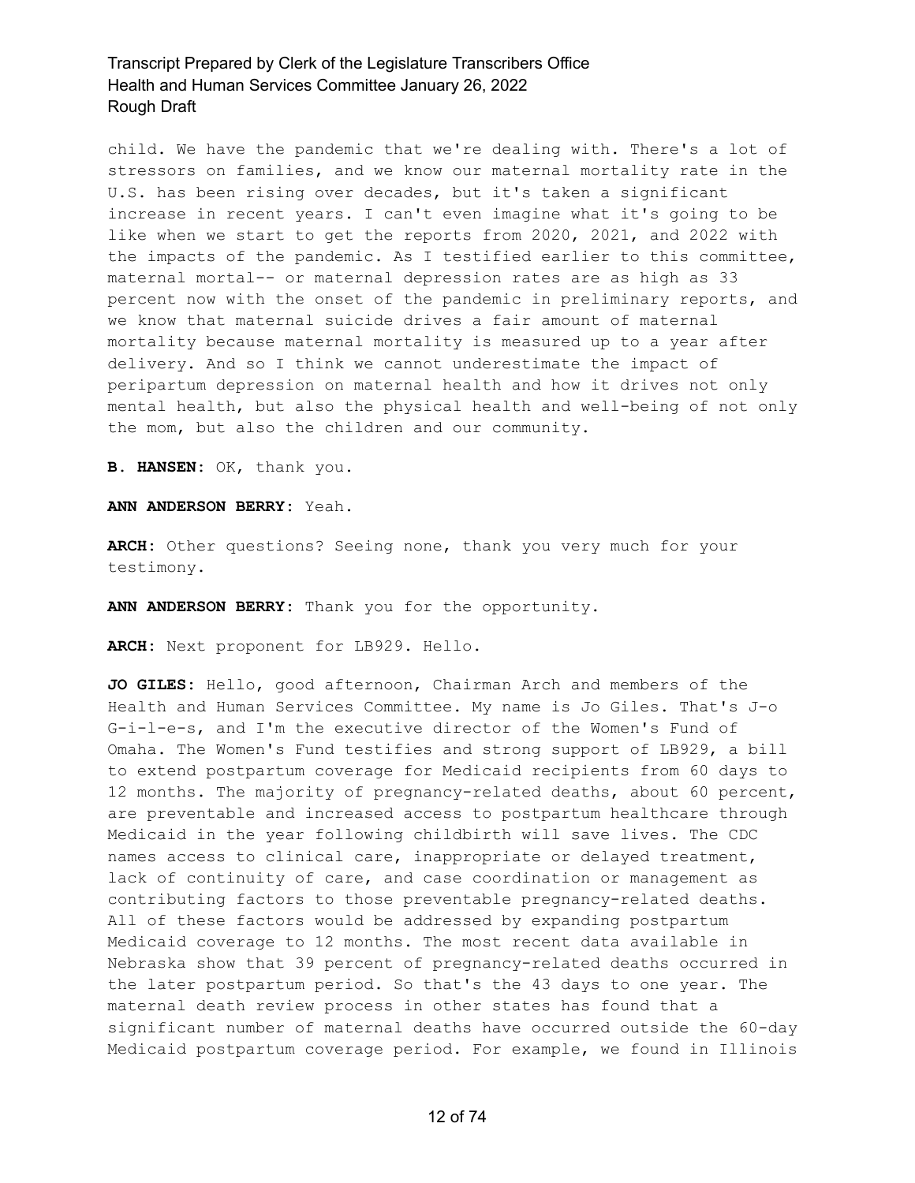child. We have the pandemic that we're dealing with. There's a lot of stressors on families, and we know our maternal mortality rate in the U.S. has been rising over decades, but it's taken a significant increase in recent years. I can't even imagine what it's going to be like when we start to get the reports from 2020, 2021, and 2022 with the impacts of the pandemic. As I testified earlier to this committee, maternal mortal-- or maternal depression rates are as high as 33 percent now with the onset of the pandemic in preliminary reports, and we know that maternal suicide drives a fair amount of maternal mortality because maternal mortality is measured up to a year after delivery. And so I think we cannot underestimate the impact of peripartum depression on maternal health and how it drives not only mental health, but also the physical health and well-being of not only the mom, but also the children and our community.

**B. HANSEN:** OK, thank you.

**ANN ANDERSON BERRY:** Yeah.

**ARCH:** Other questions? Seeing none, thank you very much for your testimony.

**ANN ANDERSON BERRY:** Thank you for the opportunity.

**ARCH:** Next proponent for LB929. Hello.

**JO GILES:** Hello, good afternoon, Chairman Arch and members of the Health and Human Services Committee. My name is Jo Giles. That's J-o G-i-l-e-s, and I'm the executive director of the Women's Fund of Omaha. The Women's Fund testifies and strong support of LB929, a bill to extend postpartum coverage for Medicaid recipients from 60 days to 12 months. The majority of pregnancy-related deaths, about 60 percent, are preventable and increased access to postpartum healthcare through Medicaid in the year following childbirth will save lives. The CDC names access to clinical care, inappropriate or delayed treatment, lack of continuity of care, and case coordination or management as contributing factors to those preventable pregnancy-related deaths. All of these factors would be addressed by expanding postpartum Medicaid coverage to 12 months. The most recent data available in Nebraska show that 39 percent of pregnancy-related deaths occurred in the later postpartum period. So that's the 43 days to one year. The maternal death review process in other states has found that a significant number of maternal deaths have occurred outside the 60-day Medicaid postpartum coverage period. For example, we found in Illinois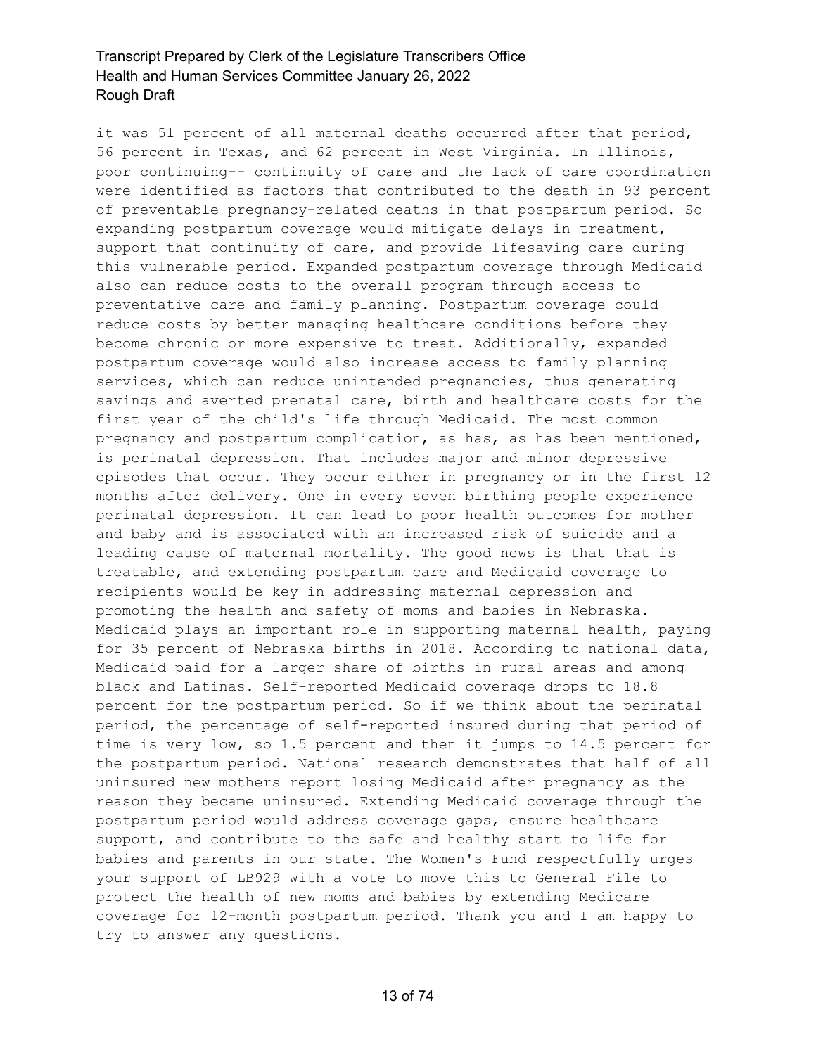it was 51 percent of all maternal deaths occurred after that period, 56 percent in Texas, and 62 percent in West Virginia. In Illinois, poor continuing-- continuity of care and the lack of care coordination were identified as factors that contributed to the death in 93 percent of preventable pregnancy-related deaths in that postpartum period. So expanding postpartum coverage would mitigate delays in treatment, support that continuity of care, and provide lifesaving care during this vulnerable period. Expanded postpartum coverage through Medicaid also can reduce costs to the overall program through access to preventative care and family planning. Postpartum coverage could reduce costs by better managing healthcare conditions before they become chronic or more expensive to treat. Additionally, expanded postpartum coverage would also increase access to family planning services, which can reduce unintended pregnancies, thus generating savings and averted prenatal care, birth and healthcare costs for the first year of the child's life through Medicaid. The most common pregnancy and postpartum complication, as has, as has been mentioned, is perinatal depression. That includes major and minor depressive episodes that occur. They occur either in pregnancy or in the first 12 months after delivery. One in every seven birthing people experience perinatal depression. It can lead to poor health outcomes for mother and baby and is associated with an increased risk of suicide and a leading cause of maternal mortality. The good news is that that is treatable, and extending postpartum care and Medicaid coverage to recipients would be key in addressing maternal depression and promoting the health and safety of moms and babies in Nebraska. Medicaid plays an important role in supporting maternal health, paying for 35 percent of Nebraska births in 2018. According to national data, Medicaid paid for a larger share of births in rural areas and among black and Latinas. Self-reported Medicaid coverage drops to 18.8 percent for the postpartum period. So if we think about the perinatal period, the percentage of self-reported insured during that period of time is very low, so 1.5 percent and then it jumps to 14.5 percent for the postpartum period. National research demonstrates that half of all uninsured new mothers report losing Medicaid after pregnancy as the reason they became uninsured. Extending Medicaid coverage through the postpartum period would address coverage gaps, ensure healthcare support, and contribute to the safe and healthy start to life for babies and parents in our state. The Women's Fund respectfully urges your support of LB929 with a vote to move this to General File to protect the health of new moms and babies by extending Medicare coverage for 12-month postpartum period. Thank you and I am happy to try to answer any questions.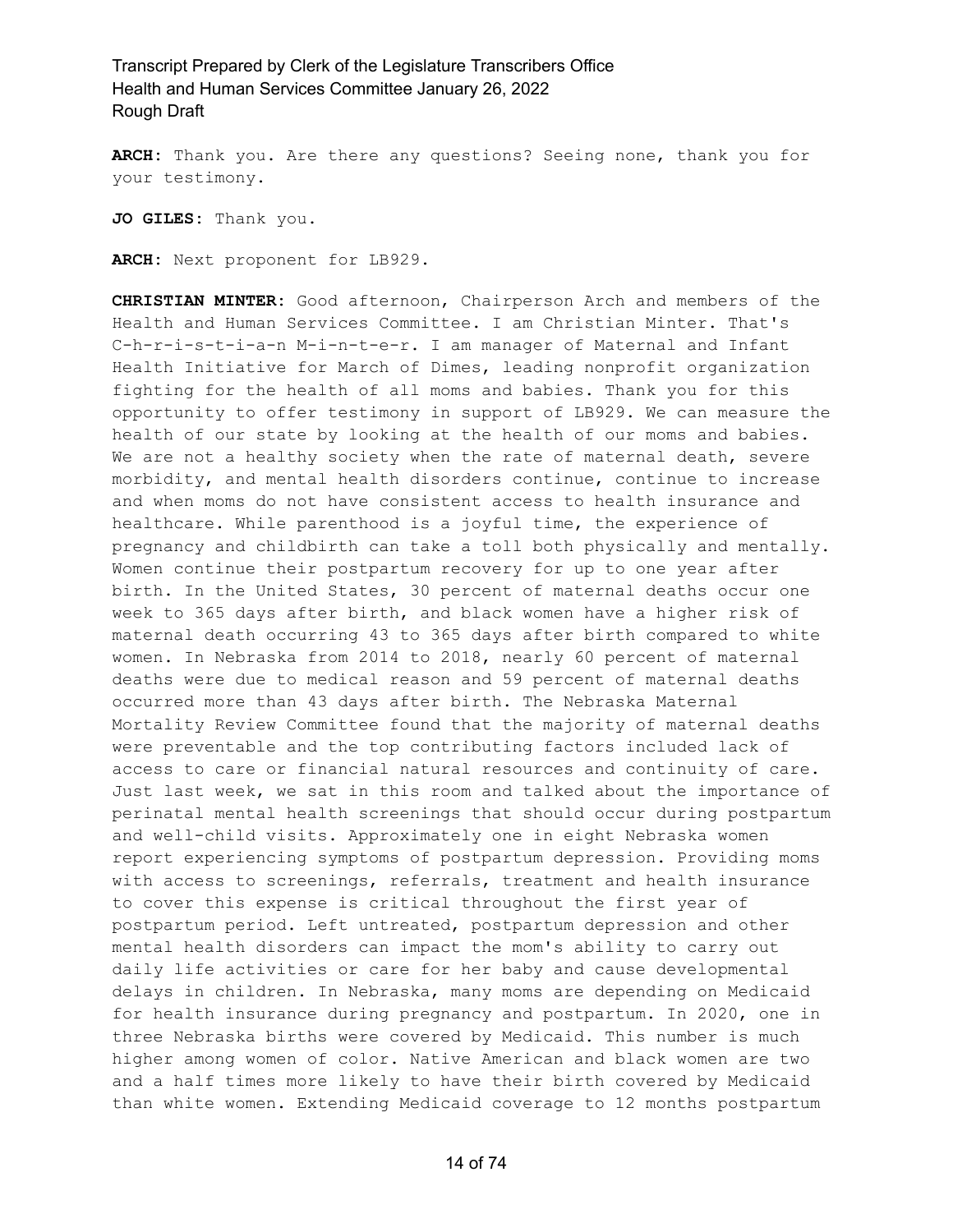**ARCH:** Thank you. Are there any questions? Seeing none, thank you for your testimony.

**JO GILES:** Thank you.

**ARCH:** Next proponent for LB929.

**CHRISTIAN MINTER:** Good afternoon, Chairperson Arch and members of the Health and Human Services Committee. I am Christian Minter. That's C-h-r-i-s-t-i-a-n M-i-n-t-e-r. I am manager of Maternal and Infant Health Initiative for March of Dimes, leading nonprofit organization fighting for the health of all moms and babies. Thank you for this opportunity to offer testimony in support of LB929. We can measure the health of our state by looking at the health of our moms and babies. We are not a healthy society when the rate of maternal death, severe morbidity, and mental health disorders continue, continue to increase and when moms do not have consistent access to health insurance and healthcare. While parenthood is a joyful time, the experience of pregnancy and childbirth can take a toll both physically and mentally. Women continue their postpartum recovery for up to one year after birth. In the United States, 30 percent of maternal deaths occur one week to 365 days after birth, and black women have a higher risk of maternal death occurring 43 to 365 days after birth compared to white women. In Nebraska from 2014 to 2018, nearly 60 percent of maternal deaths were due to medical reason and 59 percent of maternal deaths occurred more than 43 days after birth. The Nebraska Maternal Mortality Review Committee found that the majority of maternal deaths were preventable and the top contributing factors included lack of access to care or financial natural resources and continuity of care. Just last week, we sat in this room and talked about the importance of perinatal mental health screenings that should occur during postpartum and well-child visits. Approximately one in eight Nebraska women report experiencing symptoms of postpartum depression. Providing moms with access to screenings, referrals, treatment and health insurance to cover this expense is critical throughout the first year of postpartum period. Left untreated, postpartum depression and other mental health disorders can impact the mom's ability to carry out daily life activities or care for her baby and cause developmental delays in children. In Nebraska, many moms are depending on Medicaid for health insurance during pregnancy and postpartum. In 2020, one in three Nebraska births were covered by Medicaid. This number is much higher among women of color. Native American and black women are two and a half times more likely to have their birth covered by Medicaid than white women. Extending Medicaid coverage to 12 months postpartum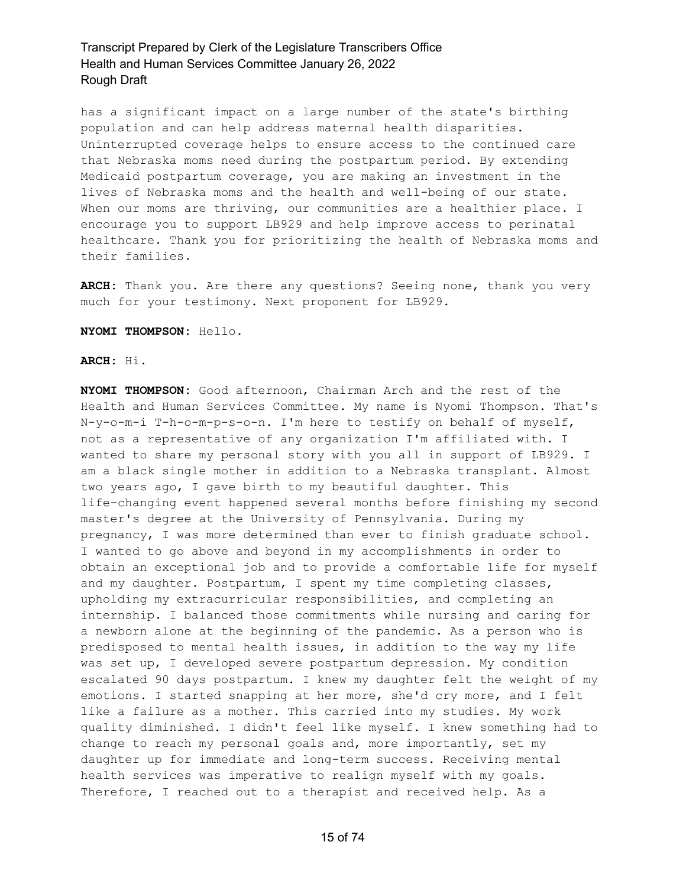has a significant impact on a large number of the state's birthing population and can help address maternal health disparities. Uninterrupted coverage helps to ensure access to the continued care that Nebraska moms need during the postpartum period. By extending Medicaid postpartum coverage, you are making an investment in the lives of Nebraska moms and the health and well-being of our state. When our moms are thriving, our communities are a healthier place. I encourage you to support LB929 and help improve access to perinatal healthcare. Thank you for prioritizing the health of Nebraska moms and their families.

**ARCH:** Thank you. Are there any questions? Seeing none, thank you very much for your testimony. Next proponent for LB929.

**NYOMI THOMPSON:** Hello.

**ARCH:** Hi.

**NYOMI THOMPSON:** Good afternoon, Chairman Arch and the rest of the Health and Human Services Committee. My name is Nyomi Thompson. That's N-y-o-m-i T-h-o-m-p-s-o-n. I'm here to testify on behalf of myself, not as a representative of any organization I'm affiliated with. I wanted to share my personal story with you all in support of LB929. I am a black single mother in addition to a Nebraska transplant. Almost two years ago, I gave birth to my beautiful daughter. This life-changing event happened several months before finishing my second master's degree at the University of Pennsylvania. During my pregnancy, I was more determined than ever to finish graduate school. I wanted to go above and beyond in my accomplishments in order to obtain an exceptional job and to provide a comfortable life for myself and my daughter. Postpartum, I spent my time completing classes, upholding my extracurricular responsibilities, and completing an internship. I balanced those commitments while nursing and caring for a newborn alone at the beginning of the pandemic. As a person who is predisposed to mental health issues, in addition to the way my life was set up, I developed severe postpartum depression. My condition escalated 90 days postpartum. I knew my daughter felt the weight of my emotions. I started snapping at her more, she'd cry more, and I felt like a failure as a mother. This carried into my studies. My work quality diminished. I didn't feel like myself. I knew something had to change to reach my personal goals and, more importantly, set my daughter up for immediate and long-term success. Receiving mental health services was imperative to realign myself with my goals. Therefore, I reached out to a therapist and received help. As a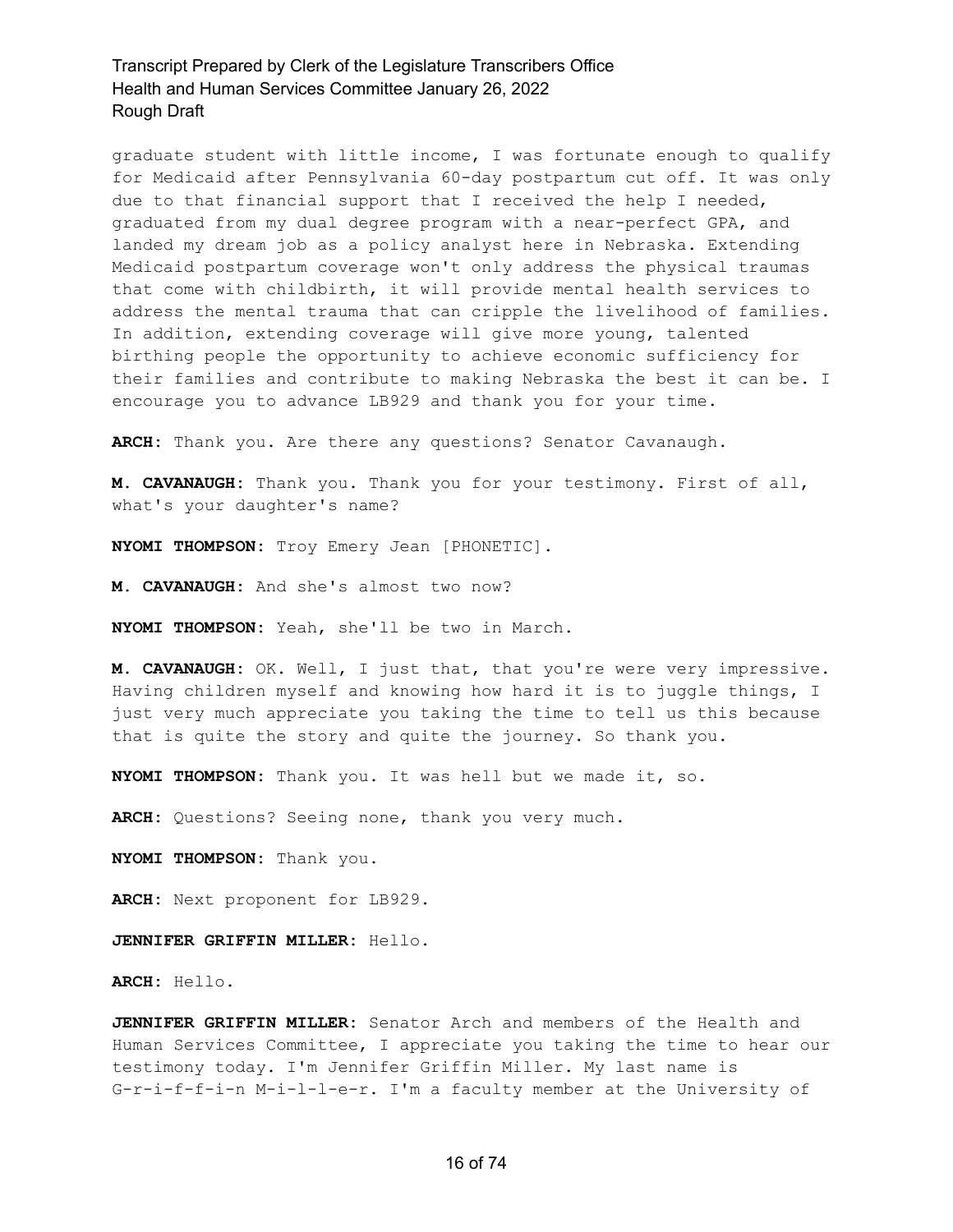graduate student with little income, I was fortunate enough to qualify for Medicaid after Pennsylvania 60-day postpartum cut off. It was only due to that financial support that I received the help I needed, graduated from my dual degree program with a near-perfect GPA, and landed my dream job as a policy analyst here in Nebraska. Extending Medicaid postpartum coverage won't only address the physical traumas that come with childbirth, it will provide mental health services to address the mental trauma that can cripple the livelihood of families. In addition, extending coverage will give more young, talented birthing people the opportunity to achieve economic sufficiency for their families and contribute to making Nebraska the best it can be. I encourage you to advance LB929 and thank you for your time.

**ARCH:** Thank you. Are there any questions? Senator Cavanaugh.

**M. CAVANAUGH:** Thank you. Thank you for your testimony. First of all, what's your daughter's name?

**NYOMI THOMPSON:** Troy Emery Jean [PHONETIC].

**M. CAVANAUGH:** And she's almost two now?

**NYOMI THOMPSON:** Yeah, she'll be two in March.

**M. CAVANAUGH:** OK. Well, I just that, that you're were very impressive. Having children myself and knowing how hard it is to juggle things, I just very much appreciate you taking the time to tell us this because that is quite the story and quite the journey. So thank you.

**NYOMI THOMPSON:** Thank you. It was hell but we made it, so.

**ARCH:** Questions? Seeing none, thank you very much.

**NYOMI THOMPSON:** Thank you.

**ARCH:** Next proponent for LB929.

**JENNIFER GRIFFIN MILLER:** Hello.

**ARCH:** Hello.

**JENNIFER GRIFFIN MILLER:** Senator Arch and members of the Health and Human Services Committee, I appreciate you taking the time to hear our testimony today. I'm Jennifer Griffin Miller. My last name is G-r-i-f-f-i-n M-i-l-l-e-r. I'm a faculty member at the University of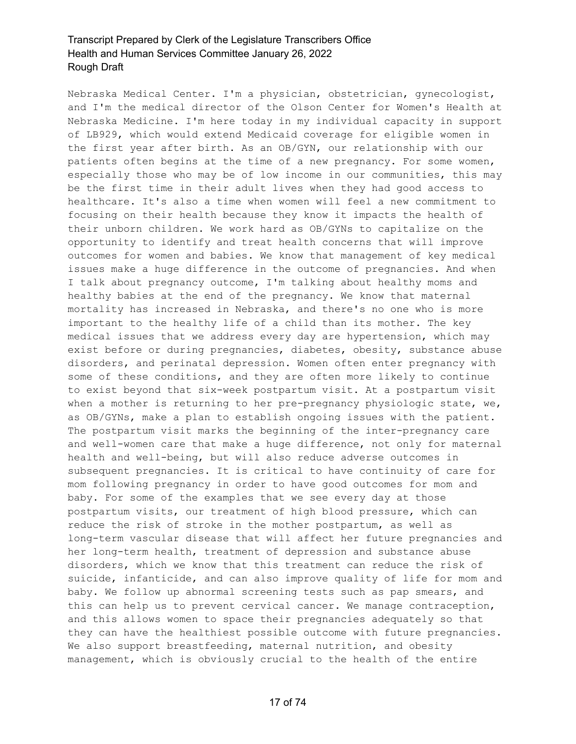Nebraska Medical Center. I'm a physician, obstetrician, gynecologist, and I'm the medical director of the Olson Center for Women's Health at Nebraska Medicine. I'm here today in my individual capacity in support of LB929, which would extend Medicaid coverage for eligible women in the first year after birth. As an OB/GYN, our relationship with our patients often begins at the time of a new pregnancy. For some women, especially those who may be of low income in our communities, this may be the first time in their adult lives when they had good access to healthcare. It's also a time when women will feel a new commitment to focusing on their health because they know it impacts the health of their unborn children. We work hard as OB/GYNs to capitalize on the opportunity to identify and treat health concerns that will improve outcomes for women and babies. We know that management of key medical issues make a huge difference in the outcome of pregnancies. And when I talk about pregnancy outcome, I'm talking about healthy moms and healthy babies at the end of the pregnancy. We know that maternal mortality has increased in Nebraska, and there's no one who is more important to the healthy life of a child than its mother. The key medical issues that we address every day are hypertension, which may exist before or during pregnancies, diabetes, obesity, substance abuse disorders, and perinatal depression. Women often enter pregnancy with some of these conditions, and they are often more likely to continue to exist beyond that six-week postpartum visit. At a postpartum visit when a mother is returning to her pre-pregnancy physiologic state, we, as OB/GYNs, make a plan to establish ongoing issues with the patient. The postpartum visit marks the beginning of the inter-pregnancy care and well-women care that make a huge difference, not only for maternal health and well-being, but will also reduce adverse outcomes in subsequent pregnancies. It is critical to have continuity of care for mom following pregnancy in order to have good outcomes for mom and baby. For some of the examples that we see every day at those postpartum visits, our treatment of high blood pressure, which can reduce the risk of stroke in the mother postpartum, as well as long-term vascular disease that will affect her future pregnancies and her long-term health, treatment of depression and substance abuse disorders, which we know that this treatment can reduce the risk of suicide, infanticide, and can also improve quality of life for mom and baby. We follow up abnormal screening tests such as pap smears, and this can help us to prevent cervical cancer. We manage contraception, and this allows women to space their pregnancies adequately so that they can have the healthiest possible outcome with future pregnancies. We also support breastfeeding, maternal nutrition, and obesity management, which is obviously crucial to the health of the entire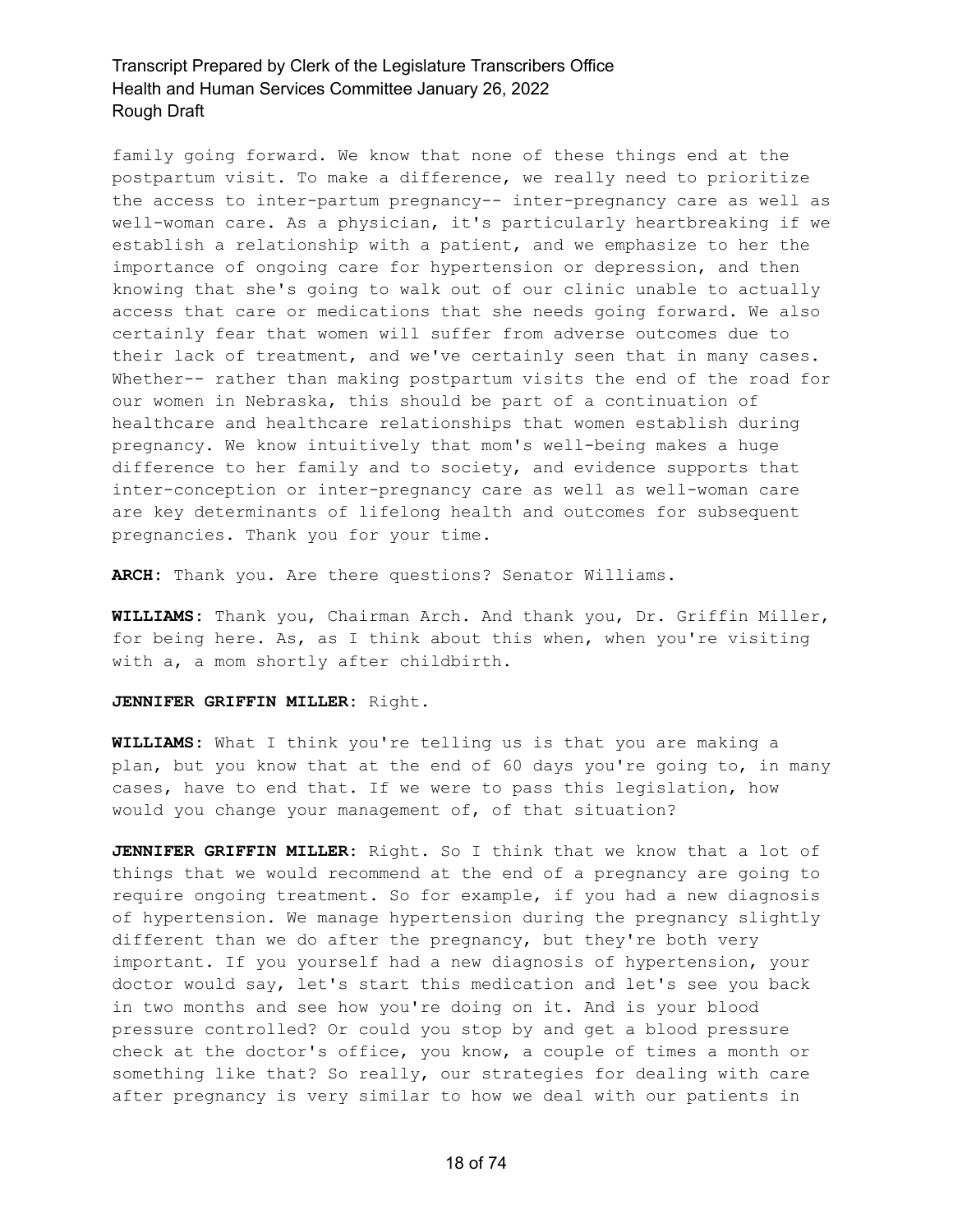family going forward. We know that none of these things end at the postpartum visit. To make a difference, we really need to prioritize the access to inter-partum pregnancy-- inter-pregnancy care as well as well-woman care. As a physician, it's particularly heartbreaking if we establish a relationship with a patient, and we emphasize to her the importance of ongoing care for hypertension or depression, and then knowing that she's going to walk out of our clinic unable to actually access that care or medications that she needs going forward. We also certainly fear that women will suffer from adverse outcomes due to their lack of treatment, and we've certainly seen that in many cases. Whether-- rather than making postpartum visits the end of the road for our women in Nebraska, this should be part of a continuation of healthcare and healthcare relationships that women establish during pregnancy. We know intuitively that mom's well-being makes a huge difference to her family and to society, and evidence supports that inter-conception or inter-pregnancy care as well as well-woman care are key determinants of lifelong health and outcomes for subsequent pregnancies. Thank you for your time.

**ARCH:** Thank you. Are there questions? Senator Williams.

**WILLIAMS:** Thank you, Chairman Arch. And thank you, Dr. Griffin Miller, for being here. As, as I think about this when, when you're visiting with a, a mom shortly after childbirth.

**JENNIFER GRIFFIN MILLER:** Right.

**WILLIAMS:** What I think you're telling us is that you are making a plan, but you know that at the end of 60 days you're going to, in many cases, have to end that. If we were to pass this legislation, how would you change your management of, of that situation?

**JENNIFER GRIFFIN MILLER:** Right. So I think that we know that a lot of things that we would recommend at the end of a pregnancy are going to require ongoing treatment. So for example, if you had a new diagnosis of hypertension. We manage hypertension during the pregnancy slightly different than we do after the pregnancy, but they're both very important. If you yourself had a new diagnosis of hypertension, your doctor would say, let's start this medication and let's see you back in two months and see how you're doing on it. And is your blood pressure controlled? Or could you stop by and get a blood pressure check at the doctor's office, you know, a couple of times a month or something like that? So really, our strategies for dealing with care after pregnancy is very similar to how we deal with our patients in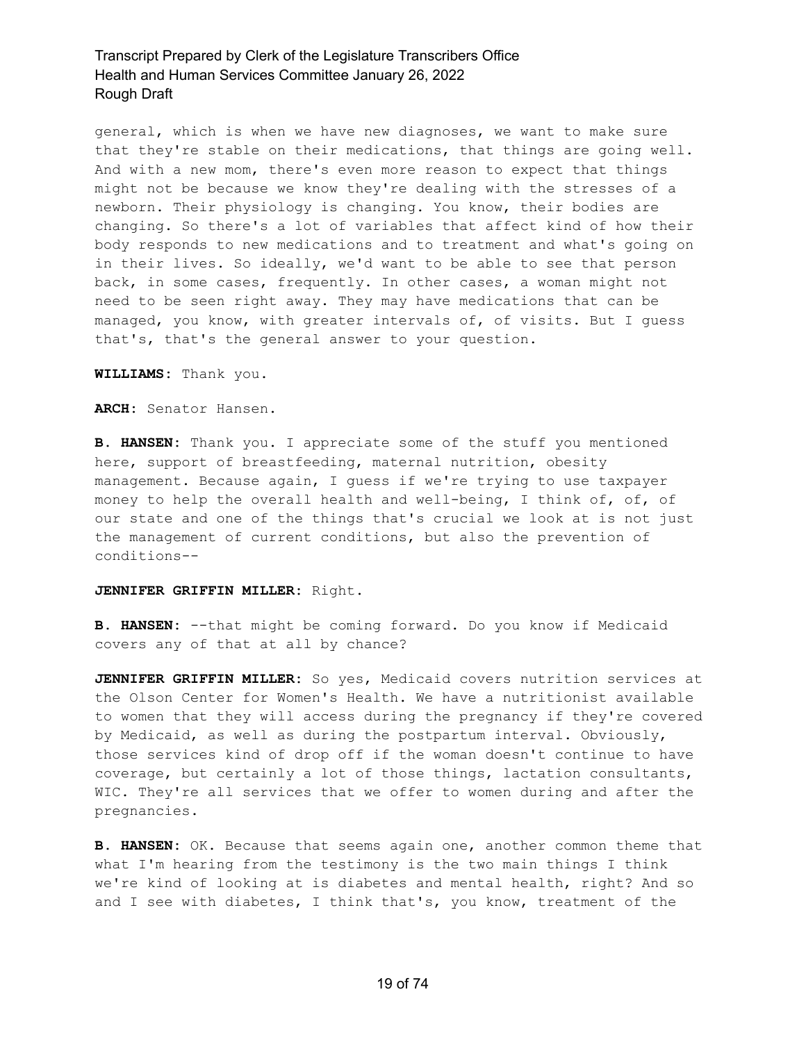general, which is when we have new diagnoses, we want to make sure that they're stable on their medications, that things are going well. And with a new mom, there's even more reason to expect that things might not be because we know they're dealing with the stresses of a newborn. Their physiology is changing. You know, their bodies are changing. So there's a lot of variables that affect kind of how their body responds to new medications and to treatment and what's going on in their lives. So ideally, we'd want to be able to see that person back, in some cases, frequently. In other cases, a woman might not need to be seen right away. They may have medications that can be managed, you know, with greater intervals of, of visits. But I guess that's, that's the general answer to your question.

**WILLIAMS:** Thank you.

**ARCH:** Senator Hansen.

**B. HANSEN:** Thank you. I appreciate some of the stuff you mentioned here, support of breastfeeding, maternal nutrition, obesity management. Because again, I guess if we're trying to use taxpayer money to help the overall health and well-being, I think of, of, of our state and one of the things that's crucial we look at is not just the management of current conditions, but also the prevention of conditions--

**JENNIFER GRIFFIN MILLER:** Right.

**B. HANSEN:** --that might be coming forward. Do you know if Medicaid covers any of that at all by chance?

**JENNIFER GRIFFIN MILLER:** So yes, Medicaid covers nutrition services at the Olson Center for Women's Health. We have a nutritionist available to women that they will access during the pregnancy if they're covered by Medicaid, as well as during the postpartum interval. Obviously, those services kind of drop off if the woman doesn't continue to have coverage, but certainly a lot of those things, lactation consultants, WIC. They're all services that we offer to women during and after the pregnancies.

**B. HANSEN:** OK. Because that seems again one, another common theme that what I'm hearing from the testimony is the two main things I think we're kind of looking at is diabetes and mental health, right? And so and I see with diabetes, I think that's, you know, treatment of the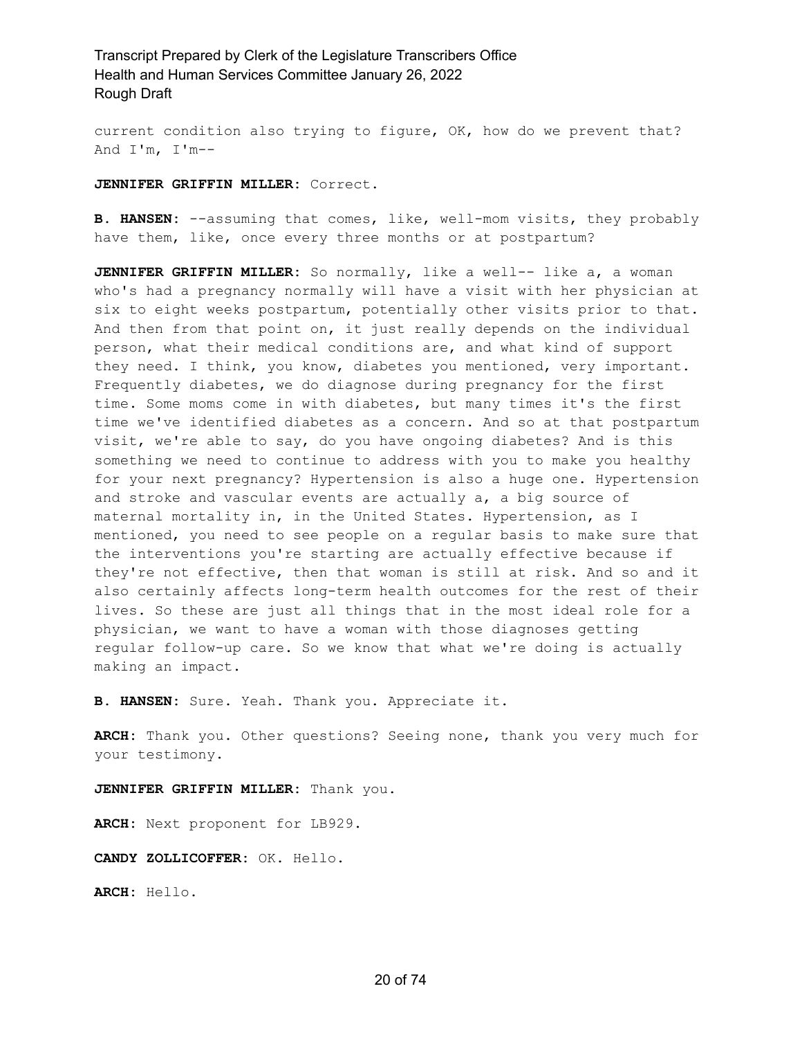current condition also trying to figure, OK, how do we prevent that? And I'm, I'm--

**JENNIFER GRIFFIN MILLER:** Correct.

**B. HANSEN:** --assuming that comes, like, well-mom visits, they probably have them, like, once every three months or at postpartum?

**JENNIFER GRIFFIN MILLER:** So normally, like a well-- like a, a woman who's had a pregnancy normally will have a visit with her physician at six to eight weeks postpartum, potentially other visits prior to that. And then from that point on, it just really depends on the individual person, what their medical conditions are, and what kind of support they need. I think, you know, diabetes you mentioned, very important. Frequently diabetes, we do diagnose during pregnancy for the first time. Some moms come in with diabetes, but many times it's the first time we've identified diabetes as a concern. And so at that postpartum visit, we're able to say, do you have ongoing diabetes? And is this something we need to continue to address with you to make you healthy for your next pregnancy? Hypertension is also a huge one. Hypertension and stroke and vascular events are actually a, a big source of maternal mortality in, in the United States. Hypertension, as I mentioned, you need to see people on a regular basis to make sure that the interventions you're starting are actually effective because if they're not effective, then that woman is still at risk. And so and it also certainly affects long-term health outcomes for the rest of their lives. So these are just all things that in the most ideal role for a physician, we want to have a woman with those diagnoses getting regular follow-up care. So we know that what we're doing is actually making an impact.

**B. HANSEN:** Sure. Yeah. Thank you. Appreciate it.

**ARCH:** Thank you. Other questions? Seeing none, thank you very much for your testimony.

**JENNIFER GRIFFIN MILLER:** Thank you.

**ARCH:** Next proponent for LB929.

**CANDY ZOLLICOFFER:** OK. Hello.

**ARCH:** Hello.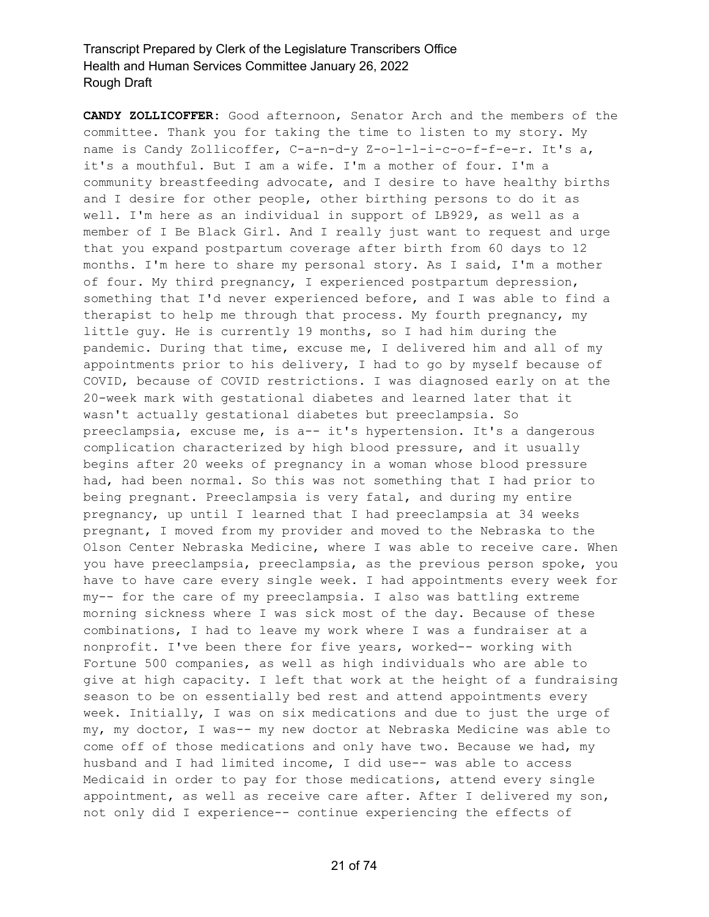**CANDY ZOLLICOFFER:** Good afternoon, Senator Arch and the members of the committee. Thank you for taking the time to listen to my story. My name is Candy Zollicoffer, C-a-n-d-y Z-o-l-l-i-c-o-f-f-e-r. It's a, it's a mouthful. But I am a wife. I'm a mother of four. I'm a community breastfeeding advocate, and I desire to have healthy births and I desire for other people, other birthing persons to do it as well. I'm here as an individual in support of LB929, as well as a member of I Be Black Girl. And I really just want to request and urge that you expand postpartum coverage after birth from 60 days to 12 months. I'm here to share my personal story. As I said, I'm a mother of four. My third pregnancy, I experienced postpartum depression, something that I'd never experienced before, and I was able to find a therapist to help me through that process. My fourth pregnancy, my little guy. He is currently 19 months, so I had him during the pandemic. During that time, excuse me, I delivered him and all of my appointments prior to his delivery, I had to go by myself because of COVID, because of COVID restrictions. I was diagnosed early on at the 20-week mark with gestational diabetes and learned later that it wasn't actually gestational diabetes but preeclampsia. So preeclampsia, excuse me, is a-- it's hypertension. It's a dangerous complication characterized by high blood pressure, and it usually begins after 20 weeks of pregnancy in a woman whose blood pressure had, had been normal. So this was not something that I had prior to being pregnant. Preeclampsia is very fatal, and during my entire pregnancy, up until I learned that I had preeclampsia at 34 weeks pregnant, I moved from my provider and moved to the Nebraska to the Olson Center Nebraska Medicine, where I was able to receive care. When you have preeclampsia, preeclampsia, as the previous person spoke, you have to have care every single week. I had appointments every week for my-- for the care of my preeclampsia. I also was battling extreme morning sickness where I was sick most of the day. Because of these combinations, I had to leave my work where I was a fundraiser at a nonprofit. I've been there for five years, worked-- working with Fortune 500 companies, as well as high individuals who are able to give at high capacity. I left that work at the height of a fundraising season to be on essentially bed rest and attend appointments every week. Initially, I was on six medications and due to just the urge of my, my doctor, I was-- my new doctor at Nebraska Medicine was able to come off of those medications and only have two. Because we had, my husband and I had limited income, I did use-- was able to access Medicaid in order to pay for those medications, attend every single appointment, as well as receive care after. After I delivered my son, not only did I experience-- continue experiencing the effects of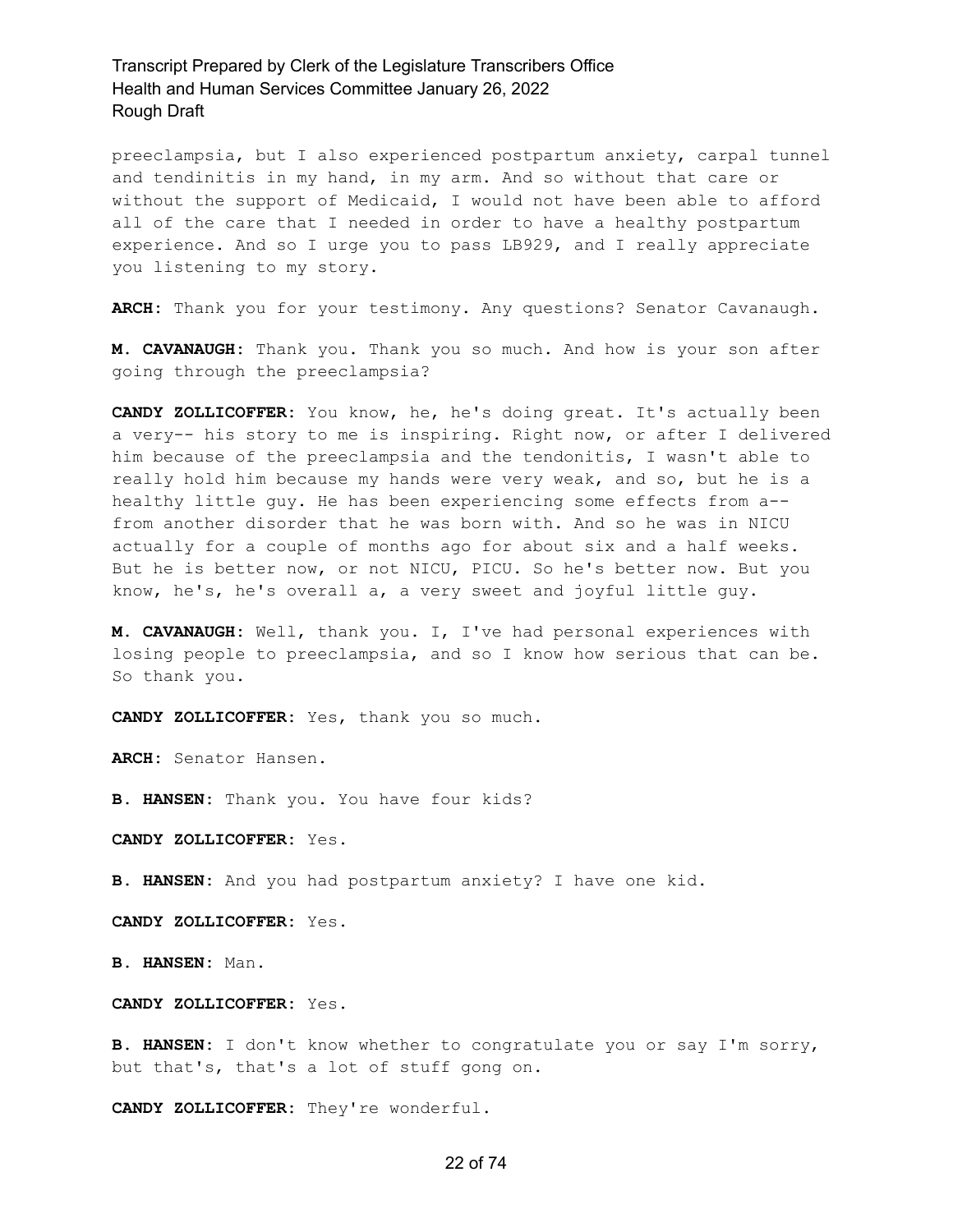preeclampsia, but I also experienced postpartum anxiety, carpal tunnel and tendinitis in my hand, in my arm. And so without that care or without the support of Medicaid, I would not have been able to afford all of the care that I needed in order to have a healthy postpartum experience. And so I urge you to pass LB929, and I really appreciate you listening to my story.

**ARCH:** Thank you for your testimony. Any questions? Senator Cavanaugh.

**M. CAVANAUGH:** Thank you. Thank you so much. And how is your son after going through the preeclampsia?

**CANDY ZOLLICOFFER:** You know, he, he's doing great. It's actually been a very-- his story to me is inspiring. Right now, or after I delivered him because of the preeclampsia and the tendonitis, I wasn't able to really hold him because my hands were very weak, and so, but he is a healthy little guy. He has been experiencing some effects from a-- from another disorder that he was born with. And so he was in NICU actually for a couple of months ago for about six and a half weeks. But he is better now, or not NICU, PICU. So he's better now. But you know, he's, he's overall a, a very sweet and joyful little guy.

**M. CAVANAUGH:** Well, thank you. I, I've had personal experiences with losing people to preeclampsia, and so I know how serious that can be. So thank you.

**CANDY ZOLLICOFFER:** Yes, thank you so much.

**ARCH:** Senator Hansen.

**B. HANSEN:** Thank you. You have four kids?

**CANDY ZOLLICOFFER:** Yes.

**B. HANSEN:** And you had postpartum anxiety? I have one kid.

**CANDY ZOLLICOFFER:** Yes.

**B. HANSEN:** Man.

**CANDY ZOLLICOFFER:** Yes.

**B. HANSEN:** I don't know whether to congratulate you or say I'm sorry, but that's, that's a lot of stuff gong on.

**CANDY ZOLLICOFFER:** They're wonderful.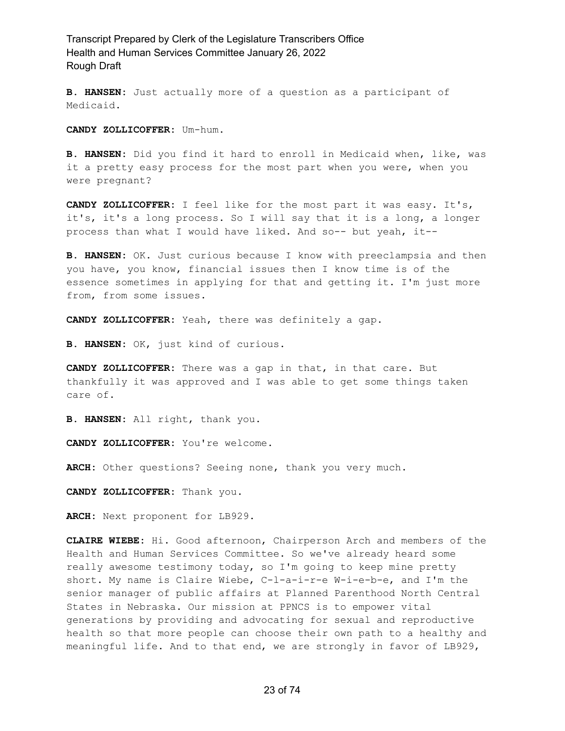**B. HANSEN:** Just actually more of a question as a participant of Medicaid.

**CANDY ZOLLICOFFER:** Um-hum.

**B. HANSEN:** Did you find it hard to enroll in Medicaid when, like, was it a pretty easy process for the most part when you were, when you were pregnant?

**CANDY ZOLLICOFFER:** I feel like for the most part it was easy. It's, it's, it's a long process. So I will say that it is a long, a longer process than what I would have liked. And so-- but yeah, it--

**B. HANSEN:** OK. Just curious because I know with preeclampsia and then you have, you know, financial issues then I know time is of the essence sometimes in applying for that and getting it. I'm just more from, from some issues.

**CANDY ZOLLICOFFER:** Yeah, there was definitely a gap.

**B. HANSEN:** OK, just kind of curious.

**CANDY ZOLLICOFFER:** There was a gap in that, in that care. But thankfully it was approved and I was able to get some things taken care of.

**B. HANSEN:** All right, thank you.

**CANDY ZOLLICOFFER:** You're welcome.

**ARCH:** Other questions? Seeing none, thank you very much.

**CANDY ZOLLICOFFER:** Thank you.

**ARCH:** Next proponent for LB929.

**CLAIRE WIEBE:** Hi. Good afternoon, Chairperson Arch and members of the Health and Human Services Committee. So we've already heard some really awesome testimony today, so I'm going to keep mine pretty short. My name is Claire Wiebe, C-l-a-i-r-e W-i-e-b-e, and I'm the senior manager of public affairs at Planned Parenthood North Central States in Nebraska. Our mission at PPNCS is to empower vital generations by providing and advocating for sexual and reproductive health so that more people can choose their own path to a healthy and meaningful life. And to that end, we are strongly in favor of LB929,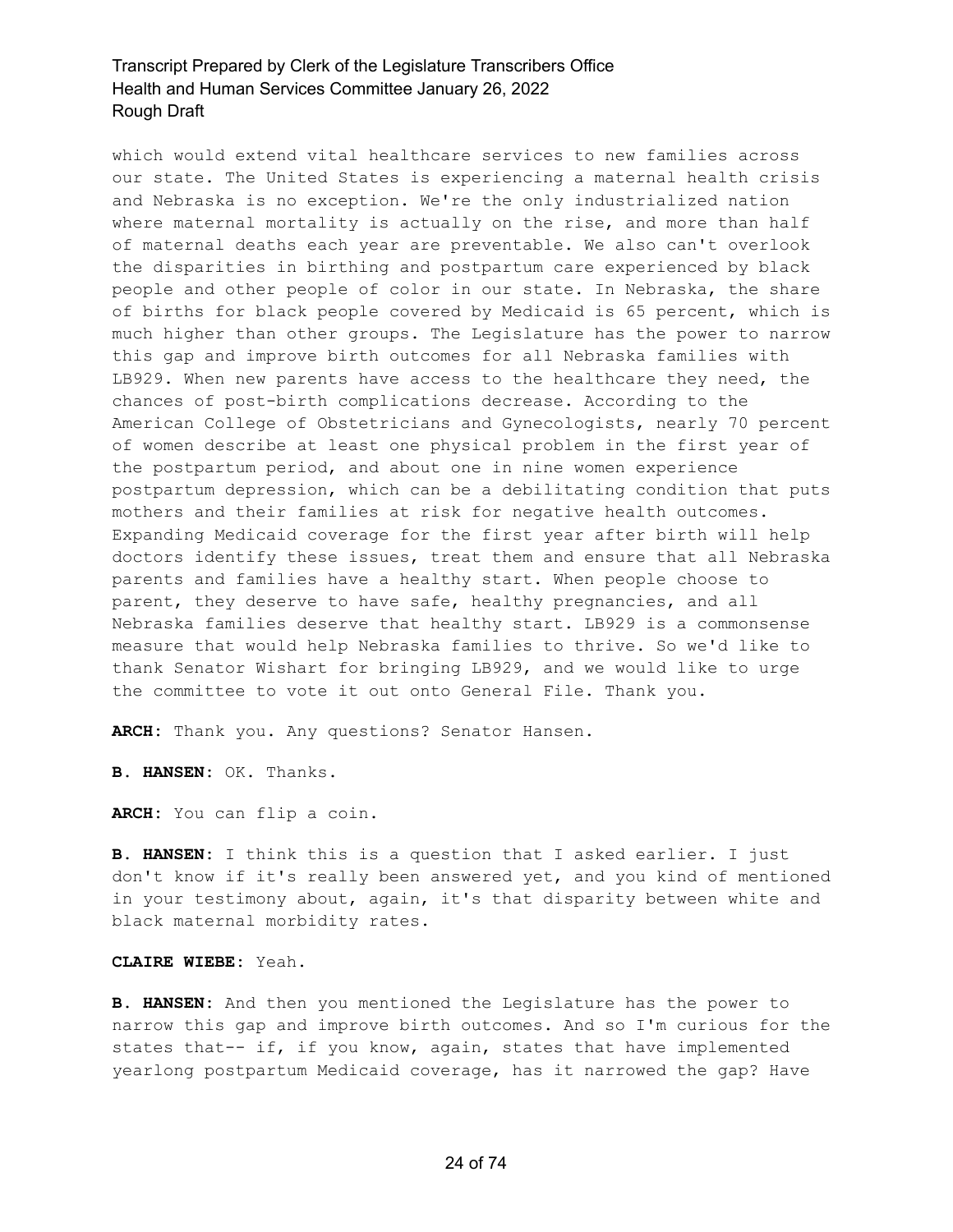which would extend vital healthcare services to new families across our state. The United States is experiencing a maternal health crisis and Nebraska is no exception. We're the only industrialized nation where maternal mortality is actually on the rise, and more than half of maternal deaths each year are preventable. We also can't overlook the disparities in birthing and postpartum care experienced by black people and other people of color in our state. In Nebraska, the share of births for black people covered by Medicaid is 65 percent, which is much higher than other groups. The Legislature has the power to narrow this gap and improve birth outcomes for all Nebraska families with LB929. When new parents have access to the healthcare they need, the chances of post-birth complications decrease. According to the American College of Obstetricians and Gynecologists, nearly 70 percent of women describe at least one physical problem in the first year of the postpartum period, and about one in nine women experience postpartum depression, which can be a debilitating condition that puts mothers and their families at risk for negative health outcomes. Expanding Medicaid coverage for the first year after birth will help doctors identify these issues, treat them and ensure that all Nebraska parents and families have a healthy start. When people choose to parent, they deserve to have safe, healthy pregnancies, and all Nebraska families deserve that healthy start. LB929 is a commonsense measure that would help Nebraska families to thrive. So we'd like to thank Senator Wishart for bringing LB929, and we would like to urge the committee to vote it out onto General File. Thank you.

**ARCH:** Thank you. Any questions? Senator Hansen.

**B. HANSEN:** OK. Thanks.

**ARCH:** You can flip a coin.

**B. HANSEN:** I think this is a question that I asked earlier. I just don't know if it's really been answered yet, and you kind of mentioned in your testimony about, again, it's that disparity between white and black maternal morbidity rates.

**CLAIRE WIEBE:** Yeah.

**B. HANSEN:** And then you mentioned the Legislature has the power to narrow this gap and improve birth outcomes. And so I'm curious for the states that-- if, if you know, again, states that have implemented yearlong postpartum Medicaid coverage, has it narrowed the gap? Have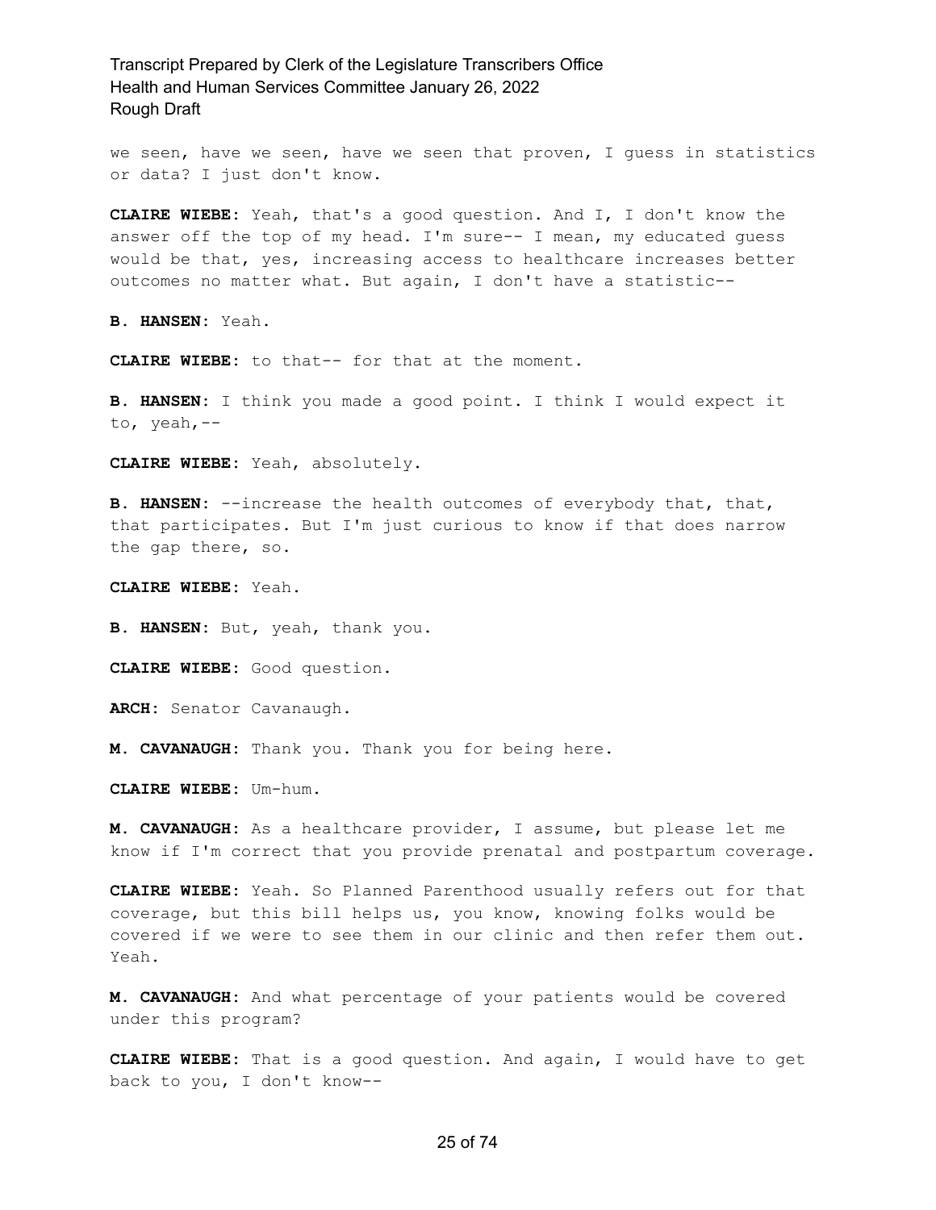we seen, have we seen, have we seen that proven, I guess in statistics or data? I just don't know.

**CLAIRE WIEBE:** Yeah, that's a good question. And I, I don't know the answer off the top of my head. I'm sure-- I mean, my educated guess would be that, yes, increasing access to healthcare increases better outcomes no matter what. But again, I don't have a statistic--

**B. HANSEN:** Yeah.

**CLAIRE WIEBE:** to that-- for that at the moment.

**B. HANSEN:** I think you made a good point. I think I would expect it to, yeah,--

**CLAIRE WIEBE:** Yeah, absolutely.

**B. HANSEN:** --increase the health outcomes of everybody that, that, that participates. But I'm just curious to know if that does narrow the gap there, so.

**CLAIRE WIEBE:** Yeah.

**B. HANSEN:** But, yeah, thank you.

**CLAIRE WIEBE:** Good question.

**ARCH:** Senator Cavanaugh.

**M. CAVANAUGH:** Thank you. Thank you for being here.

**CLAIRE WIEBE:** Um-hum.

**M. CAVANAUGH:** As a healthcare provider, I assume, but please let me know if I'm correct that you provide prenatal and postpartum coverage.

**CLAIRE WIEBE:** Yeah. So Planned Parenthood usually refers out for that coverage, but this bill helps us, you know, knowing folks would be covered if we were to see them in our clinic and then refer them out. Yeah.

**M. CAVANAUGH:** And what percentage of your patients would be covered under this program?

**CLAIRE WIEBE:** That is a good question. And again, I would have to get back to you, I don't know--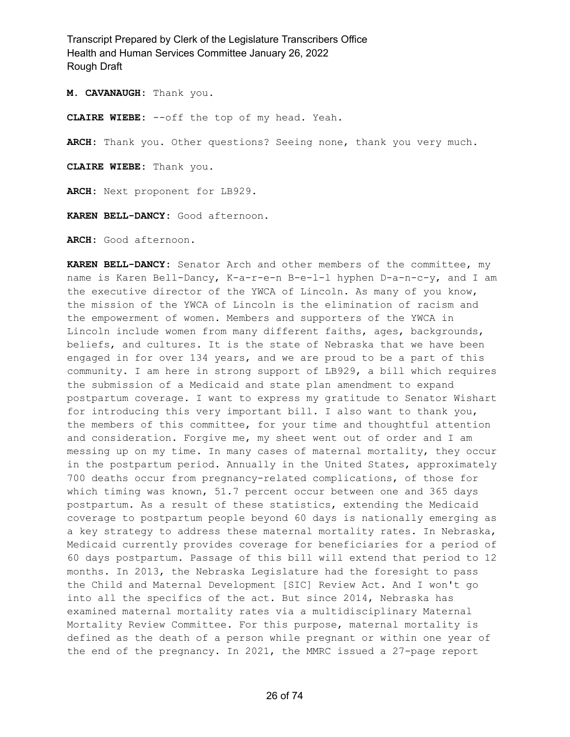**M. CAVANAUGH:** Thank you.

**CLAIRE WIEBE:** --off the top of my head. Yeah.

**ARCH:** Thank you. Other questions? Seeing none, thank you very much.

**CLAIRE WIEBE:** Thank you.

**ARCH:** Next proponent for LB929.

**KAREN BELL-DANCY:** Good afternoon.

**ARCH:** Good afternoon.

**KAREN BELL-DANCY:** Senator Arch and other members of the committee, my name is Karen Bell-Dancy, K-a-r-e-n B-e-l-l hyphen D-a-n-c-y, and I am the executive director of the YWCA of Lincoln. As many of you know, the mission of the YWCA of Lincoln is the elimination of racism and the empowerment of women. Members and supporters of the YWCA in Lincoln include women from many different faiths, ages, backgrounds, beliefs, and cultures. It is the state of Nebraska that we have been engaged in for over 134 years, and we are proud to be a part of this community. I am here in strong support of LB929, a bill which requires the submission of a Medicaid and state plan amendment to expand postpartum coverage. I want to express my gratitude to Senator Wishart for introducing this very important bill. I also want to thank you, the members of this committee, for your time and thoughtful attention and consideration. Forgive me, my sheet went out of order and I am messing up on my time. In many cases of maternal mortality, they occur in the postpartum period. Annually in the United States, approximately 700 deaths occur from pregnancy-related complications, of those for which timing was known, 51.7 percent occur between one and 365 days postpartum. As a result of these statistics, extending the Medicaid coverage to postpartum people beyond 60 days is nationally emerging as a key strategy to address these maternal mortality rates. In Nebraska, Medicaid currently provides coverage for beneficiaries for a period of 60 days postpartum. Passage of this bill will extend that period to 12 months. In 2013, the Nebraska Legislature had the foresight to pass the Child and Maternal Development [SIC] Review Act. And I won't go into all the specifics of the act. But since 2014, Nebraska has examined maternal mortality rates via a multidisciplinary Maternal Mortality Review Committee. For this purpose, maternal mortality is defined as the death of a person while pregnant or within one year of the end of the pregnancy. In 2021, the MMRC issued a 27-page report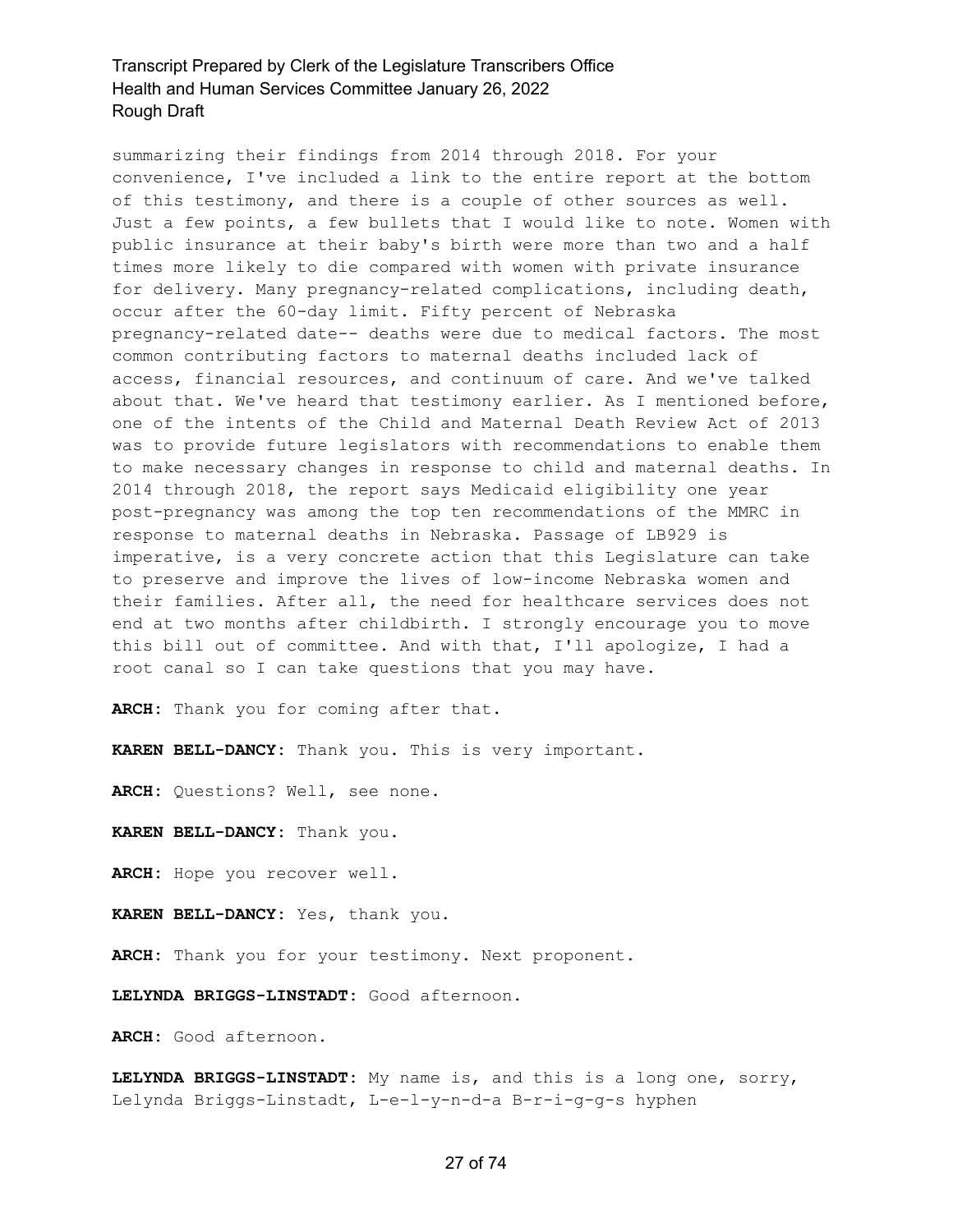summarizing their findings from 2014 through 2018. For your convenience, I've included a link to the entire report at the bottom of this testimony, and there is a couple of other sources as well. Just a few points, a few bullets that I would like to note. Women with public insurance at their baby's birth were more than two and a half times more likely to die compared with women with private insurance for delivery. Many pregnancy-related complications, including death, occur after the 60-day limit. Fifty percent of Nebraska pregnancy-related date-- deaths were due to medical factors. The most common contributing factors to maternal deaths included lack of access, financial resources, and continuum of care. And we've talked about that. We've heard that testimony earlier. As I mentioned before, one of the intents of the Child and Maternal Death Review Act of 2013 was to provide future legislators with recommendations to enable them to make necessary changes in response to child and maternal deaths. In 2014 through 2018, the report says Medicaid eligibility one year post-pregnancy was among the top ten recommendations of the MMRC in response to maternal deaths in Nebraska. Passage of LB929 is imperative, is a very concrete action that this Legislature can take to preserve and improve the lives of low-income Nebraska women and their families. After all, the need for healthcare services does not end at two months after childbirth. I strongly encourage you to move this bill out of committee. And with that, I'll apologize, I had a root canal so I can take questions that you may have.

**ARCH:** Thank you for coming after that.

**KAREN BELL-DANCY:** Thank you. This is very important.

**ARCH:** Questions? Well, see none.

**KAREN BELL-DANCY:** Thank you.

**ARCH:** Hope you recover well.

**KAREN BELL-DANCY:** Yes, thank you.

**ARCH:** Thank you for your testimony. Next proponent.

**LELYNDA BRIGGS-LINSTADT:** Good afternoon.

**ARCH:** Good afternoon.

**LELYNDA BRIGGS-LINSTADT:** My name is, and this is a long one, sorry, Lelynda Briggs-Linstadt, L-e-l-y-n-d-a B-r-i-g-g-s hyphen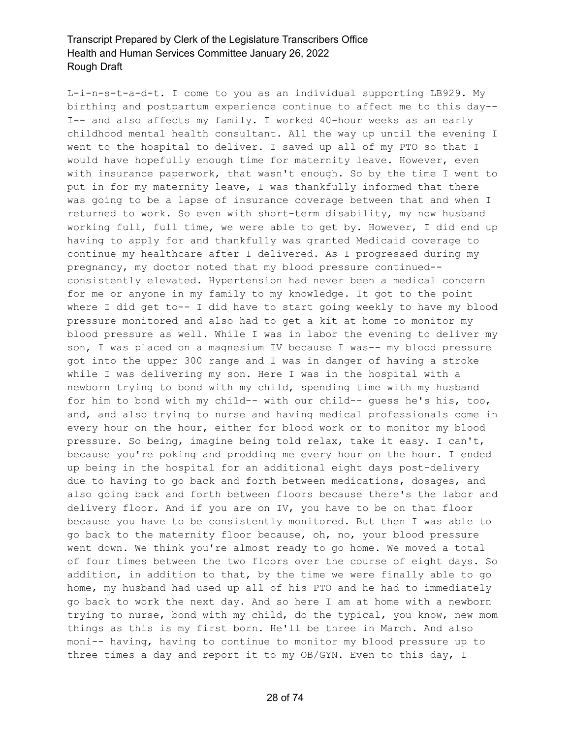L-i-n-s-t-a-d-t. I come to you as an individual supporting LB929. My birthing and postpartum experience continue to affect me to this day-- I-- and also affects my family. I worked 40-hour weeks as an early childhood mental health consultant. All the way up until the evening I went to the hospital to deliver. I saved up all of my PTO so that I would have hopefully enough time for maternity leave. However, even with insurance paperwork, that wasn't enough. So by the time I went to put in for my maternity leave, I was thankfully informed that there was going to be a lapse of insurance coverage between that and when I returned to work. So even with short-term disability, my now husband working full, full time, we were able to get by. However, I did end up having to apply for and thankfully was granted Medicaid coverage to continue my healthcare after I delivered. As I progressed during my pregnancy, my doctor noted that my blood pressure continued-- consistently elevated. Hypertension had never been a medical concern for me or anyone in my family to my knowledge. It got to the point where I did get to-- I did have to start going weekly to have my blood pressure monitored and also had to get a kit at home to monitor my blood pressure as well. While I was in labor the evening to deliver my son, I was placed on a magnesium IV because I was-- my blood pressure got into the upper 300 range and I was in danger of having a stroke while I was delivering my son. Here I was in the hospital with a newborn trying to bond with my child, spending time with my husband for him to bond with my child-- with our child-- guess he's his, too, and, and also trying to nurse and having medical professionals come in every hour on the hour, either for blood work or to monitor my blood pressure. So being, imagine being told relax, take it easy. I can't, because you're poking and prodding me every hour on the hour. I ended up being in the hospital for an additional eight days post-delivery due to having to go back and forth between medications, dosages, and also going back and forth between floors because there's the labor and delivery floor. And if you are on IV, you have to be on that floor because you have to be consistently monitored. But then I was able to go back to the maternity floor because, oh, no, your blood pressure went down. We think you're almost ready to go home. We moved a total of four times between the two floors over the course of eight days. So addition, in addition to that, by the time we were finally able to go home, my husband had used up all of his PTO and he had to immediately go back to work the next day. And so here I am at home with a newborn trying to nurse, bond with my child, do the typical, you know, new mom things as this is my first born. He'll be three in March. And also moni-- having, having to continue to monitor my blood pressure up to three times a day and report it to my OB/GYN. Even to this day, I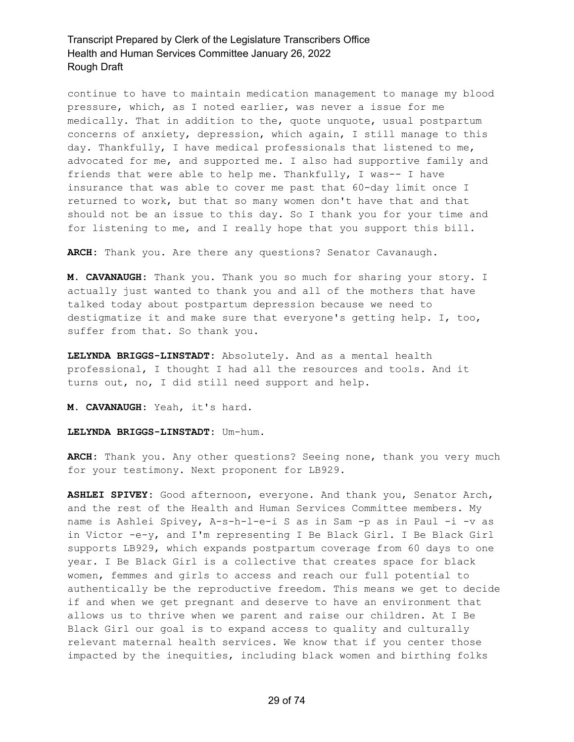continue to have to maintain medication management to manage my blood pressure, which, as I noted earlier, was never a issue for me medically. That in addition to the, quote unquote, usual postpartum concerns of anxiety, depression, which again, I still manage to this day. Thankfully, I have medical professionals that listened to me, advocated for me, and supported me. I also had supportive family and friends that were able to help me. Thankfully, I was-- I have insurance that was able to cover me past that 60-day limit once I returned to work, but that so many women don't have that and that should not be an issue to this day. So I thank you for your time and for listening to me, and I really hope that you support this bill.

**ARCH:** Thank you. Are there any questions? Senator Cavanaugh.

**M. CAVANAUGH:** Thank you. Thank you so much for sharing your story. I actually just wanted to thank you and all of the mothers that have talked today about postpartum depression because we need to destigmatize it and make sure that everyone's getting help. I, too, suffer from that. So thank you.

**LELYNDA BRIGGS-LINSTADT:** Absolutely. And as a mental health professional, I thought I had all the resources and tools. And it turns out, no, I did still need support and help.

**M. CAVANAUGH:** Yeah, it's hard.

**LELYNDA BRIGGS-LINSTADT:** Um-hum.

**ARCH:** Thank you. Any other questions? Seeing none, thank you very much for your testimony. Next proponent for LB929.

**ASHLEI SPIVEY:** Good afternoon, everyone. And thank you, Senator Arch, and the rest of the Health and Human Services Committee members. My name is Ashlei Spivey, A-s-h-l-e-i S as in Sam -p as in Paul -i -v as in Victor -e-y, and I'm representing I Be Black Girl. I Be Black Girl supports LB929, which expands postpartum coverage from 60 days to one year. I Be Black Girl is a collective that creates space for black women, femmes and girls to access and reach our full potential to authentically be the reproductive freedom. This means we get to decide if and when we get pregnant and deserve to have an environment that allows us to thrive when we parent and raise our children. At I Be Black Girl our goal is to expand access to quality and culturally relevant maternal health services. We know that if you center those impacted by the inequities, including black women and birthing folks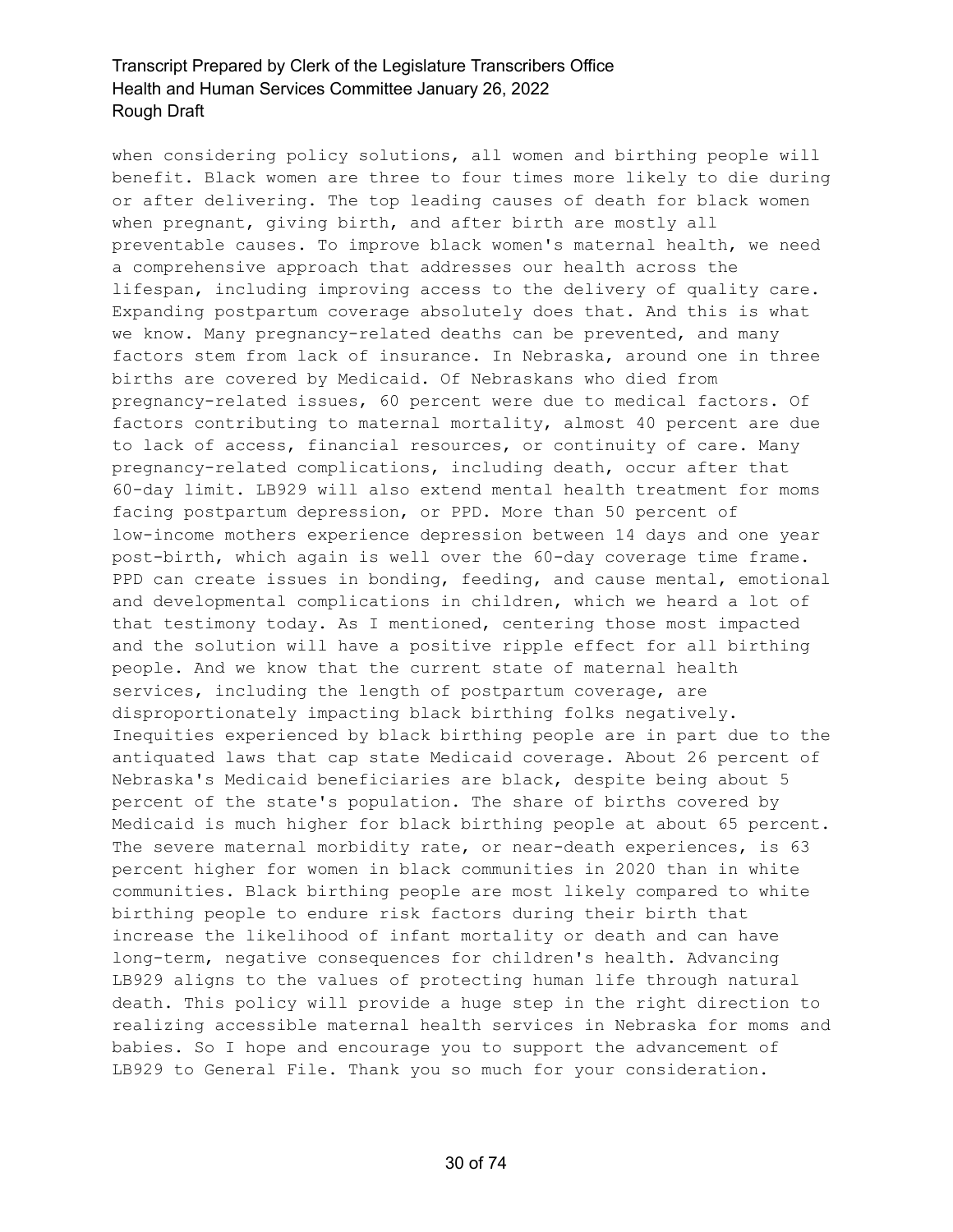when considering policy solutions, all women and birthing people will benefit. Black women are three to four times more likely to die during or after delivering. The top leading causes of death for black women when pregnant, giving birth, and after birth are mostly all preventable causes. To improve black women's maternal health, we need a comprehensive approach that addresses our health across the lifespan, including improving access to the delivery of quality care. Expanding postpartum coverage absolutely does that. And this is what we know. Many pregnancy-related deaths can be prevented, and many factors stem from lack of insurance. In Nebraska, around one in three births are covered by Medicaid. Of Nebraskans who died from pregnancy-related issues, 60 percent were due to medical factors. Of factors contributing to maternal mortality, almost 40 percent are due to lack of access, financial resources, or continuity of care. Many pregnancy-related complications, including death, occur after that 60-day limit. LB929 will also extend mental health treatment for moms facing postpartum depression, or PPD. More than 50 percent of low-income mothers experience depression between 14 days and one year post-birth, which again is well over the 60-day coverage time frame. PPD can create issues in bonding, feeding, and cause mental, emotional and developmental complications in children, which we heard a lot of that testimony today. As I mentioned, centering those most impacted and the solution will have a positive ripple effect for all birthing people. And we know that the current state of maternal health services, including the length of postpartum coverage, are disproportionately impacting black birthing folks negatively. Inequities experienced by black birthing people are in part due to the antiquated laws that cap state Medicaid coverage. About 26 percent of Nebraska's Medicaid beneficiaries are black, despite being about 5 percent of the state's population. The share of births covered by Medicaid is much higher for black birthing people at about 65 percent. The severe maternal morbidity rate, or near-death experiences, is 63 percent higher for women in black communities in 2020 than in white communities. Black birthing people are most likely compared to white birthing people to endure risk factors during their birth that increase the likelihood of infant mortality or death and can have long-term, negative consequences for children's health. Advancing LB929 aligns to the values of protecting human life through natural death. This policy will provide a huge step in the right direction to realizing accessible maternal health services in Nebraska for moms and babies. So I hope and encourage you to support the advancement of LB929 to General File. Thank you so much for your consideration.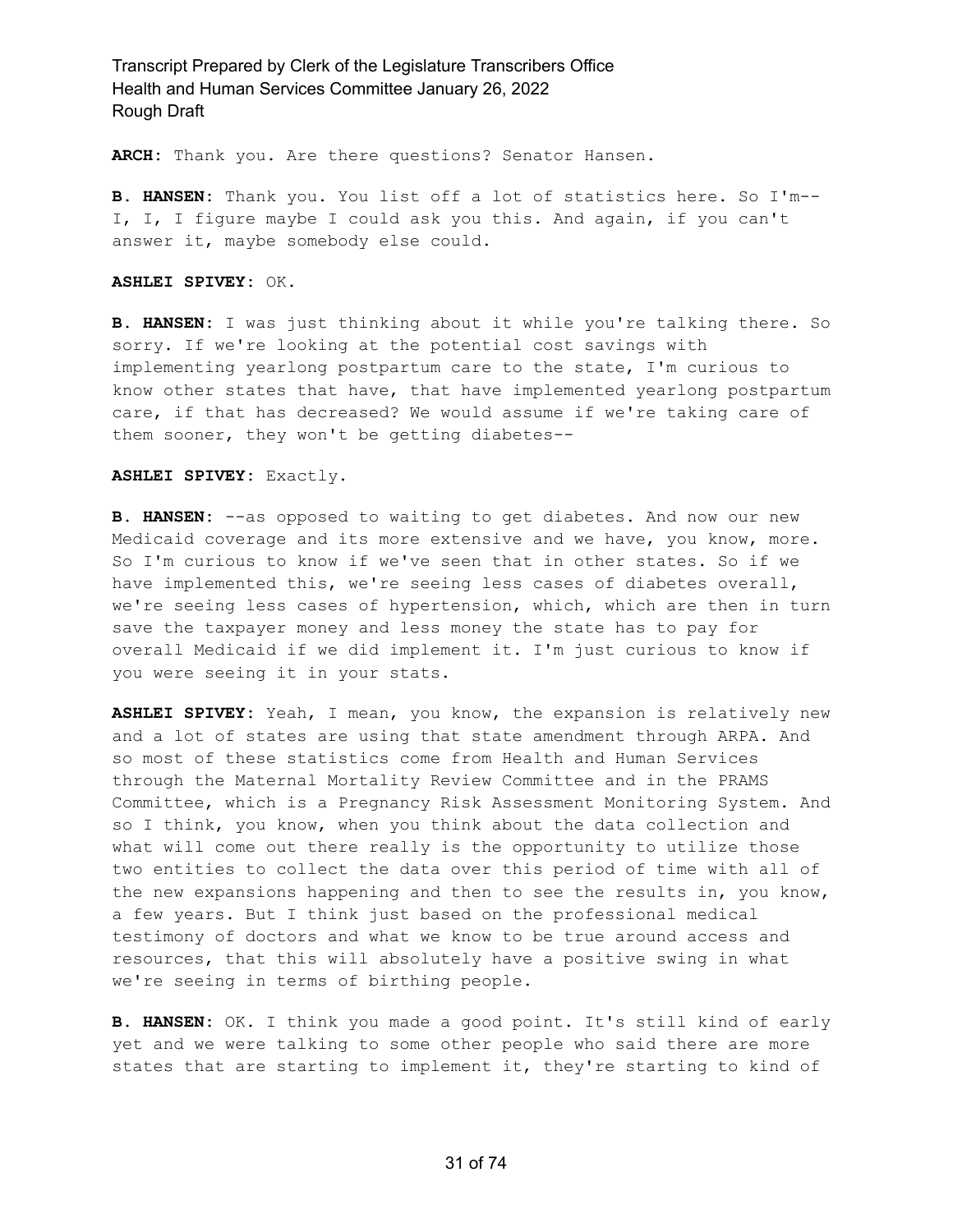**ARCH:** Thank you. Are there questions? Senator Hansen.

**B. HANSEN:** Thank you. You list off a lot of statistics here. So I'm-- I, I, I figure maybe I could ask you this. And again, if you can't answer it, maybe somebody else could.

**ASHLEI SPIVEY:** OK.

**B. HANSEN:** I was just thinking about it while you're talking there. So sorry. If we're looking at the potential cost savings with implementing yearlong postpartum care to the state, I'm curious to know other states that have, that have implemented yearlong postpartum care, if that has decreased? We would assume if we're taking care of them sooner, they won't be getting diabetes--

**ASHLEI SPIVEY:** Exactly.

**B. HANSEN:** --as opposed to waiting to get diabetes. And now our new Medicaid coverage and its more extensive and we have, you know, more. So I'm curious to know if we've seen that in other states. So if we have implemented this, we're seeing less cases of diabetes overall, we're seeing less cases of hypertension, which, which are then in turn save the taxpayer money and less money the state has to pay for overall Medicaid if we did implement it. I'm just curious to know if you were seeing it in your stats.

**ASHLEI SPIVEY:** Yeah, I mean, you know, the expansion is relatively new and a lot of states are using that state amendment through ARPA. And so most of these statistics come from Health and Human Services through the Maternal Mortality Review Committee and in the PRAMS Committee, which is a Pregnancy Risk Assessment Monitoring System. And so I think, you know, when you think about the data collection and what will come out there really is the opportunity to utilize those two entities to collect the data over this period of time with all of the new expansions happening and then to see the results in, you know, a few years. But I think just based on the professional medical testimony of doctors and what we know to be true around access and resources, that this will absolutely have a positive swing in what we're seeing in terms of birthing people.

**B. HANSEN:** OK. I think you made a good point. It's still kind of early yet and we were talking to some other people who said there are more states that are starting to implement it, they're starting to kind of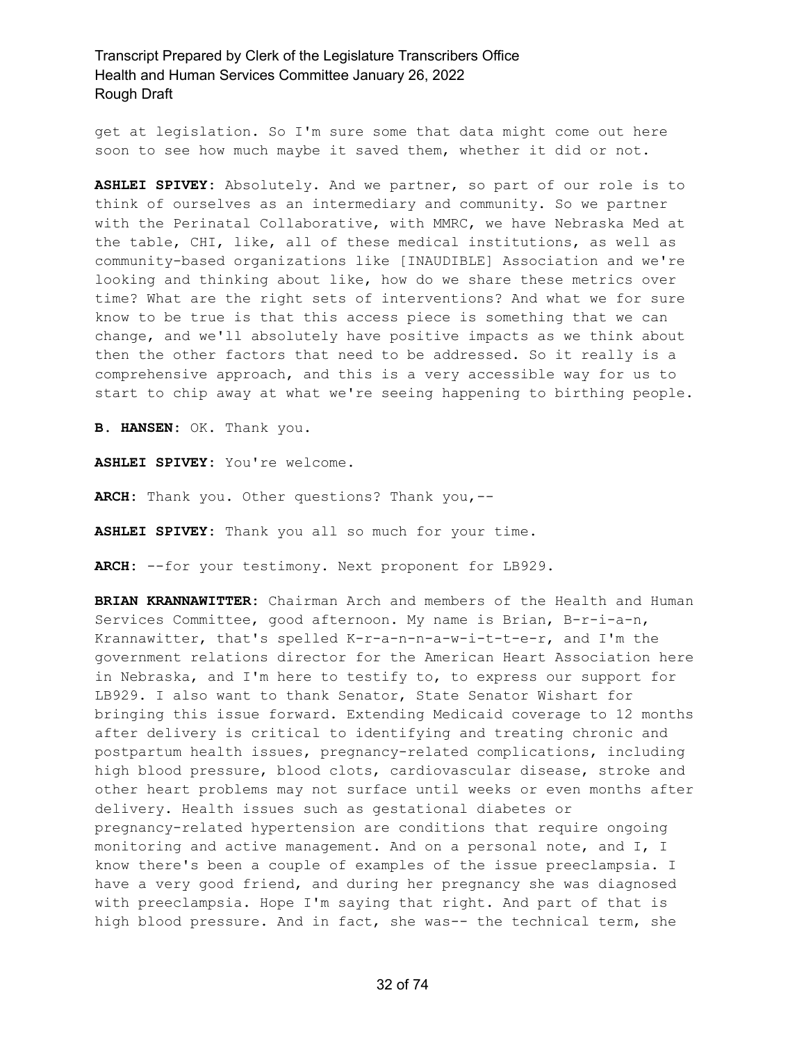get at legislation. So I'm sure some that data might come out here soon to see how much maybe it saved them, whether it did or not.

**ASHLEI SPIVEY:** Absolutely. And we partner, so part of our role is to think of ourselves as an intermediary and community. So we partner with the Perinatal Collaborative, with MMRC, we have Nebraska Med at the table, CHI, like, all of these medical institutions, as well as community-based organizations like [INAUDIBLE] Association and we're looking and thinking about like, how do we share these metrics over time? What are the right sets of interventions? And what we for sure know to be true is that this access piece is something that we can change, and we'll absolutely have positive impacts as we think about then the other factors that need to be addressed. So it really is a comprehensive approach, and this is a very accessible way for us to start to chip away at what we're seeing happening to birthing people.

**B. HANSEN:** OK. Thank you.

**ASHLEI SPIVEY:** You're welcome.

**ARCH:** Thank you. Other questions? Thank you,--

**ASHLEI SPIVEY:** Thank you all so much for your time.

**ARCH:** --for your testimony. Next proponent for LB929.

**BRIAN KRANNAWITTER:** Chairman Arch and members of the Health and Human Services Committee, good afternoon. My name is Brian, B-r-i-a-n, Krannawitter, that's spelled K-r-a-n-n-a-w-i-t-t-e-r, and I'm the government relations director for the American Heart Association here in Nebraska, and I'm here to testify to, to express our support for LB929. I also want to thank Senator, State Senator Wishart for bringing this issue forward. Extending Medicaid coverage to 12 months after delivery is critical to identifying and treating chronic and postpartum health issues, pregnancy-related complications, including high blood pressure, blood clots, cardiovascular disease, stroke and other heart problems may not surface until weeks or even months after delivery. Health issues such as gestational diabetes or pregnancy-related hypertension are conditions that require ongoing monitoring and active management. And on a personal note, and I, I know there's been a couple of examples of the issue preeclampsia. I have a very good friend, and during her pregnancy she was diagnosed with preeclampsia. Hope I'm saying that right. And part of that is high blood pressure. And in fact, she was-- the technical term, she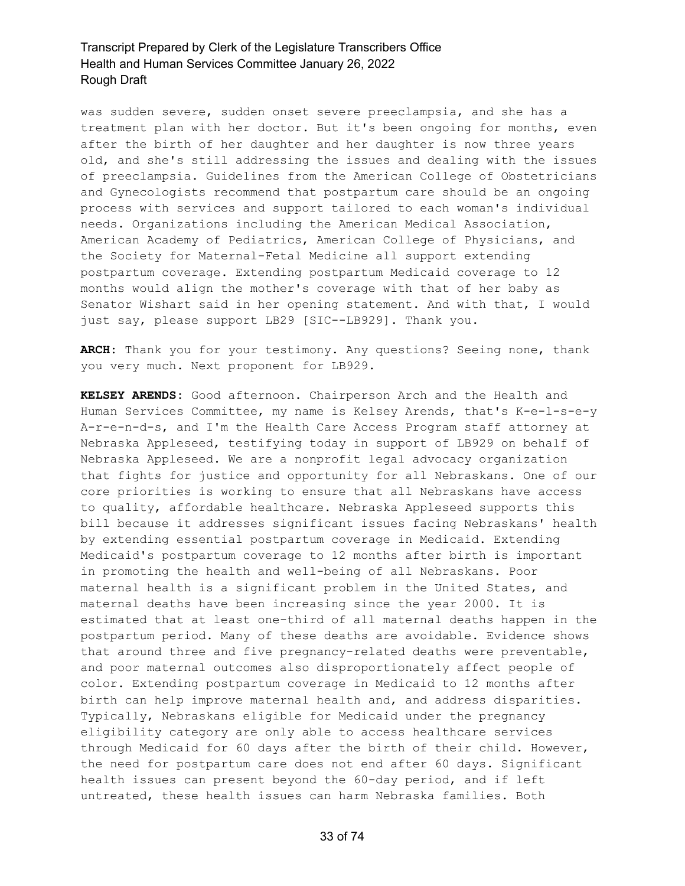was sudden severe, sudden onset severe preeclampsia, and she has a treatment plan with her doctor. But it's been ongoing for months, even after the birth of her daughter and her daughter is now three years old, and she's still addressing the issues and dealing with the issues of preeclampsia. Guidelines from the American College of Obstetricians and Gynecologists recommend that postpartum care should be an ongoing process with services and support tailored to each woman's individual needs. Organizations including the American Medical Association, American Academy of Pediatrics, American College of Physicians, and the Society for Maternal-Fetal Medicine all support extending postpartum coverage. Extending postpartum Medicaid coverage to 12 months would align the mother's coverage with that of her baby as Senator Wishart said in her opening statement. And with that, I would just say, please support LB29 [SIC--LB929]. Thank you.

**ARCH:** Thank you for your testimony. Any questions? Seeing none, thank you very much. Next proponent for LB929.

**KELSEY ARENDS:** Good afternoon. Chairperson Arch and the Health and Human Services Committee, my name is Kelsey Arends, that's K-e-l-s-e-y A-r-e-n-d-s, and I'm the Health Care Access Program staff attorney at Nebraska Appleseed, testifying today in support of LB929 on behalf of Nebraska Appleseed. We are a nonprofit legal advocacy organization that fights for justice and opportunity for all Nebraskans. One of our core priorities is working to ensure that all Nebraskans have access to quality, affordable healthcare. Nebraska Appleseed supports this bill because it addresses significant issues facing Nebraskans' health by extending essential postpartum coverage in Medicaid. Extending Medicaid's postpartum coverage to 12 months after birth is important in promoting the health and well-being of all Nebraskans. Poor maternal health is a significant problem in the United States, and maternal deaths have been increasing since the year 2000. It is estimated that at least one-third of all maternal deaths happen in the postpartum period. Many of these deaths are avoidable. Evidence shows that around three and five pregnancy-related deaths were preventable, and poor maternal outcomes also disproportionately affect people of color. Extending postpartum coverage in Medicaid to 12 months after birth can help improve maternal health and, and address disparities. Typically, Nebraskans eligible for Medicaid under the pregnancy eligibility category are only able to access healthcare services through Medicaid for 60 days after the birth of their child. However, the need for postpartum care does not end after 60 days. Significant health issues can present beyond the 60-day period, and if left untreated, these health issues can harm Nebraska families. Both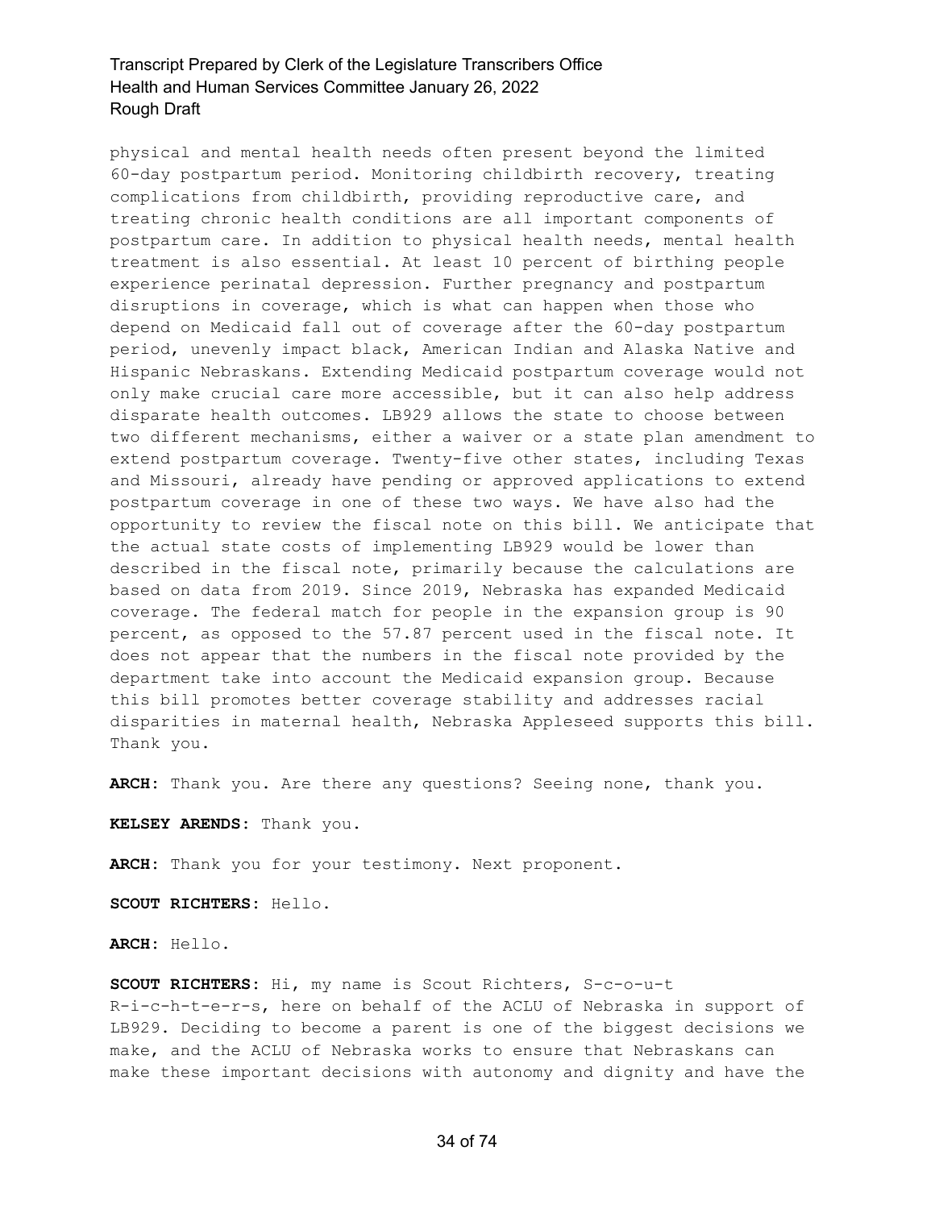physical and mental health needs often present beyond the limited 60-day postpartum period. Monitoring childbirth recovery, treating complications from childbirth, providing reproductive care, and treating chronic health conditions are all important components of postpartum care. In addition to physical health needs, mental health treatment is also essential. At least 10 percent of birthing people experience perinatal depression. Further pregnancy and postpartum disruptions in coverage, which is what can happen when those who depend on Medicaid fall out of coverage after the 60-day postpartum period, unevenly impact black, American Indian and Alaska Native and Hispanic Nebraskans. Extending Medicaid postpartum coverage would not only make crucial care more accessible, but it can also help address disparate health outcomes. LB929 allows the state to choose between two different mechanisms, either a waiver or a state plan amendment to extend postpartum coverage. Twenty-five other states, including Texas and Missouri, already have pending or approved applications to extend postpartum coverage in one of these two ways. We have also had the opportunity to review the fiscal note on this bill. We anticipate that the actual state costs of implementing LB929 would be lower than described in the fiscal note, primarily because the calculations are based on data from 2019. Since 2019, Nebraska has expanded Medicaid coverage. The federal match for people in the expansion group is 90 percent, as opposed to the 57.87 percent used in the fiscal note. It does not appear that the numbers in the fiscal note provided by the department take into account the Medicaid expansion group. Because this bill promotes better coverage stability and addresses racial disparities in maternal health, Nebraska Appleseed supports this bill. Thank you.

**ARCH:** Thank you. Are there any questions? Seeing none, thank you.

**KELSEY ARENDS:** Thank you.

**ARCH:** Thank you for your testimony. Next proponent.

**SCOUT RICHTERS:** Hello.

**ARCH:** Hello.

**SCOUT RICHTERS:** Hi, my name is Scout Richters, S-c-o-u-t R-i-c-h-t-e-r-s, here on behalf of the ACLU of Nebraska in support of LB929. Deciding to become a parent is one of the biggest decisions we make, and the ACLU of Nebraska works to ensure that Nebraskans can make these important decisions with autonomy and dignity and have the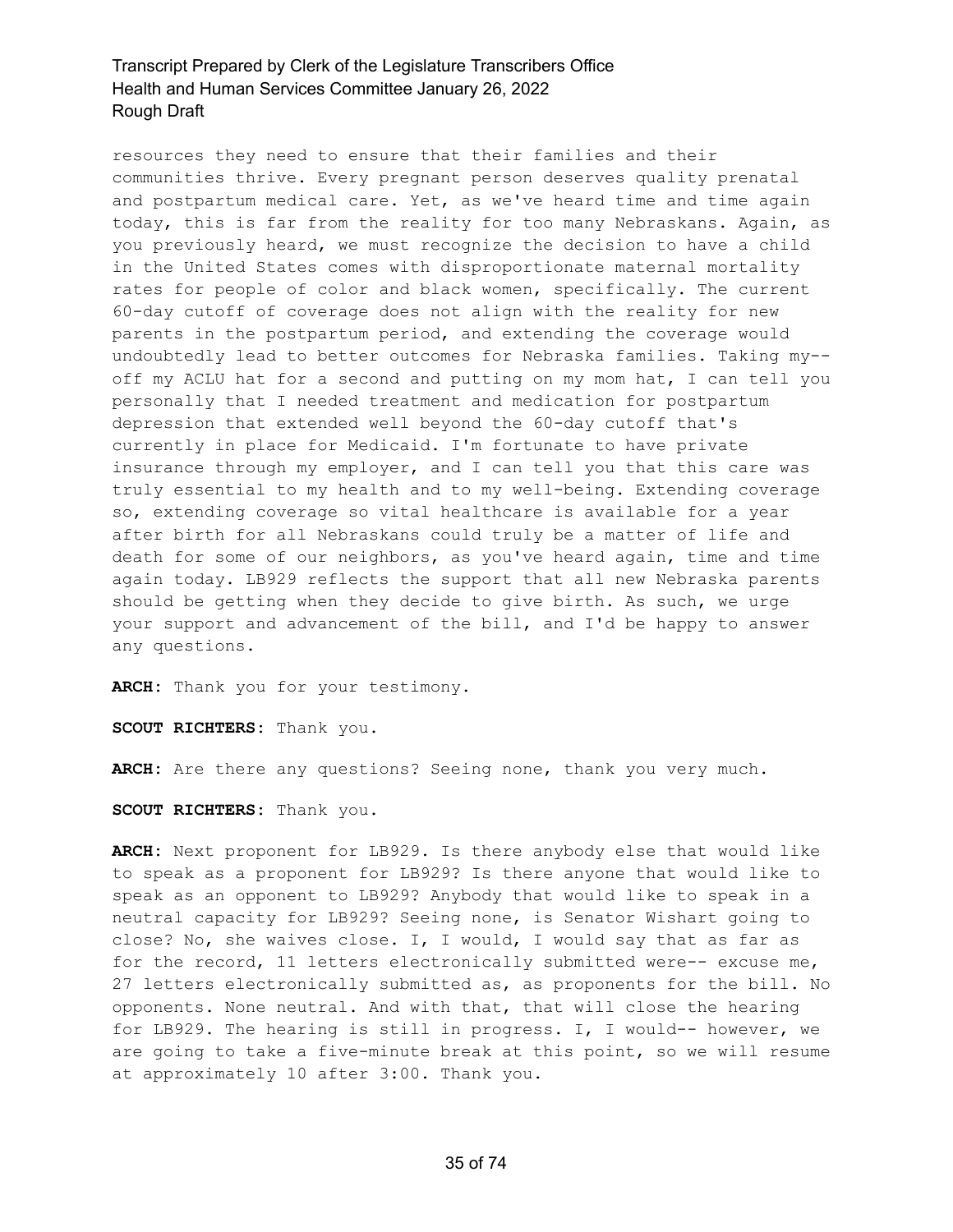resources they need to ensure that their families and their communities thrive. Every pregnant person deserves quality prenatal and postpartum medical care. Yet, as we've heard time and time again today, this is far from the reality for too many Nebraskans. Again, as you previously heard, we must recognize the decision to have a child in the United States comes with disproportionate maternal mortality rates for people of color and black women, specifically. The current 60-day cutoff of coverage does not align with the reality for new parents in the postpartum period, and extending the coverage would undoubtedly lead to better outcomes for Nebraska families. Taking my-- off my ACLU hat for a second and putting on my mom hat, I can tell you personally that I needed treatment and medication for postpartum depression that extended well beyond the 60-day cutoff that's currently in place for Medicaid. I'm fortunate to have private insurance through my employer, and I can tell you that this care was truly essential to my health and to my well-being. Extending coverage so, extending coverage so vital healthcare is available for a year after birth for all Nebraskans could truly be a matter of life and death for some of our neighbors, as you've heard again, time and time again today. LB929 reflects the support that all new Nebraska parents should be getting when they decide to give birth. As such, we urge your support and advancement of the bill, and I'd be happy to answer any questions.

**ARCH:** Thank you for your testimony.

**SCOUT RICHTERS:** Thank you.

**ARCH:** Are there any questions? Seeing none, thank you very much.

**SCOUT RICHTERS:** Thank you.

**ARCH:** Next proponent for LB929. Is there anybody else that would like to speak as a proponent for LB929? Is there anyone that would like to speak as an opponent to LB929? Anybody that would like to speak in a neutral capacity for LB929? Seeing none, is Senator Wishart going to close? No, she waives close. I, I would, I would say that as far as for the record, 11 letters electronically submitted were-- excuse me, 27 letters electronically submitted as, as proponents for the bill. No opponents. None neutral. And with that, that will close the hearing for LB929. The hearing is still in progress. I, I would-- however, we are going to take a five-minute break at this point, so we will resume at approximately 10 after 3:00. Thank you.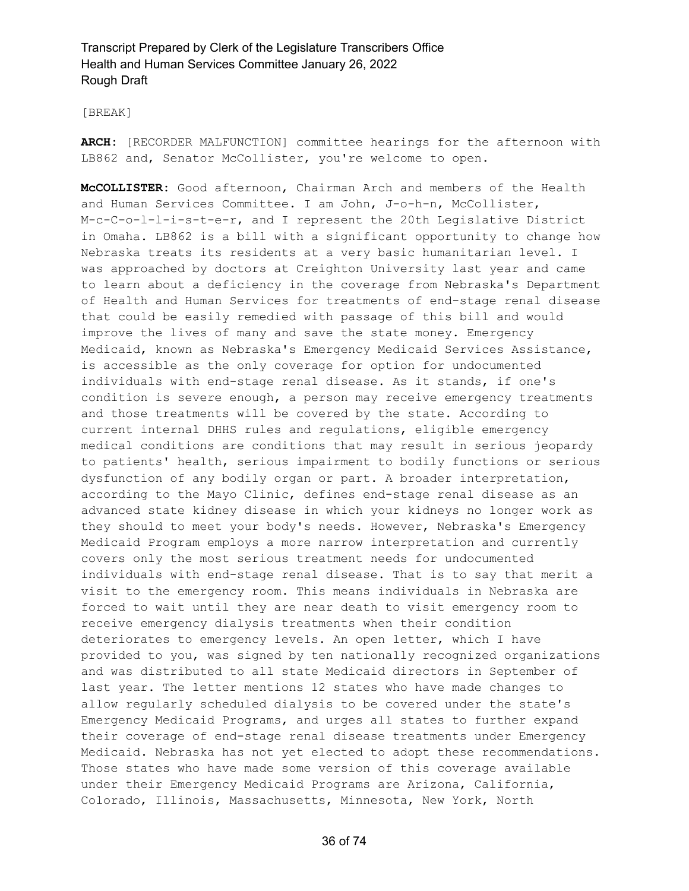[BREAK]

**ARCH:** [RECORDER MALFUNCTION] committee hearings for the afternoon with LB862 and, Senator McCollister, you're welcome to open.

**McCOLLISTER:** Good afternoon, Chairman Arch and members of the Health and Human Services Committee. I am John, J-o-h-n, McCollister, M-c-C-o-l-l-i-s-t-e-r, and I represent the 20th Legislative District in Omaha. LB862 is a bill with a significant opportunity to change how Nebraska treats its residents at a very basic humanitarian level. I was approached by doctors at Creighton University last year and came to learn about a deficiency in the coverage from Nebraska's Department of Health and Human Services for treatments of end-stage renal disease that could be easily remedied with passage of this bill and would improve the lives of many and save the state money. Emergency Medicaid, known as Nebraska's Emergency Medicaid Services Assistance, is accessible as the only coverage for option for undocumented individuals with end-stage renal disease. As it stands, if one's condition is severe enough, a person may receive emergency treatments and those treatments will be covered by the state. According to current internal DHHS rules and regulations, eligible emergency medical conditions are conditions that may result in serious jeopardy to patients' health, serious impairment to bodily functions or serious dysfunction of any bodily organ or part. A broader interpretation, according to the Mayo Clinic, defines end-stage renal disease as an advanced state kidney disease in which your kidneys no longer work as they should to meet your body's needs. However, Nebraska's Emergency Medicaid Program employs a more narrow interpretation and currently covers only the most serious treatment needs for undocumented individuals with end-stage renal disease. That is to say that merit a visit to the emergency room. This means individuals in Nebraska are forced to wait until they are near death to visit emergency room to receive emergency dialysis treatments when their condition deteriorates to emergency levels. An open letter, which I have provided to you, was signed by ten nationally recognized organizations and was distributed to all state Medicaid directors in September of last year. The letter mentions 12 states who have made changes to allow regularly scheduled dialysis to be covered under the state's Emergency Medicaid Programs, and urges all states to further expand their coverage of end-stage renal disease treatments under Emergency Medicaid. Nebraska has not yet elected to adopt these recommendations. Those states who have made some version of this coverage available under their Emergency Medicaid Programs are Arizona, California, Colorado, Illinois, Massachusetts, Minnesota, New York, North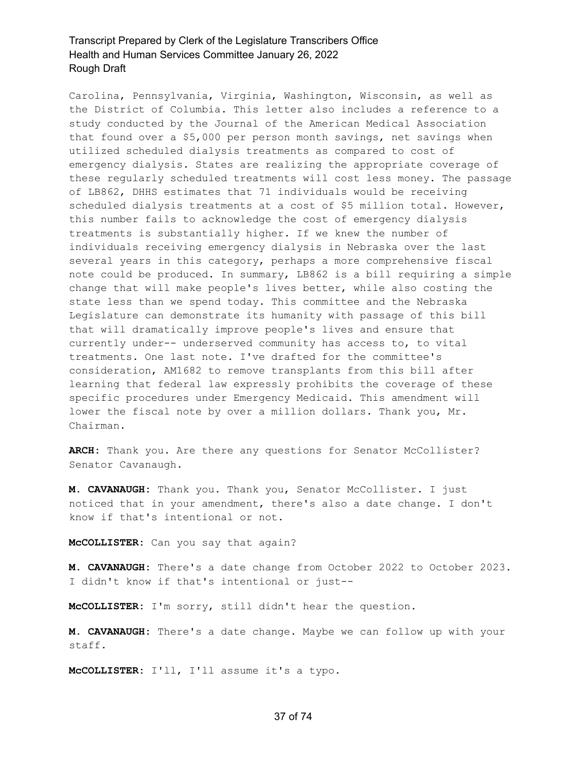Carolina, Pennsylvania, Virginia, Washington, Wisconsin, as well as the District of Columbia. This letter also includes a reference to a study conducted by the Journal of the American Medical Association that found over a $5,000 per person month savings, net savings when utilized scheduled dialysis treatments as compared to cost of emergency dialysis. States are realizing the appropriate coverage of these regularly scheduled treatments will cost less money. The passage of LB862, DHHS estimates that 71 individuals would be receiving scheduled dialysis treatments at a cost of $5 million total. However, this number fails to acknowledge the cost of emergency dialysis treatments is substantially higher. If we knew the number of individuals receiving emergency dialysis in Nebraska over the last several years in this category, perhaps a more comprehensive fiscal note could be produced. In summary, LB862 is a bill requiring a simple change that will make people's lives better, while also costing the state less than we spend today. This committee and the Nebraska Legislature can demonstrate its humanity with passage of this bill that will dramatically improve people's lives and ensure that currently under-- underserved community has access to, to vital treatments. One last note. I've drafted for the committee's consideration, AM1682 to remove transplants from this bill after learning that federal law expressly prohibits the coverage of these specific procedures under Emergency Medicaid. This amendment will lower the fiscal note by over a million dollars. Thank you, Mr. Chairman.

**ARCH:** Thank you. Are there any questions for Senator McCollister? Senator Cavanaugh.

**M. CAVANAUGH:** Thank you. Thank you, Senator McCollister. I just noticed that in your amendment, there's also a date change. I don't know if that's intentional or not.

**McCOLLISTER:** Can you say that again?

**M. CAVANAUGH:** There's a date change from October 2022 to October 2023. I didn't know if that's intentional or just--

**McCOLLISTER:** I'm sorry, still didn't hear the question.

**M. CAVANAUGH:** There's a date change. Maybe we can follow up with your staff.

**McCOLLISTER:** I'll, I'll assume it's a typo.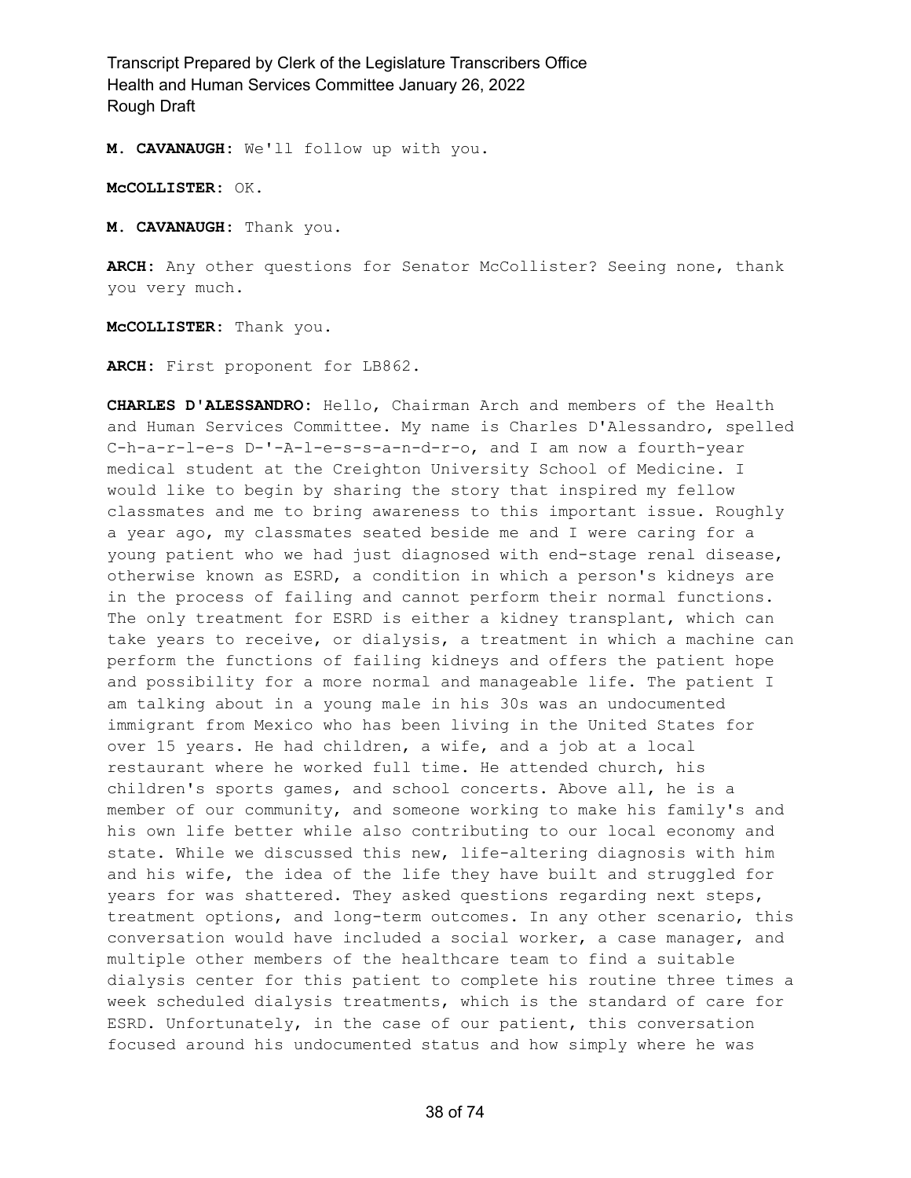**M. CAVANAUGH:** We'll follow up with you.

**McCOLLISTER:** OK.

**M. CAVANAUGH:** Thank you.

**ARCH:** Any other questions for Senator McCollister? Seeing none, thank you very much.

**McCOLLISTER:** Thank you.

**ARCH:** First proponent for LB862.

**CHARLES D'ALESSANDRO:** Hello, Chairman Arch and members of the Health and Human Services Committee. My name is Charles D'Alessandro, spelled C-h-a-r-l-e-s D-'-A-l-e-s-s-a-n-d-r-o, and I am now a fourth-year medical student at the Creighton University School of Medicine. I would like to begin by sharing the story that inspired my fellow classmates and me to bring awareness to this important issue. Roughly a year ago, my classmates seated beside me and I were caring for a young patient who we had just diagnosed with end-stage renal disease, otherwise known as ESRD, a condition in which a person's kidneys are in the process of failing and cannot perform their normal functions. The only treatment for ESRD is either a kidney transplant, which can take years to receive, or dialysis, a treatment in which a machine can perform the functions of failing kidneys and offers the patient hope and possibility for a more normal and manageable life. The patient I am talking about in a young male in his 30s was an undocumented immigrant from Mexico who has been living in the United States for over 15 years. He had children, a wife, and a job at a local restaurant where he worked full time. He attended church, his children's sports games, and school concerts. Above all, he is a member of our community, and someone working to make his family's and his own life better while also contributing to our local economy and state. While we discussed this new, life-altering diagnosis with him and his wife, the idea of the life they have built and struggled for years for was shattered. They asked questions regarding next steps, treatment options, and long-term outcomes. In any other scenario, this conversation would have included a social worker, a case manager, and multiple other members of the healthcare team to find a suitable dialysis center for this patient to complete his routine three times a week scheduled dialysis treatments, which is the standard of care for ESRD. Unfortunately, in the case of our patient, this conversation focused around his undocumented status and how simply where he was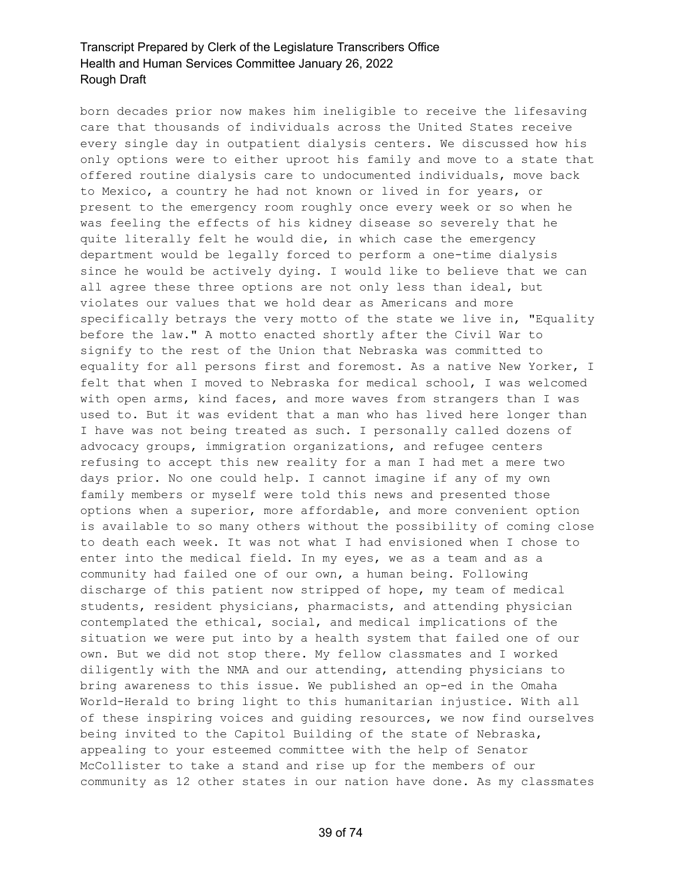born decades prior now makes him ineligible to receive the lifesaving care that thousands of individuals across the United States receive every single day in outpatient dialysis centers. We discussed how his only options were to either uproot his family and move to a state that offered routine dialysis care to undocumented individuals, move back to Mexico, a country he had not known or lived in for years, or present to the emergency room roughly once every week or so when he was feeling the effects of his kidney disease so severely that he quite literally felt he would die, in which case the emergency department would be legally forced to perform a one-time dialysis since he would be actively dying. I would like to believe that we can all agree these three options are not only less than ideal, but violates our values that we hold dear as Americans and more specifically betrays the very motto of the state we live in, "Equality before the law." A motto enacted shortly after the Civil War to signify to the rest of the Union that Nebraska was committed to equality for all persons first and foremost. As a native New Yorker, I felt that when I moved to Nebraska for medical school, I was welcomed with open arms, kind faces, and more waves from strangers than I was used to. But it was evident that a man who has lived here longer than I have was not being treated as such. I personally called dozens of advocacy groups, immigration organizations, and refugee centers refusing to accept this new reality for a man I had met a mere two days prior. No one could help. I cannot imagine if any of my own family members or myself were told this news and presented those options when a superior, more affordable, and more convenient option is available to so many others without the possibility of coming close to death each week. It was not what I had envisioned when I chose to enter into the medical field. In my eyes, we as a team and as a community had failed one of our own, a human being. Following discharge of this patient now stripped of hope, my team of medical students, resident physicians, pharmacists, and attending physician contemplated the ethical, social, and medical implications of the situation we were put into by a health system that failed one of our own. But we did not stop there. My fellow classmates and I worked diligently with the NMA and our attending, attending physicians to bring awareness to this issue. We published an op-ed in the Omaha World-Herald to bring light to this humanitarian injustice. With all of these inspiring voices and guiding resources, we now find ourselves being invited to the Capitol Building of the state of Nebraska, appealing to your esteemed committee with the help of Senator McCollister to take a stand and rise up for the members of our community as 12 other states in our nation have done. As my classmates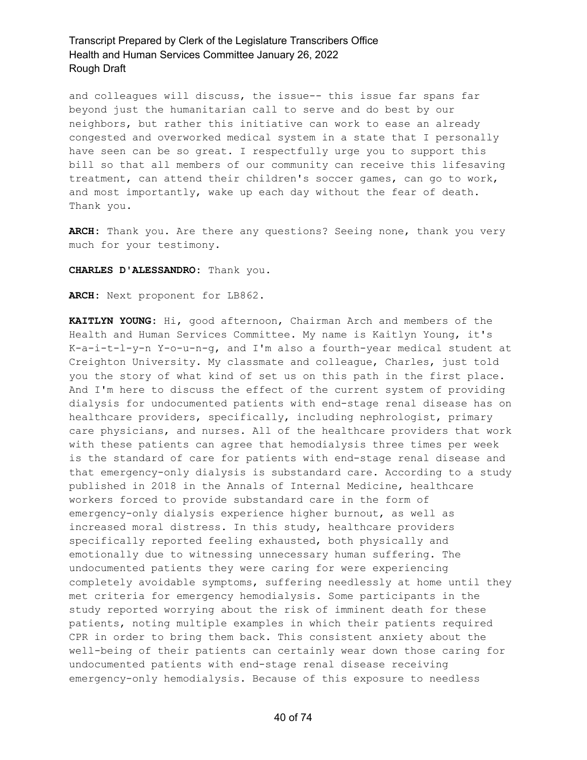and colleagues will discuss, the issue-- this issue far spans far beyond just the humanitarian call to serve and do best by our neighbors, but rather this initiative can work to ease an already congested and overworked medical system in a state that I personally have seen can be so great. I respectfully urge you to support this bill so that all members of our community can receive this lifesaving treatment, can attend their children's soccer games, can go to work, and most importantly, wake up each day without the fear of death. Thank you.

**ARCH:** Thank you. Are there any questions? Seeing none, thank you very much for your testimony.

**CHARLES D'ALESSANDRO:** Thank you.

**ARCH:** Next proponent for LB862.

**KAITLYN YOUNG:** Hi, good afternoon, Chairman Arch and members of the Health and Human Services Committee. My name is Kaitlyn Young, it's K-a-i-t-l-y-n Y-o-u-n-g, and I'm also a fourth-year medical student at Creighton University. My classmate and colleague, Charles, just told you the story of what kind of set us on this path in the first place. And I'm here to discuss the effect of the current system of providing dialysis for undocumented patients with end-stage renal disease has on healthcare providers, specifically, including nephrologist, primary care physicians, and nurses. All of the healthcare providers that work with these patients can agree that hemodialysis three times per week is the standard of care for patients with end-stage renal disease and that emergency-only dialysis is substandard care. According to a study published in 2018 in the Annals of Internal Medicine, healthcare workers forced to provide substandard care in the form of emergency-only dialysis experience higher burnout, as well as increased moral distress. In this study, healthcare providers specifically reported feeling exhausted, both physically and emotionally due to witnessing unnecessary human suffering. The undocumented patients they were caring for were experiencing completely avoidable symptoms, suffering needlessly at home until they met criteria for emergency hemodialysis. Some participants in the study reported worrying about the risk of imminent death for these patients, noting multiple examples in which their patients required CPR in order to bring them back. This consistent anxiety about the well-being of their patients can certainly wear down those caring for undocumented patients with end-stage renal disease receiving emergency-only hemodialysis. Because of this exposure to needless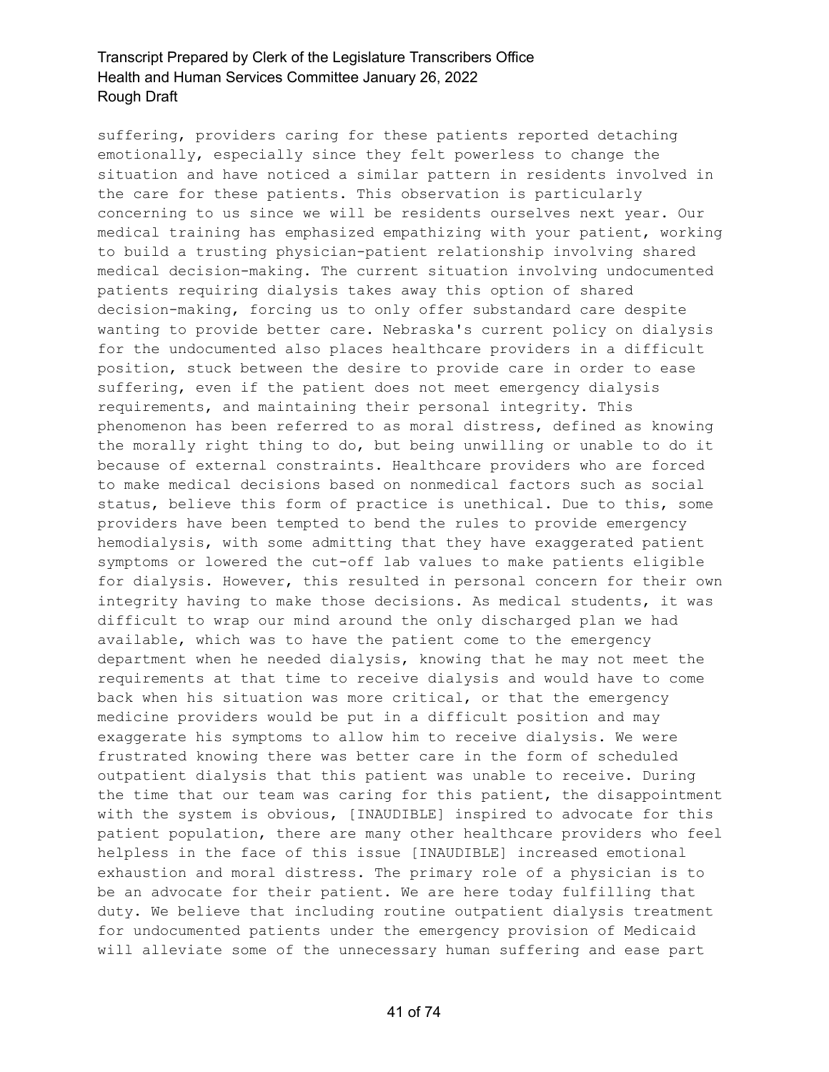suffering, providers caring for these patients reported detaching emotionally, especially since they felt powerless to change the situation and have noticed a similar pattern in residents involved in the care for these patients. This observation is particularly concerning to us since we will be residents ourselves next year. Our medical training has emphasized empathizing with your patient, working to build a trusting physician-patient relationship involving shared medical decision-making. The current situation involving undocumented patients requiring dialysis takes away this option of shared decision-making, forcing us to only offer substandard care despite wanting to provide better care. Nebraska's current policy on dialysis for the undocumented also places healthcare providers in a difficult position, stuck between the desire to provide care in order to ease suffering, even if the patient does not meet emergency dialysis requirements, and maintaining their personal integrity. This phenomenon has been referred to as moral distress, defined as knowing the morally right thing to do, but being unwilling or unable to do it because of external constraints. Healthcare providers who are forced to make medical decisions based on nonmedical factors such as social status, believe this form of practice is unethical. Due to this, some providers have been tempted to bend the rules to provide emergency hemodialysis, with some admitting that they have exaggerated patient symptoms or lowered the cut-off lab values to make patients eligible for dialysis. However, this resulted in personal concern for their own integrity having to make those decisions. As medical students, it was difficult to wrap our mind around the only discharged plan we had available, which was to have the patient come to the emergency department when he needed dialysis, knowing that he may not meet the requirements at that time to receive dialysis and would have to come back when his situation was more critical, or that the emergency medicine providers would be put in a difficult position and may exaggerate his symptoms to allow him to receive dialysis. We were frustrated knowing there was better care in the form of scheduled outpatient dialysis that this patient was unable to receive. During the time that our team was caring for this patient, the disappointment with the system is obvious, [INAUDIBLE] inspired to advocate for this patient population, there are many other healthcare providers who feel helpless in the face of this issue [INAUDIBLE] increased emotional exhaustion and moral distress. The primary role of a physician is to be an advocate for their patient. We are here today fulfilling that duty. We believe that including routine outpatient dialysis treatment for undocumented patients under the emergency provision of Medicaid will alleviate some of the unnecessary human suffering and ease part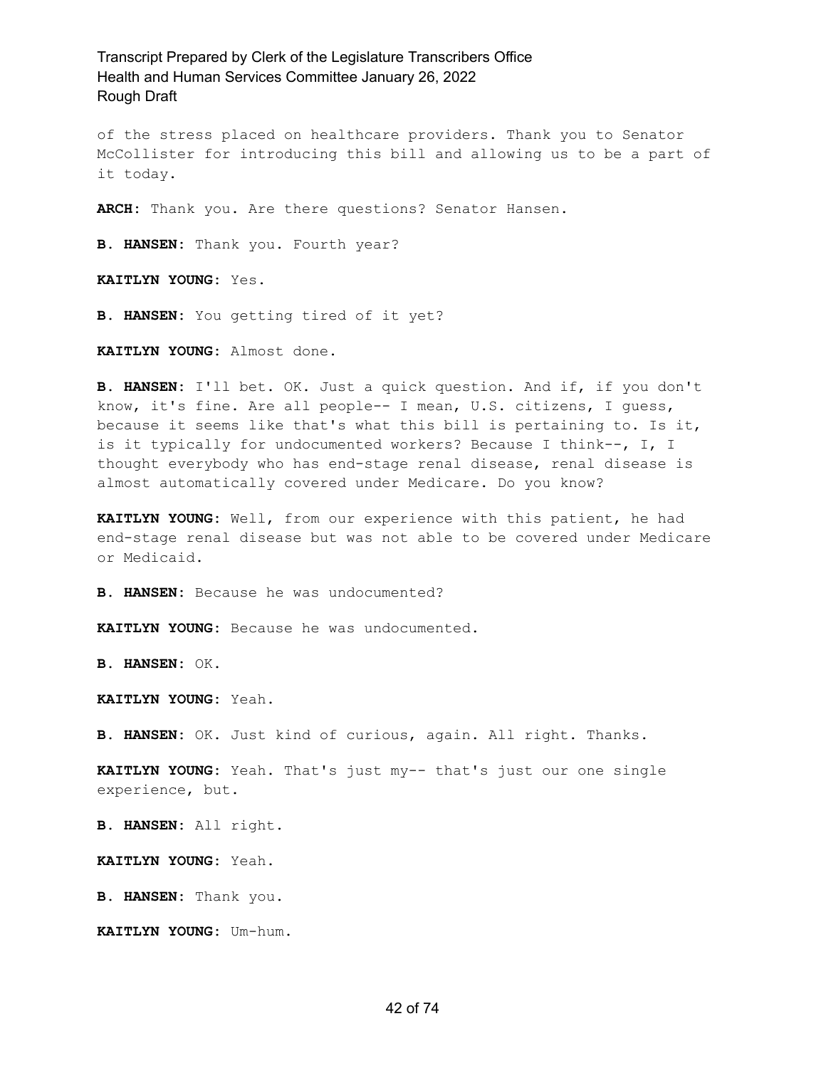of the stress placed on healthcare providers. Thank you to Senator McCollister for introducing this bill and allowing us to be a part of it today.

**ARCH:** Thank you. Are there questions? Senator Hansen.

**B. HANSEN:** Thank you. Fourth year?

**KAITLYN YOUNG:** Yes.

**B. HANSEN:** You getting tired of it yet?

**KAITLYN YOUNG:** Almost done.

**B. HANSEN:** I'll bet. OK. Just a quick question. And if, if you don't know, it's fine. Are all people-- I mean, U.S. citizens, I guess, because it seems like that's what this bill is pertaining to. Is it, is it typically for undocumented workers? Because I think--, I, I thought everybody who has end-stage renal disease, renal disease is almost automatically covered under Medicare. Do you know?

**KAITLYN YOUNG:** Well, from our experience with this patient, he had end-stage renal disease but was not able to be covered under Medicare or Medicaid.

**B. HANSEN:** Because he was undocumented?

**KAITLYN YOUNG:** Because he was undocumented.

**B. HANSEN:** OK.

**KAITLYN YOUNG:** Yeah.

**B. HANSEN:** OK. Just kind of curious, again. All right. Thanks.

**KAITLYN YOUNG:** Yeah. That's just my-- that's just our one single experience, but.

**B. HANSEN:** All right.

**KAITLYN YOUNG:** Yeah.

**B. HANSEN:** Thank you.

**KAITLYN YOUNG:** Um-hum.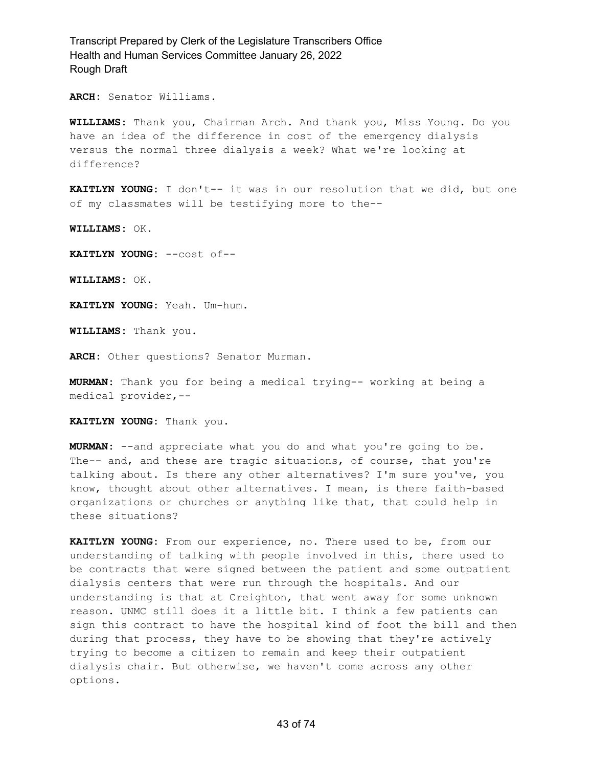**ARCH:** Senator Williams.

**WILLIAMS:** Thank you, Chairman Arch. And thank you, Miss Young. Do you have an idea of the difference in cost of the emergency dialysis versus the normal three dialysis a week? What we're looking at difference?

**KAITLYN YOUNG:** I don't-- it was in our resolution that we did, but one of my classmates will be testifying more to the--

**WILLIAMS:** OK.

**KAITLYN YOUNG:** --cost of--

**WILLIAMS:** OK.

**KAITLYN YOUNG:** Yeah. Um-hum.

**WILLIAMS:** Thank you.

**ARCH:** Other questions? Senator Murman.

**MURMAN:** Thank you for being a medical trying-- working at being a medical provider,--

**KAITLYN YOUNG:** Thank you.

**MURMAN:** --and appreciate what you do and what you're going to be. The-- and, and these are tragic situations, of course, that you're talking about. Is there any other alternatives? I'm sure you've, you know, thought about other alternatives. I mean, is there faith-based organizations or churches or anything like that, that could help in these situations?

**KAITLYN YOUNG:** From our experience, no. There used to be, from our understanding of talking with people involved in this, there used to be contracts that were signed between the patient and some outpatient dialysis centers that were run through the hospitals. And our understanding is that at Creighton, that went away for some unknown reason. UNMC still does it a little bit. I think a few patients can sign this contract to have the hospital kind of foot the bill and then during that process, they have to be showing that they're actively trying to become a citizen to remain and keep their outpatient dialysis chair. But otherwise, we haven't come across any other options.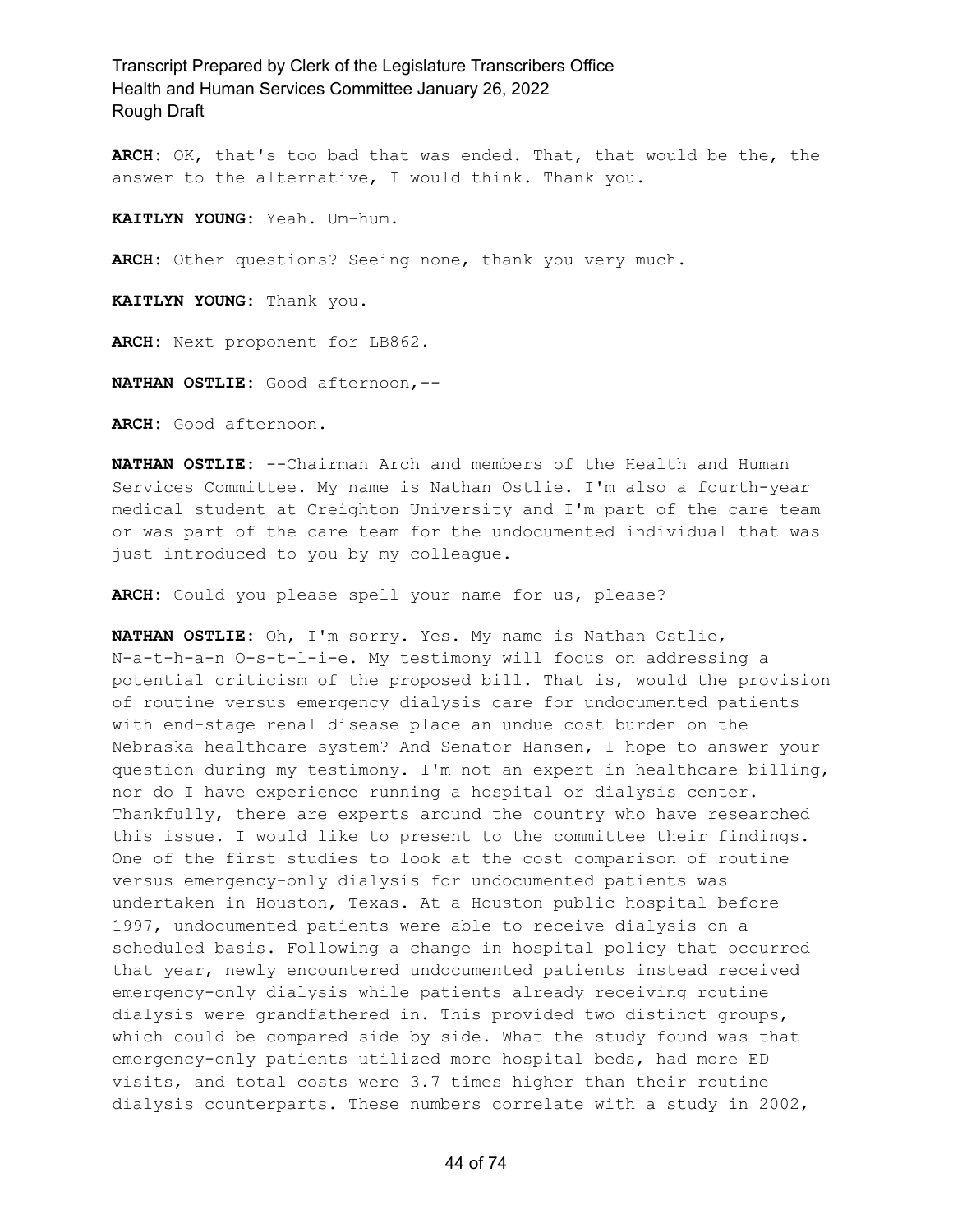**ARCH:** OK, that's too bad that was ended. That, that would be the, the answer to the alternative, I would think. Thank you.

**KAITLYN YOUNG:** Yeah. Um-hum.

**ARCH:** Other questions? Seeing none, thank you very much.

**KAITLYN YOUNG:** Thank you.

**ARCH:** Next proponent for LB862.

**NATHAN OSTLIE:** Good afternoon,--

**ARCH:** Good afternoon.

**NATHAN OSTLIE:** --Chairman Arch and members of the Health and Human Services Committee. My name is Nathan Ostlie. I'm also a fourth-year medical student at Creighton University and I'm part of the care team or was part of the care team for the undocumented individual that was just introduced to you by my colleague.

**ARCH:** Could you please spell your name for us, please?

**NATHAN OSTLIE:** Oh, I'm sorry. Yes. My name is Nathan Ostlie, N-a-t-h-a-n O-s-t-l-i-e. My testimony will focus on addressing a potential criticism of the proposed bill. That is, would the provision of routine versus emergency dialysis care for undocumented patients with end-stage renal disease place an undue cost burden on the Nebraska healthcare system? And Senator Hansen, I hope to answer your question during my testimony. I'm not an expert in healthcare billing, nor do I have experience running a hospital or dialysis center. Thankfully, there are experts around the country who have researched this issue. I would like to present to the committee their findings. One of the first studies to look at the cost comparison of routine versus emergency-only dialysis for undocumented patients was undertaken in Houston, Texas. At a Houston public hospital before 1997, undocumented patients were able to receive dialysis on a scheduled basis. Following a change in hospital policy that occurred that year, newly encountered undocumented patients instead received emergency-only dialysis while patients already receiving routine dialysis were grandfathered in. This provided two distinct groups, which could be compared side by side. What the study found was that emergency-only patients utilized more hospital beds, had more ED visits, and total costs were 3.7 times higher than their routine dialysis counterparts. These numbers correlate with a study in 2002,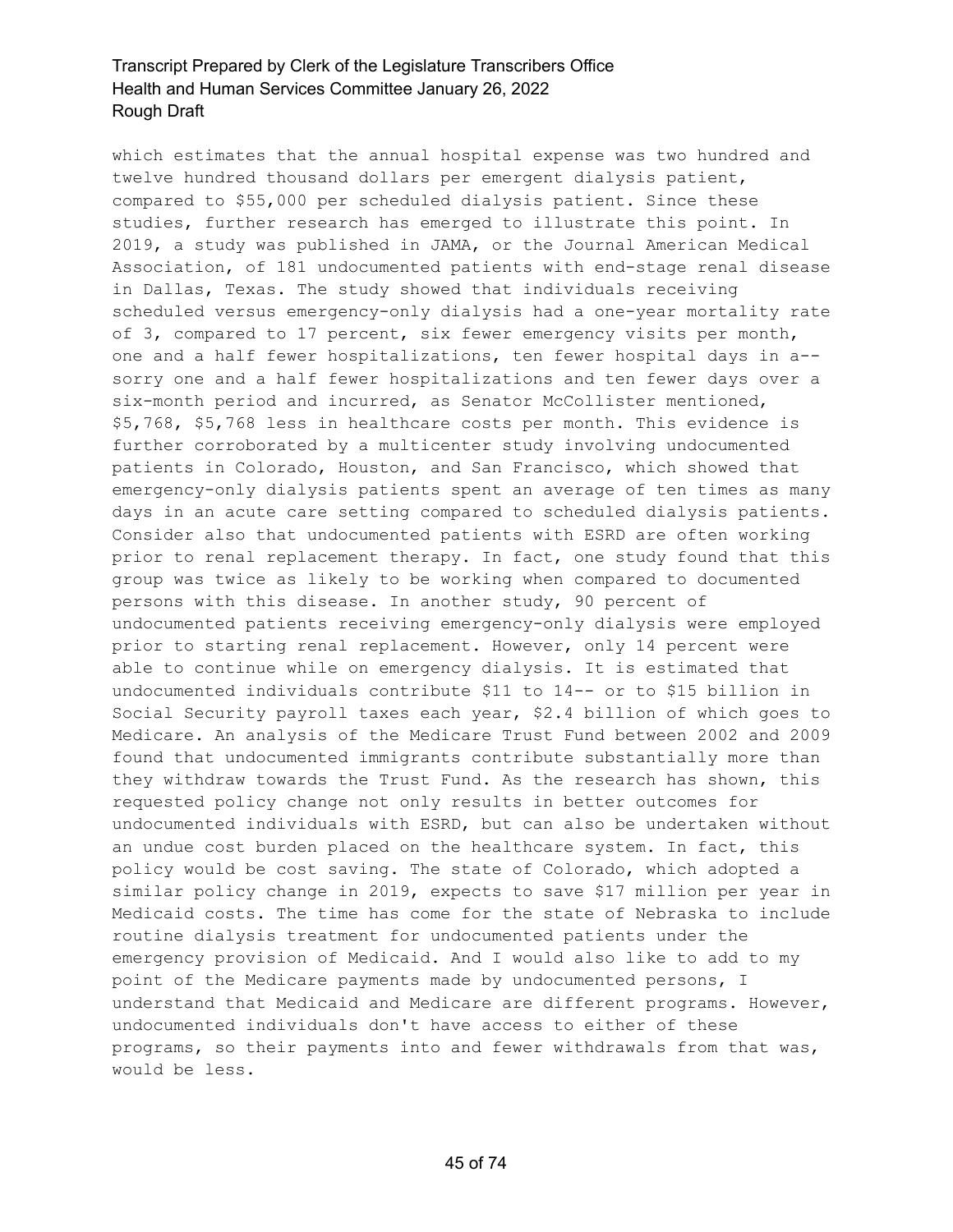which estimates that the annual hospital expense was two hundred and twelve hundred thousand dollars per emergent dialysis patient, compared to $55,000 per scheduled dialysis patient. Since these studies, further research has emerged to illustrate this point. In 2019, a study was published in JAMA, or the Journal American Medical Association, of 181 undocumented patients with end-stage renal disease in Dallas, Texas. The study showed that individuals receiving scheduled versus emergency-only dialysis had a one-year mortality rate of 3, compared to 17 percent, six fewer emergency visits per month, one and a half fewer hospitalizations, ten fewer hospital days in a-- sorry one and a half fewer hospitalizations and ten fewer days over a six-month period and incurred, as Senator McCollister mentioned, $5,768, $5,768 less in healthcare costs per month. This evidence is further corroborated by a multicenter study involving undocumented patients in Colorado, Houston, and San Francisco, which showed that emergency-only dialysis patients spent an average of ten times as many days in an acute care setting compared to scheduled dialysis patients. Consider also that undocumented patients with ESRD are often working prior to renal replacement therapy. In fact, one study found that this group was twice as likely to be working when compared to documented persons with this disease. In another study, 90 percent of undocumented patients receiving emergency-only dialysis were employed prior to starting renal replacement. However, only 14 percent were able to continue while on emergency dialysis. It is estimated that undocumented individuals contribute $11 to 14-- or to $15 billion in Social Security payroll taxes each year, $2.4 billion of which goes to Medicare. An analysis of the Medicare Trust Fund between 2002 and 2009 found that undocumented immigrants contribute substantially more than they withdraw towards the Trust Fund. As the research has shown, this requested policy change not only results in better outcomes for undocumented individuals with ESRD, but can also be undertaken without an undue cost burden placed on the healthcare system. In fact, this policy would be cost saving. The state of Colorado, which adopted a similar policy change in 2019, expects to save $17 million per year in Medicaid costs. The time has come for the state of Nebraska to include routine dialysis treatment for undocumented patients under the emergency provision of Medicaid. And I would also like to add to my point of the Medicare payments made by undocumented persons, I understand that Medicaid and Medicare are different programs. However, undocumented individuals don't have access to either of these programs, so their payments into and fewer withdrawals from that was, would be less.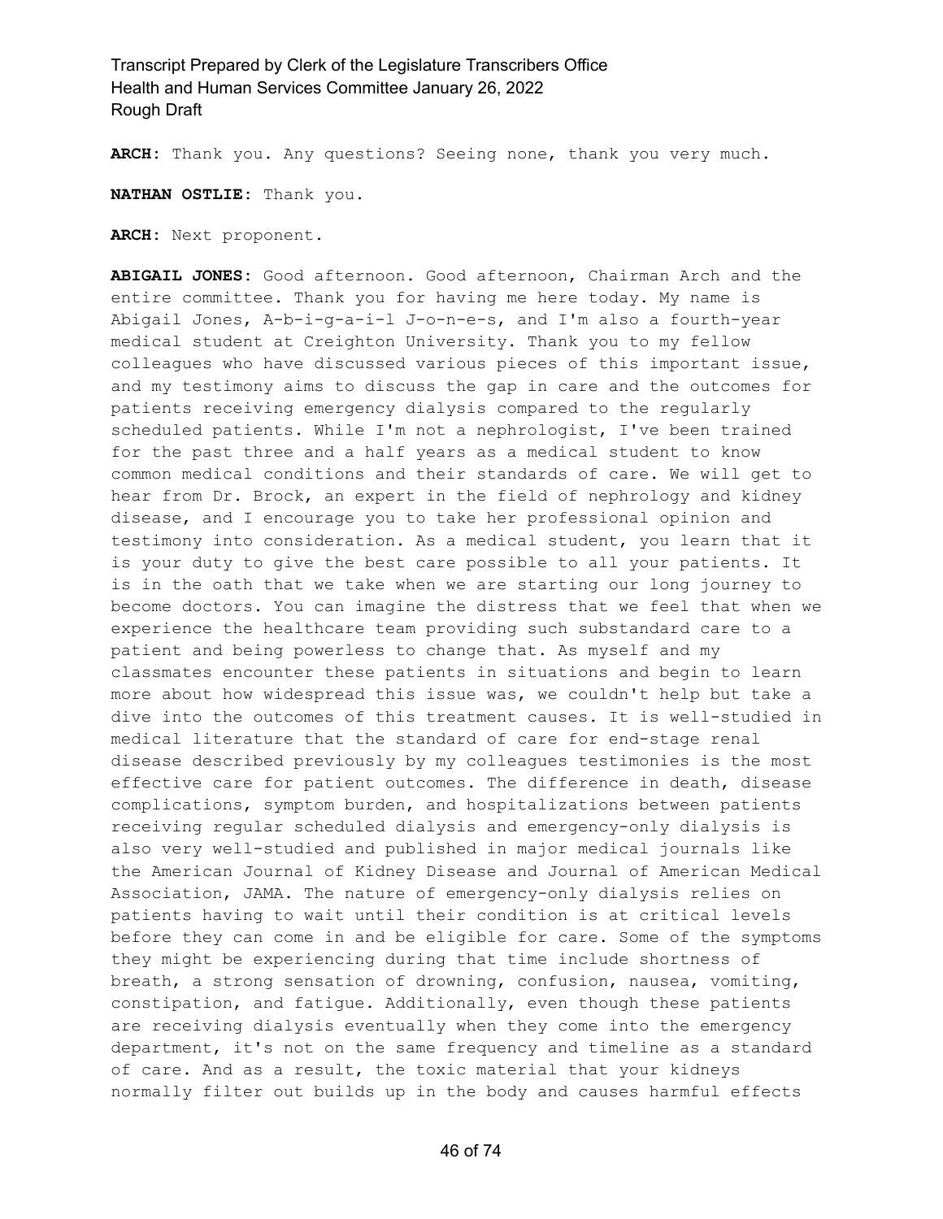**ARCH:** Thank you. Any questions? Seeing none, thank you very much.

**NATHAN OSTLIE:** Thank you.

**ARCH:** Next proponent.

**ABIGAIL JONES:** Good afternoon. Good afternoon, Chairman Arch and the entire committee. Thank you for having me here today. My name is Abigail Jones, A-b-i-g-a-i-l J-o-n-e-s, and I'm also a fourth-year medical student at Creighton University. Thank you to my fellow colleagues who have discussed various pieces of this important issue, and my testimony aims to discuss the gap in care and the outcomes for patients receiving emergency dialysis compared to the regularly scheduled patients. While I'm not a nephrologist, I've been trained for the past three and a half years as a medical student to know common medical conditions and their standards of care. We will get to hear from Dr. Brock, an expert in the field of nephrology and kidney disease, and I encourage you to take her professional opinion and testimony into consideration. As a medical student, you learn that it is your duty to give the best care possible to all your patients. It is in the oath that we take when we are starting our long journey to become doctors. You can imagine the distress that we feel that when we experience the healthcare team providing such substandard care to a patient and being powerless to change that. As myself and my classmates encounter these patients in situations and begin to learn more about how widespread this issue was, we couldn't help but take a dive into the outcomes of this treatment causes. It is well-studied in medical literature that the standard of care for end-stage renal disease described previously by my colleagues testimonies is the most effective care for patient outcomes. The difference in death, disease complications, symptom burden, and hospitalizations between patients receiving regular scheduled dialysis and emergency-only dialysis is also very well-studied and published in major medical journals like the American Journal of Kidney Disease and Journal of American Medical Association, JAMA. The nature of emergency-only dialysis relies on patients having to wait until their condition is at critical levels before they can come in and be eligible for care. Some of the symptoms they might be experiencing during that time include shortness of breath, a strong sensation of drowning, confusion, nausea, vomiting, constipation, and fatigue. Additionally, even though these patients are receiving dialysis eventually when they come into the emergency department, it's not on the same frequency and timeline as a standard of care. And as a result, the toxic material that your kidneys normally filter out builds up in the body and causes harmful effects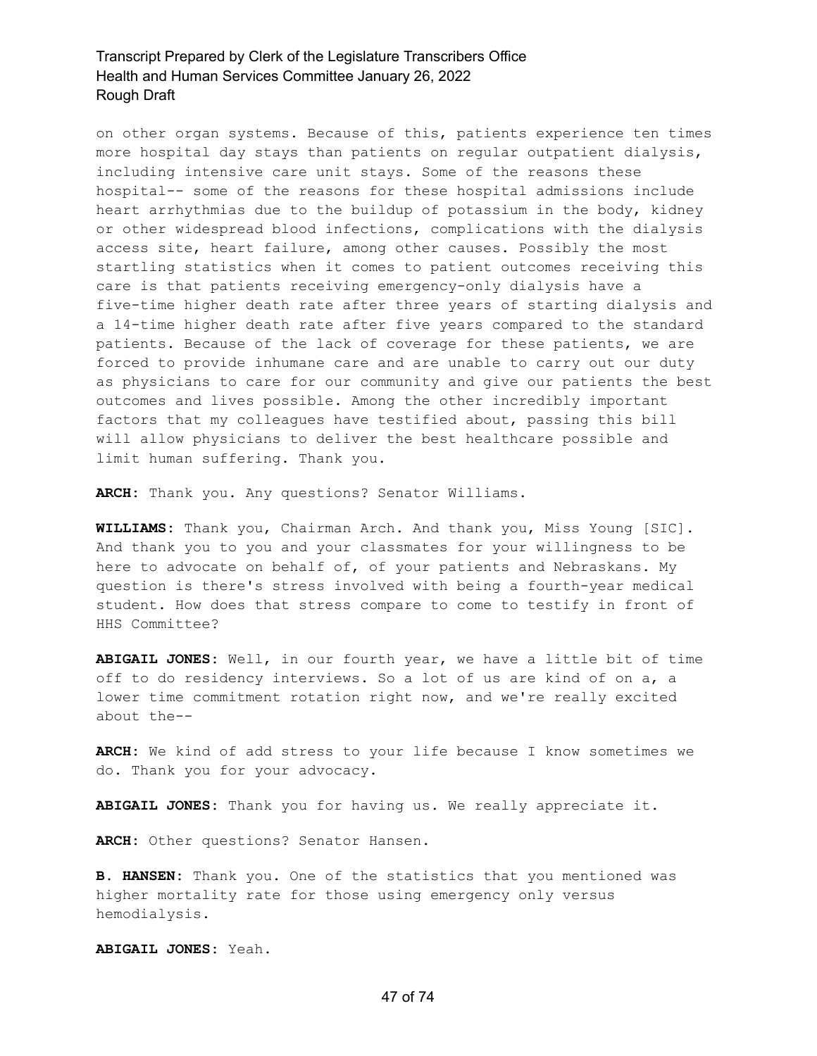on other organ systems. Because of this, patients experience ten times more hospital day stays than patients on regular outpatient dialysis, including intensive care unit stays. Some of the reasons these hospital-- some of the reasons for these hospital admissions include heart arrhythmias due to the buildup of potassium in the body, kidney or other widespread blood infections, complications with the dialysis access site, heart failure, among other causes. Possibly the most startling statistics when it comes to patient outcomes receiving this care is that patients receiving emergency-only dialysis have a five-time higher death rate after three years of starting dialysis and a 14-time higher death rate after five years compared to the standard patients. Because of the lack of coverage for these patients, we are forced to provide inhumane care and are unable to carry out our duty as physicians to care for our community and give our patients the best outcomes and lives possible. Among the other incredibly important factors that my colleagues have testified about, passing this bill will allow physicians to deliver the best healthcare possible and limit human suffering. Thank you.

**ARCH:** Thank you. Any questions? Senator Williams.

**WILLIAMS:** Thank you, Chairman Arch. And thank you, Miss Young [SIC]. And thank you to you and your classmates for your willingness to be here to advocate on behalf of, of your patients and Nebraskans. My question is there's stress involved with being a fourth-year medical student. How does that stress compare to come to testify in front of HHS Committee?

**ABIGAIL JONES:** Well, in our fourth year, we have a little bit of time off to do residency interviews. So a lot of us are kind of on a, a lower time commitment rotation right now, and we're really excited about the--

**ARCH:** We kind of add stress to your life because I know sometimes we do. Thank you for your advocacy.

**ABIGAIL JONES:** Thank you for having us. We really appreciate it.

**ARCH:** Other questions? Senator Hansen.

**B. HANSEN:** Thank you. One of the statistics that you mentioned was higher mortality rate for those using emergency only versus hemodialysis.

**ABIGAIL JONES:** Yeah.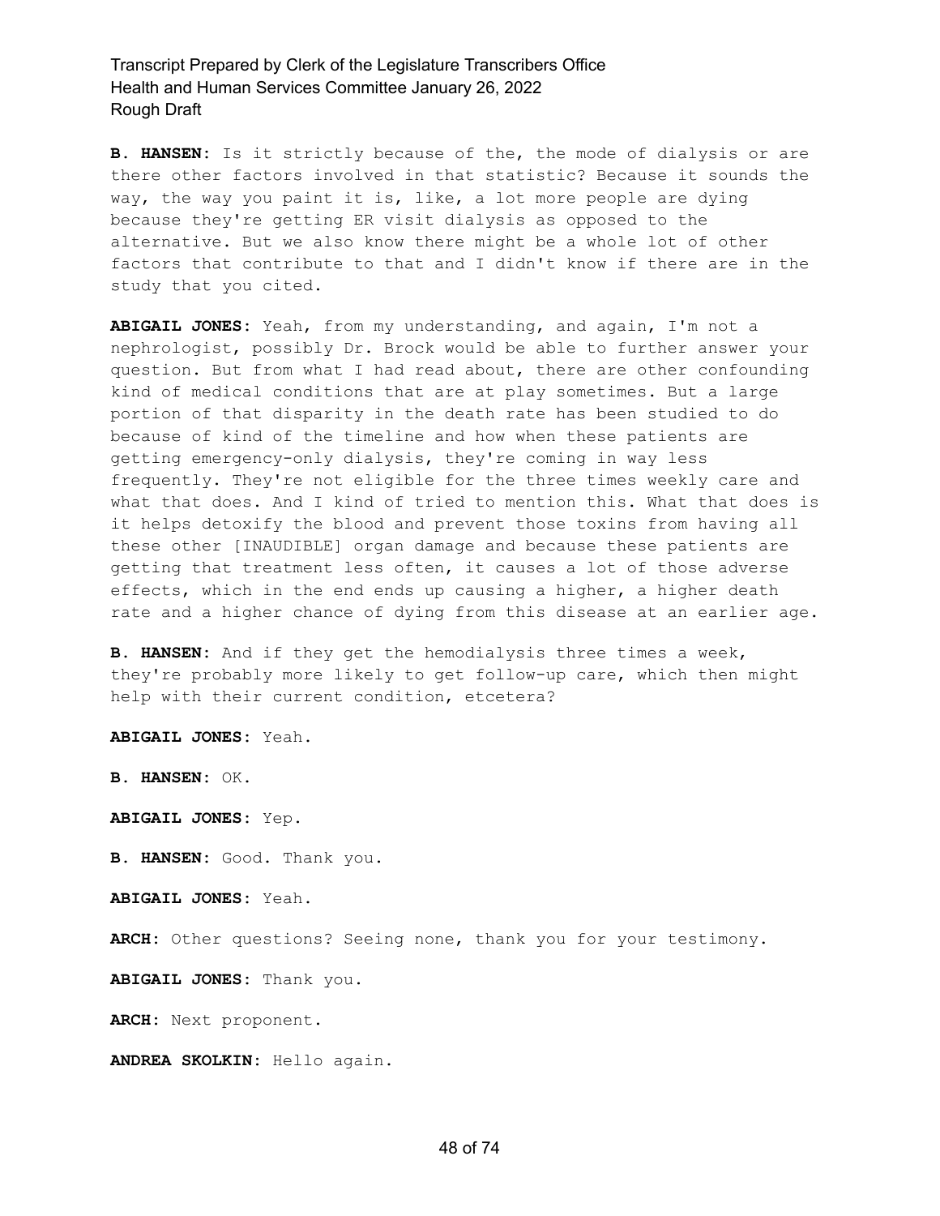**B. HANSEN:** Is it strictly because of the, the mode of dialysis or are there other factors involved in that statistic? Because it sounds the way, the way you paint it is, like, a lot more people are dying because they're getting ER visit dialysis as opposed to the alternative. But we also know there might be a whole lot of other factors that contribute to that and I didn't know if there are in the study that you cited.

**ABIGAIL JONES:** Yeah, from my understanding, and again, I'm not a nephrologist, possibly Dr. Brock would be able to further answer your question. But from what I had read about, there are other confounding kind of medical conditions that are at play sometimes. But a large portion of that disparity in the death rate has been studied to do because of kind of the timeline and how when these patients are getting emergency-only dialysis, they're coming in way less frequently. They're not eligible for the three times weekly care and what that does. And I kind of tried to mention this. What that does is it helps detoxify the blood and prevent those toxins from having all these other [INAUDIBLE] organ damage and because these patients are getting that treatment less often, it causes a lot of those adverse effects, which in the end ends up causing a higher, a higher death rate and a higher chance of dying from this disease at an earlier age.

**B. HANSEN:** And if they get the hemodialysis three times a week, they're probably more likely to get follow-up care, which then might help with their current condition, etcetera?

**ABIGAIL JONES:** Yeah.

**B. HANSEN:** OK.

**ABIGAIL JONES:** Yep.

**B. HANSEN:** Good. Thank you.

**ABIGAIL JONES:** Yeah.

**ARCH:** Other questions? Seeing none, thank you for your testimony.

**ABIGAIL JONES:** Thank you.

**ARCH:** Next proponent.

**ANDREA SKOLKIN:** Hello again.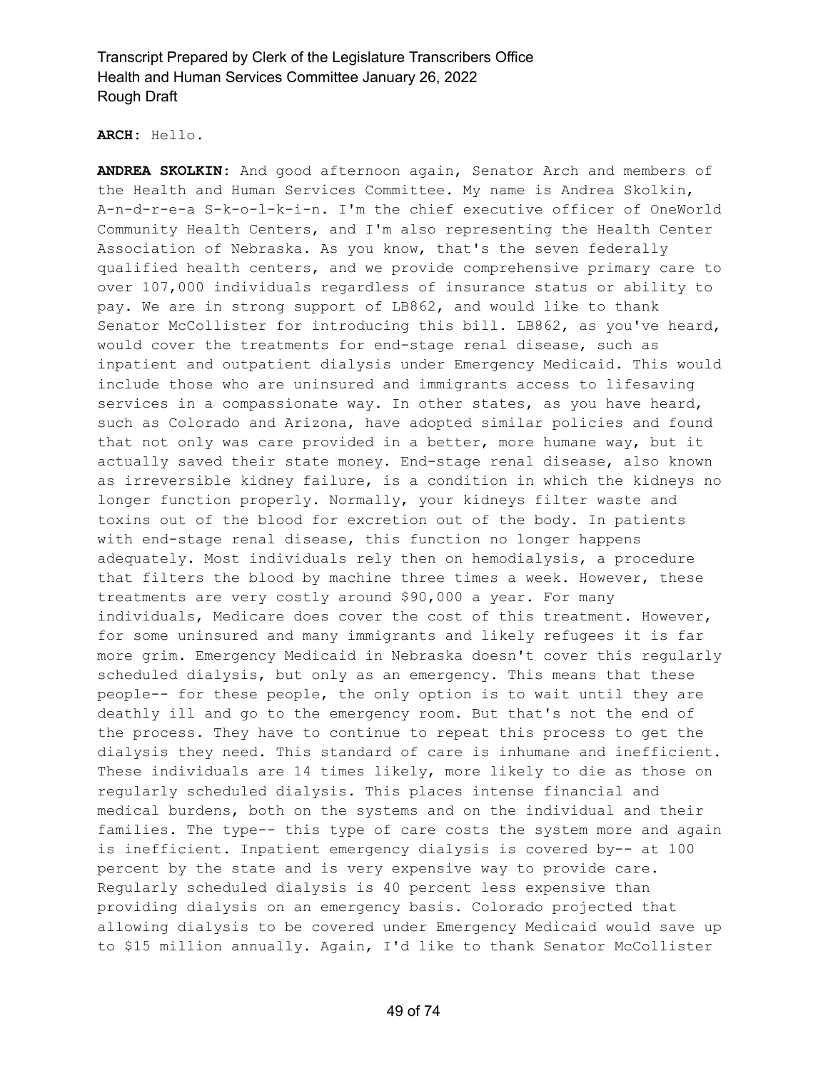**ARCH:** Hello.

**ANDREA SKOLKIN:** And good afternoon again, Senator Arch and members of the Health and Human Services Committee. My name is Andrea Skolkin, A-n-d-r-e-a S-k-o-l-k-i-n. I'm the chief executive officer of OneWorld Community Health Centers, and I'm also representing the Health Center Association of Nebraska. As you know, that's the seven federally qualified health centers, and we provide comprehensive primary care to over 107,000 individuals regardless of insurance status or ability to pay. We are in strong support of LB862, and would like to thank Senator McCollister for introducing this bill. LB862, as you've heard, would cover the treatments for end-stage renal disease, such as inpatient and outpatient dialysis under Emergency Medicaid. This would include those who are uninsured and immigrants access to lifesaving services in a compassionate way. In other states, as you have heard, such as Colorado and Arizona, have adopted similar policies and found that not only was care provided in a better, more humane way, but it actually saved their state money. End-stage renal disease, also known as irreversible kidney failure, is a condition in which the kidneys no longer function properly. Normally, your kidneys filter waste and toxins out of the blood for excretion out of the body. In patients with end-stage renal disease, this function no longer happens adequately. Most individuals rely then on hemodialysis, a procedure that filters the blood by machine three times a week. However, these treatments are very costly around $90,000 a year. For many individuals, Medicare does cover the cost of this treatment. However, for some uninsured and many immigrants and likely refugees it is far more grim. Emergency Medicaid in Nebraska doesn't cover this regularly scheduled dialysis, but only as an emergency. This means that these people-- for these people, the only option is to wait until they are deathly ill and go to the emergency room. But that's not the end of the process. They have to continue to repeat this process to get the dialysis they need. This standard of care is inhumane and inefficient. These individuals are 14 times likely, more likely to die as those on regularly scheduled dialysis. This places intense financial and medical burdens, both on the systems and on the individual and their families. The type-- this type of care costs the system more and again is inefficient. Inpatient emergency dialysis is covered by-- at 100 percent by the state and is very expensive way to provide care. Regularly scheduled dialysis is 40 percent less expensive than providing dialysis on an emergency basis. Colorado projected that allowing dialysis to be covered under Emergency Medicaid would save up to $15 million annually. Again, I'd like to thank Senator McCollister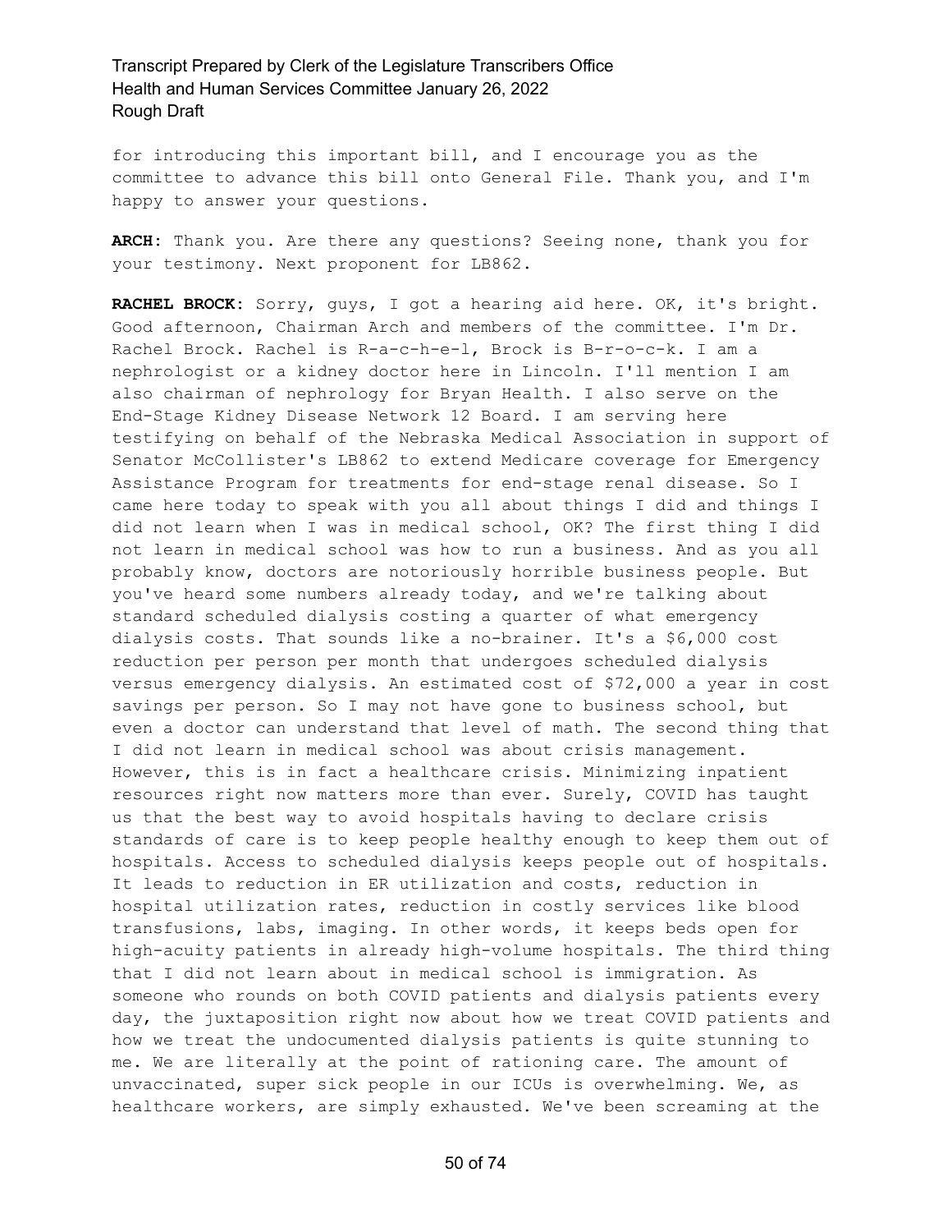for introducing this important bill, and I encourage you as the committee to advance this bill onto General File. Thank you, and I'm happy to answer your questions.

**ARCH:** Thank you. Are there any questions? Seeing none, thank you for your testimony. Next proponent for LB862.

**RACHEL BROCK:** Sorry, guys, I got a hearing aid here. OK, it's bright. Good afternoon, Chairman Arch and members of the committee. I'm Dr. Rachel Brock. Rachel is R-a-c-h-e-l, Brock is B-r-o-c-k. I am a nephrologist or a kidney doctor here in Lincoln. I'll mention I am also chairman of nephrology for Bryan Health. I also serve on the End-Stage Kidney Disease Network 12 Board. I am serving here testifying on behalf of the Nebraska Medical Association in support of Senator McCollister's LB862 to extend Medicare coverage for Emergency Assistance Program for treatments for end-stage renal disease. So I came here today to speak with you all about things I did and things I did not learn when I was in medical school, OK? The first thing I did not learn in medical school was how to run a business. And as you all probably know, doctors are notoriously horrible business people. But you've heard some numbers already today, and we're talking about standard scheduled dialysis costing a quarter of what emergency dialysis costs. That sounds like a no-brainer. It's a $6,000 cost reduction per person per month that undergoes scheduled dialysis versus emergency dialysis. An estimated cost of $72,000 a year in cost savings per person. So I may not have gone to business school, but even a doctor can understand that level of math. The second thing that I did not learn in medical school was about crisis management. However, this is in fact a healthcare crisis. Minimizing inpatient resources right now matters more than ever. Surely, COVID has taught us that the best way to avoid hospitals having to declare crisis standards of care is to keep people healthy enough to keep them out of hospitals. Access to scheduled dialysis keeps people out of hospitals. It leads to reduction in ER utilization and costs, reduction in hospital utilization rates, reduction in costly services like blood transfusions, labs, imaging. In other words, it keeps beds open for high-acuity patients in already high-volume hospitals. The third thing that I did not learn about in medical school is immigration. As someone who rounds on both COVID patients and dialysis patients every day, the juxtaposition right now about how we treat COVID patients and how we treat the undocumented dialysis patients is quite stunning to me. We are literally at the point of rationing care. The amount of unvaccinated, super sick people in our ICUs is overwhelming. We, as healthcare workers, are simply exhausted. We've been screaming at the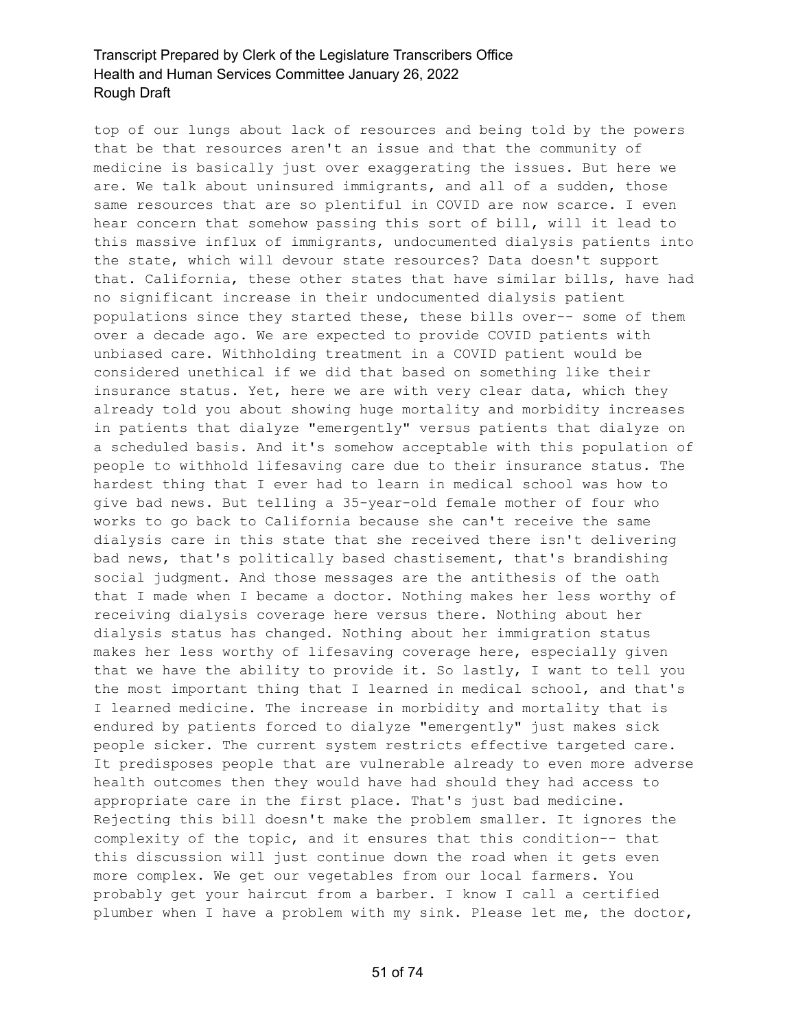top of our lungs about lack of resources and being told by the powers that be that resources aren't an issue and that the community of medicine is basically just over exaggerating the issues. But here we are. We talk about uninsured immigrants, and all of a sudden, those same resources that are so plentiful in COVID are now scarce. I even hear concern that somehow passing this sort of bill, will it lead to this massive influx of immigrants, undocumented dialysis patients into the state, which will devour state resources? Data doesn't support that. California, these other states that have similar bills, have had no significant increase in their undocumented dialysis patient populations since they started these, these bills over-- some of them over a decade ago. We are expected to provide COVID patients with unbiased care. Withholding treatment in a COVID patient would be considered unethical if we did that based on something like their insurance status. Yet, here we are with very clear data, which they already told you about showing huge mortality and morbidity increases in patients that dialyze "emergently" versus patients that dialyze on a scheduled basis. And it's somehow acceptable with this population of people to withhold lifesaving care due to their insurance status. The hardest thing that I ever had to learn in medical school was how to give bad news. But telling a 35-year-old female mother of four who works to go back to California because she can't receive the same dialysis care in this state that she received there isn't delivering bad news, that's politically based chastisement, that's brandishing social judgment. And those messages are the antithesis of the oath that I made when I became a doctor. Nothing makes her less worthy of receiving dialysis coverage here versus there. Nothing about her dialysis status has changed. Nothing about her immigration status makes her less worthy of lifesaving coverage here, especially given that we have the ability to provide it. So lastly, I want to tell you the most important thing that I learned in medical school, and that's I learned medicine. The increase in morbidity and mortality that is endured by patients forced to dialyze "emergently" just makes sick people sicker. The current system restricts effective targeted care. It predisposes people that are vulnerable already to even more adverse health outcomes then they would have had should they had access to appropriate care in the first place. That's just bad medicine. Rejecting this bill doesn't make the problem smaller. It ignores the complexity of the topic, and it ensures that this condition-- that this discussion will just continue down the road when it gets even more complex. We get our vegetables from our local farmers. You probably get your haircut from a barber. I know I call a certified plumber when I have a problem with my sink. Please let me, the doctor,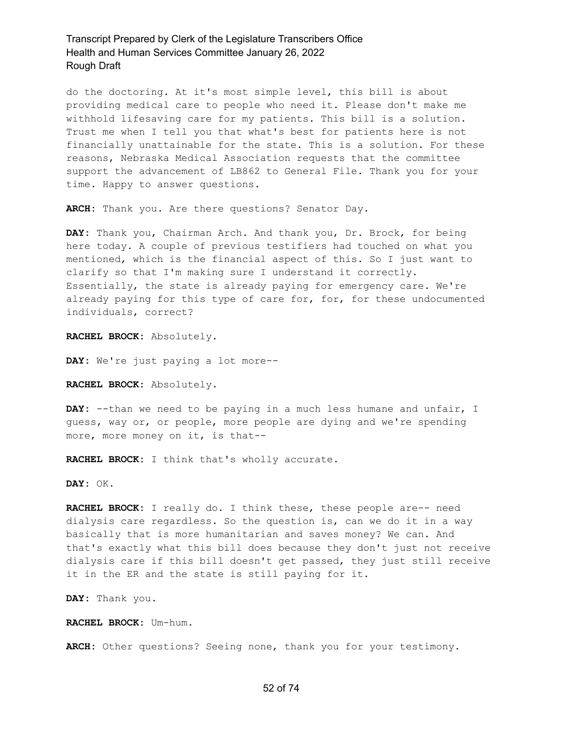do the doctoring. At it's most simple level, this bill is about providing medical care to people who need it. Please don't make me withhold lifesaving care for my patients. This bill is a solution. Trust me when I tell you that what's best for patients here is not financially unattainable for the state. This is a solution. For these reasons, Nebraska Medical Association requests that the committee support the advancement of LB862 to General File. Thank you for your time. Happy to answer questions.

**ARCH:** Thank you. Are there questions? Senator Day.

**DAY:** Thank you, Chairman Arch. And thank you, Dr. Brock, for being here today. A couple of previous testifiers had touched on what you mentioned, which is the financial aspect of this. So I just want to clarify so that I'm making sure I understand it correctly. Essentially, the state is already paying for emergency care. We're already paying for this type of care for, for, for these undocumented individuals, correct?

**RACHEL BROCK:** Absolutely.

**DAY:** We're just paying a lot more--

**RACHEL BROCK:** Absolutely.

**DAY:** --than we need to be paying in a much less humane and unfair, I guess, way or, or people, more people are dying and we're spending more, more money on it, is that--

**RACHEL BROCK:** I think that's wholly accurate.

**DAY:** OK.

**RACHEL BROCK:** I really do. I think these, these people are-- need dialysis care regardless. So the question is, can we do it in a way basically that is more humanitarian and saves money? We can. And that's exactly what this bill does because they don't just not receive dialysis care if this bill doesn't get passed, they just still receive it in the ER and the state is still paying for it.

**DAY:** Thank you.

**RACHEL BROCK:** Um-hum.

**ARCH:** Other questions? Seeing none, thank you for your testimony.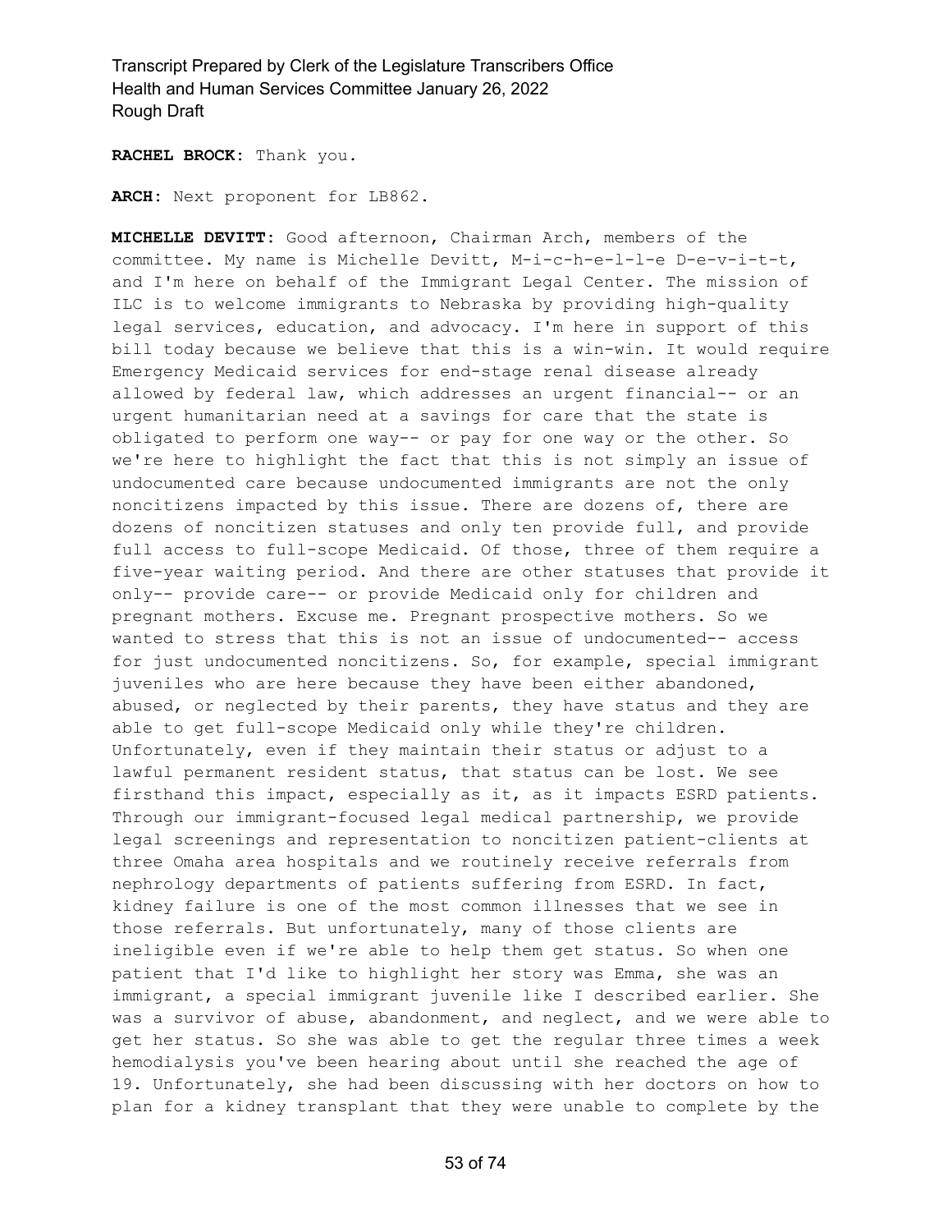**RACHEL BROCK:** Thank you.

**ARCH:** Next proponent for LB862.

**MICHELLE DEVITT:** Good afternoon, Chairman Arch, members of the committee. My name is Michelle Devitt, M-i-c-h-e-l-l-e D-e-v-i-t-t, and I'm here on behalf of the Immigrant Legal Center. The mission of ILC is to welcome immigrants to Nebraska by providing high-quality legal services, education, and advocacy. I'm here in support of this bill today because we believe that this is a win-win. It would require Emergency Medicaid services for end-stage renal disease already allowed by federal law, which addresses an urgent financial-- or an urgent humanitarian need at a savings for care that the state is obligated to perform one way-- or pay for one way or the other. So we're here to highlight the fact that this is not simply an issue of undocumented care because undocumented immigrants are not the only noncitizens impacted by this issue. There are dozens of, there are dozens of noncitizen statuses and only ten provide full, and provide full access to full-scope Medicaid. Of those, three of them require a five-year waiting period. And there are other statuses that provide it only-- provide care-- or provide Medicaid only for children and pregnant mothers. Excuse me. Pregnant prospective mothers. So we wanted to stress that this is not an issue of undocumented-- access for just undocumented noncitizens. So, for example, special immigrant juveniles who are here because they have been either abandoned, abused, or neglected by their parents, they have status and they are able to get full-scope Medicaid only while they're children. Unfortunately, even if they maintain their status or adjust to a lawful permanent resident status, that status can be lost. We see firsthand this impact, especially as it, as it impacts ESRD patients. Through our immigrant-focused legal medical partnership, we provide legal screenings and representation to noncitizen patient-clients at three Omaha area hospitals and we routinely receive referrals from nephrology departments of patients suffering from ESRD. In fact, kidney failure is one of the most common illnesses that we see in those referrals. But unfortunately, many of those clients are ineligible even if we're able to help them get status. So when one patient that I'd like to highlight her story was Emma, she was an immigrant, a special immigrant juvenile like I described earlier. She was a survivor of abuse, abandonment, and neglect, and we were able to get her status. So she was able to get the regular three times a week hemodialysis you've been hearing about until she reached the age of 19. Unfortunately, she had been discussing with her doctors on how to plan for a kidney transplant that they were unable to complete by the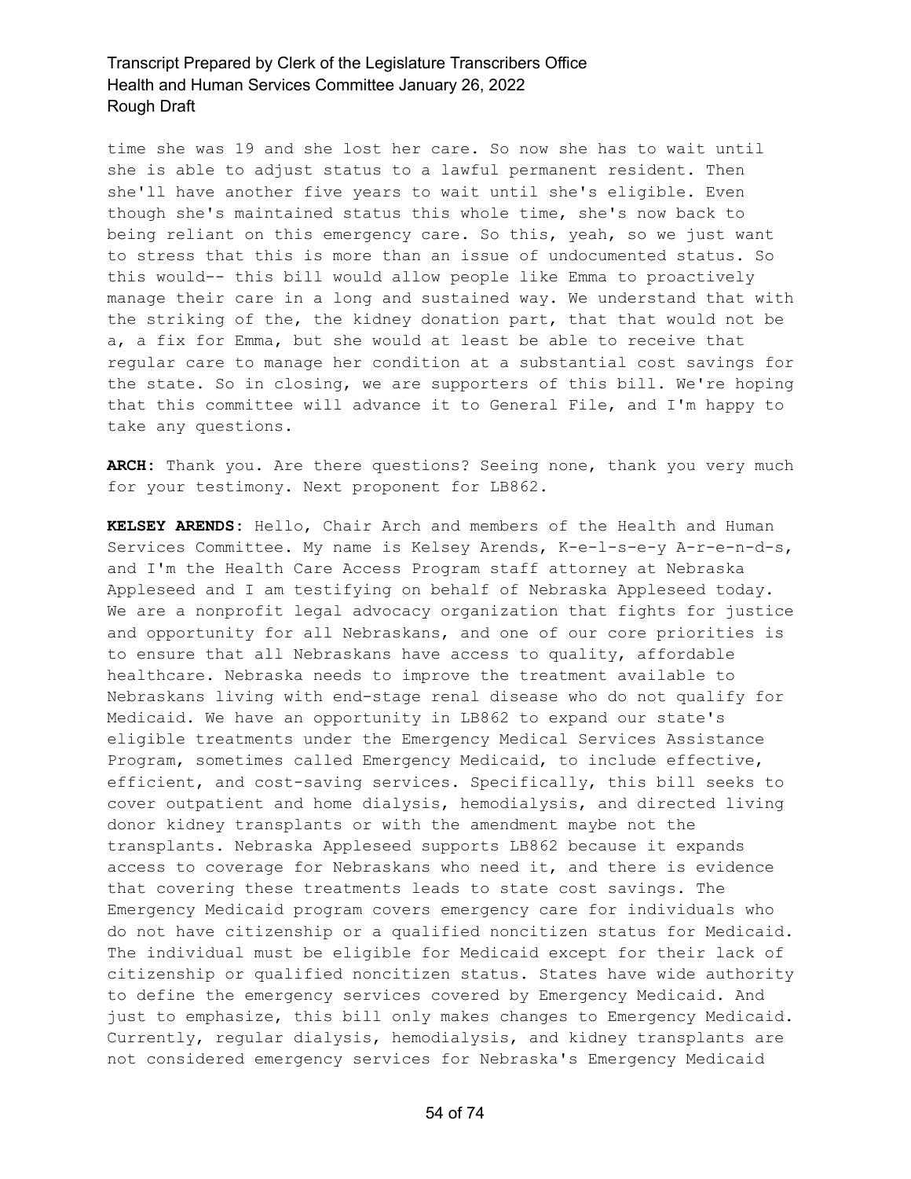time she was 19 and she lost her care. So now she has to wait until she is able to adjust status to a lawful permanent resident. Then she'll have another five years to wait until she's eligible. Even though she's maintained status this whole time, she's now back to being reliant on this emergency care. So this, yeah, so we just want to stress that this is more than an issue of undocumented status. So this would-- this bill would allow people like Emma to proactively manage their care in a long and sustained way. We understand that with the striking of the, the kidney donation part, that that would not be a, a fix for Emma, but she would at least be able to receive that regular care to manage her condition at a substantial cost savings for the state. So in closing, we are supporters of this bill. We're hoping that this committee will advance it to General File, and I'm happy to take any questions.

**ARCH:** Thank you. Are there questions? Seeing none, thank you very much for your testimony. Next proponent for LB862.

**KELSEY ARENDS:** Hello, Chair Arch and members of the Health and Human Services Committee. My name is Kelsey Arends, K-e-l-s-e-y A-r-e-n-d-s, and I'm the Health Care Access Program staff attorney at Nebraska Appleseed and I am testifying on behalf of Nebraska Appleseed today. We are a nonprofit legal advocacy organization that fights for justice and opportunity for all Nebraskans, and one of our core priorities is to ensure that all Nebraskans have access to quality, affordable healthcare. Nebraska needs to improve the treatment available to Nebraskans living with end-stage renal disease who do not qualify for Medicaid. We have an opportunity in LB862 to expand our state's eligible treatments under the Emergency Medical Services Assistance Program, sometimes called Emergency Medicaid, to include effective, efficient, and cost-saving services. Specifically, this bill seeks to cover outpatient and home dialysis, hemodialysis, and directed living donor kidney transplants or with the amendment maybe not the transplants. Nebraska Appleseed supports LB862 because it expands access to coverage for Nebraskans who need it, and there is evidence that covering these treatments leads to state cost savings. The Emergency Medicaid program covers emergency care for individuals who do not have citizenship or a qualified noncitizen status for Medicaid. The individual must be eligible for Medicaid except for their lack of citizenship or qualified noncitizen status. States have wide authority to define the emergency services covered by Emergency Medicaid. And just to emphasize, this bill only makes changes to Emergency Medicaid. Currently, regular dialysis, hemodialysis, and kidney transplants are not considered emergency services for Nebraska's Emergency Medicaid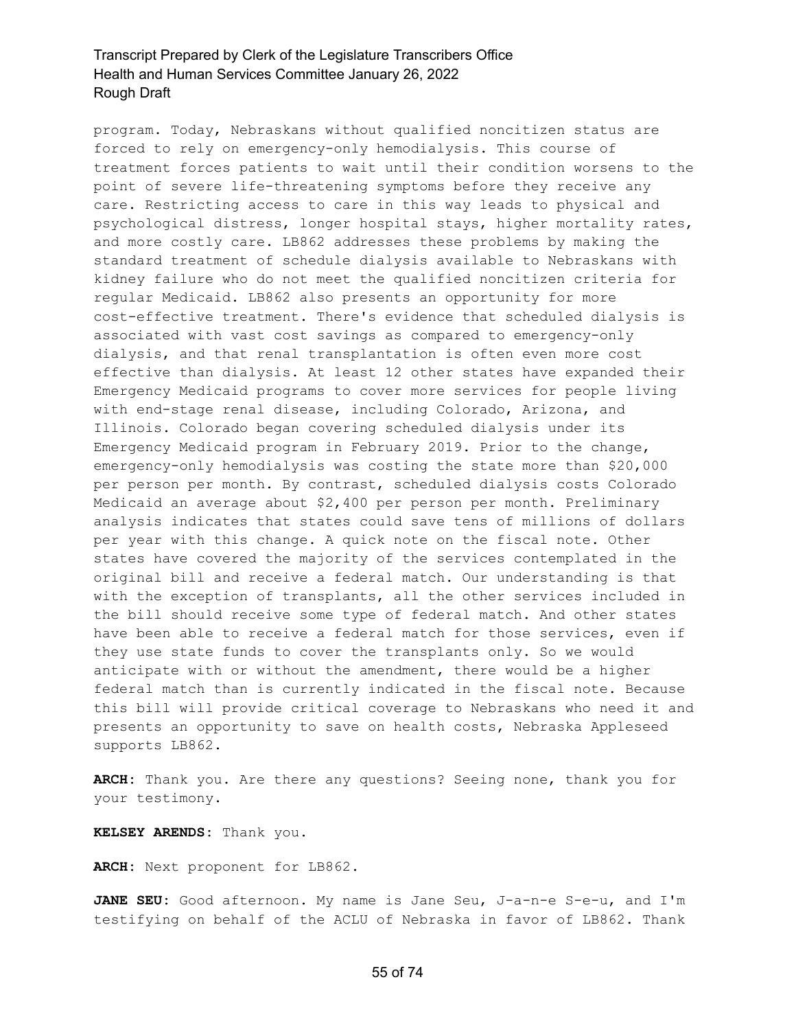program. Today, Nebraskans without qualified noncitizen status are forced to rely on emergency-only hemodialysis. This course of treatment forces patients to wait until their condition worsens to the point of severe life-threatening symptoms before they receive any care. Restricting access to care in this way leads to physical and psychological distress, longer hospital stays, higher mortality rates, and more costly care. LB862 addresses these problems by making the standard treatment of schedule dialysis available to Nebraskans with kidney failure who do not meet the qualified noncitizen criteria for regular Medicaid. LB862 also presents an opportunity for more cost-effective treatment. There's evidence that scheduled dialysis is associated with vast cost savings as compared to emergency-only dialysis, and that renal transplantation is often even more cost effective than dialysis. At least 12 other states have expanded their Emergency Medicaid programs to cover more services for people living with end-stage renal disease, including Colorado, Arizona, and Illinois. Colorado began covering scheduled dialysis under its Emergency Medicaid program in February 2019. Prior to the change, emergency-only hemodialysis was costing the state more than $20,000 per person per month. By contrast, scheduled dialysis costs Colorado Medicaid an average about $2,400 per person per month. Preliminary analysis indicates that states could save tens of millions of dollars per year with this change. A quick note on the fiscal note. Other states have covered the majority of the services contemplated in the original bill and receive a federal match. Our understanding is that with the exception of transplants, all the other services included in the bill should receive some type of federal match. And other states have been able to receive a federal match for those services, even if they use state funds to cover the transplants only. So we would anticipate with or without the amendment, there would be a higher federal match than is currently indicated in the fiscal note. Because this bill will provide critical coverage to Nebraskans who need it and presents an opportunity to save on health costs, Nebraska Appleseed supports LB862.

**ARCH:** Thank you. Are there any questions? Seeing none, thank you for your testimony.

**KELSEY ARENDS:** Thank you.

**ARCH:** Next proponent for LB862.

**JANE SEU:** Good afternoon. My name is Jane Seu, J-a-n-e S-e-u, and I'm testifying on behalf of the ACLU of Nebraska in favor of LB862. Thank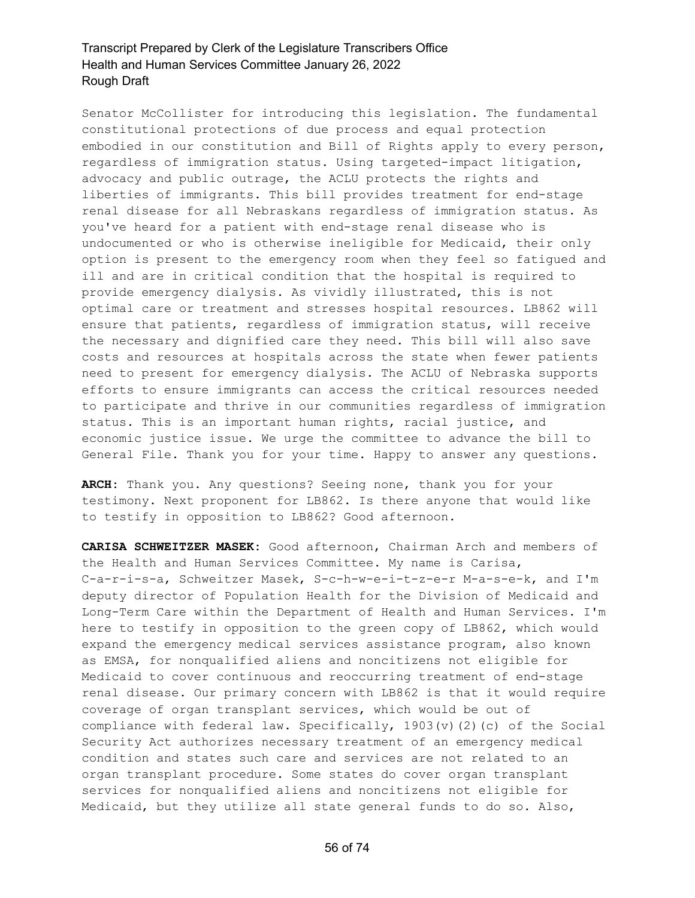Senator McCollister for introducing this legislation. The fundamental constitutional protections of due process and equal protection embodied in our constitution and Bill of Rights apply to every person, regardless of immigration status. Using targeted-impact litigation, advocacy and public outrage, the ACLU protects the rights and liberties of immigrants. This bill provides treatment for end-stage renal disease for all Nebraskans regardless of immigration status. As you've heard for a patient with end-stage renal disease who is undocumented or who is otherwise ineligible for Medicaid, their only option is present to the emergency room when they feel so fatigued and ill and are in critical condition that the hospital is required to provide emergency dialysis. As vividly illustrated, this is not optimal care or treatment and stresses hospital resources. LB862 will ensure that patients, regardless of immigration status, will receive the necessary and dignified care they need. This bill will also save costs and resources at hospitals across the state when fewer patients need to present for emergency dialysis. The ACLU of Nebraska supports efforts to ensure immigrants can access the critical resources needed to participate and thrive in our communities regardless of immigration status. This is an important human rights, racial justice, and economic justice issue. We urge the committee to advance the bill to General File. Thank you for your time. Happy to answer any questions.

**ARCH:** Thank you. Any questions? Seeing none, thank you for your testimony. Next proponent for LB862. Is there anyone that would like to testify in opposition to LB862? Good afternoon.

**CARISA SCHWEITZER MASEK:** Good afternoon, Chairman Arch and members of the Health and Human Services Committee. My name is Carisa, C-a-r-i-s-a, Schweitzer Masek, S-c-h-w-e-i-t-z-e-r M-a-s-e-k, and I'm deputy director of Population Health for the Division of Medicaid and Long-Term Care within the Department of Health and Human Services. I'm here to testify in opposition to the green copy of LB862, which would expand the emergency medical services assistance program, also known as EMSA, for nonqualified aliens and noncitizens not eligible for Medicaid to cover continuous and reoccurring treatment of end-stage renal disease. Our primary concern with LB862 is that it would require coverage of organ transplant services, which would be out of compliance with federal law. Specifically, 1903(v)(2)(c) of the Social Security Act authorizes necessary treatment of an emergency medical condition and states such care and services are not related to an organ transplant procedure. Some states do cover organ transplant services for nonqualified aliens and noncitizens not eligible for Medicaid, but they utilize all state general funds to do so. Also,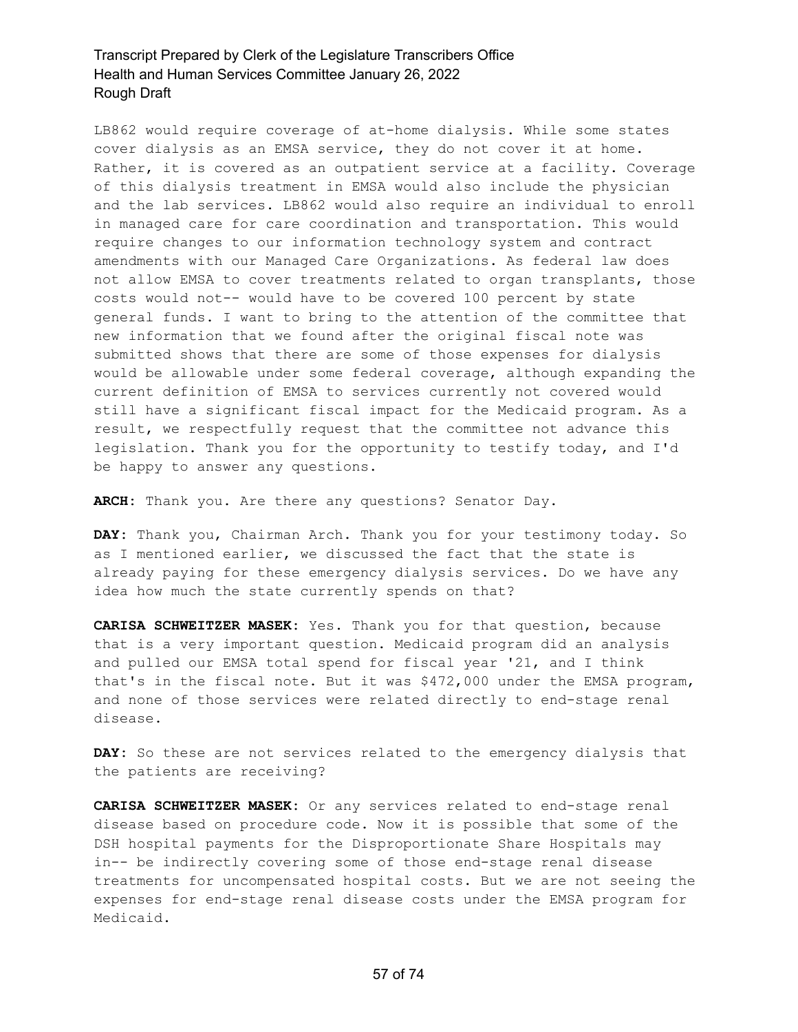LB862 would require coverage of at-home dialysis. While some states cover dialysis as an EMSA service, they do not cover it at home. Rather, it is covered as an outpatient service at a facility. Coverage of this dialysis treatment in EMSA would also include the physician and the lab services. LB862 would also require an individual to enroll in managed care for care coordination and transportation. This would require changes to our information technology system and contract amendments with our Managed Care Organizations. As federal law does not allow EMSA to cover treatments related to organ transplants, those costs would not-- would have to be covered 100 percent by state general funds. I want to bring to the attention of the committee that new information that we found after the original fiscal note was submitted shows that there are some of those expenses for dialysis would be allowable under some federal coverage, although expanding the current definition of EMSA to services currently not covered would still have a significant fiscal impact for the Medicaid program. As a result, we respectfully request that the committee not advance this legislation. Thank you for the opportunity to testify today, and I'd be happy to answer any questions.

**ARCH:** Thank you. Are there any questions? Senator Day.

**DAY:** Thank you, Chairman Arch. Thank you for your testimony today. So as I mentioned earlier, we discussed the fact that the state is already paying for these emergency dialysis services. Do we have any idea how much the state currently spends on that?

**CARISA SCHWEITZER MASEK:** Yes. Thank you for that question, because that is a very important question. Medicaid program did an analysis and pulled our EMSA total spend for fiscal year '21, and I think that's in the fiscal note. But it was $472,000 under the EMSA program, and none of those services were related directly to end-stage renal disease.

**DAY:** So these are not services related to the emergency dialysis that the patients are receiving?

**CARISA SCHWEITZER MASEK:** Or any services related to end-stage renal disease based on procedure code. Now it is possible that some of the DSH hospital payments for the Disproportionate Share Hospitals may in-- be indirectly covering some of those end-stage renal disease treatments for uncompensated hospital costs. But we are not seeing the expenses for end-stage renal disease costs under the EMSA program for Medicaid.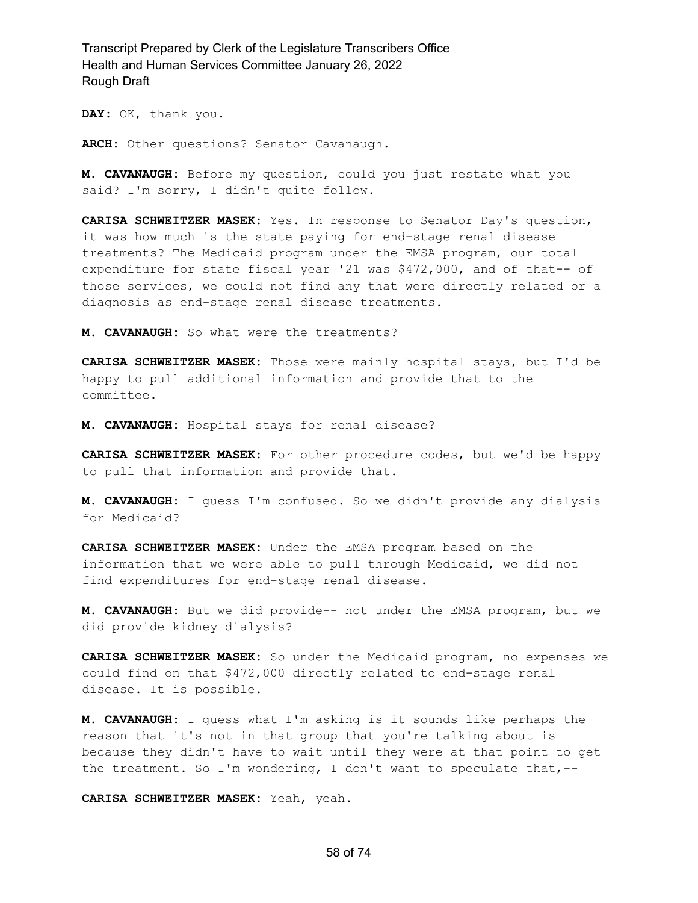**DAY:** OK, thank you.

**ARCH:** Other questions? Senator Cavanaugh.

**M. CAVANAUGH:** Before my question, could you just restate what you said? I'm sorry, I didn't quite follow.

**CARISA SCHWEITZER MASEK:** Yes. In response to Senator Day's question, it was how much is the state paying for end-stage renal disease treatments? The Medicaid program under the EMSA program, our total expenditure for state fiscal year '21 was $472,000, and of that-- of those services, we could not find any that were directly related or a diagnosis as end-stage renal disease treatments.

**M. CAVANAUGH:** So what were the treatments?

**CARISA SCHWEITZER MASEK:** Those were mainly hospital stays, but I'd be happy to pull additional information and provide that to the committee.

**M. CAVANAUGH:** Hospital stays for renal disease?

**CARISA SCHWEITZER MASEK:** For other procedure codes, but we'd be happy to pull that information and provide that.

**M. CAVANAUGH:** I guess I'm confused. So we didn't provide any dialysis for Medicaid?

**CARISA SCHWEITZER MASEK:** Under the EMSA program based on the information that we were able to pull through Medicaid, we did not find expenditures for end-stage renal disease.

**M. CAVANAUGH:** But we did provide-- not under the EMSA program, but we did provide kidney dialysis?

**CARISA SCHWEITZER MASEK:** So under the Medicaid program, no expenses we could find on that $472,000 directly related to end-stage renal disease. It is possible.

**M. CAVANAUGH:** I guess what I'm asking is it sounds like perhaps the reason that it's not in that group that you're talking about is because they didn't have to wait until they were at that point to get the treatment. So I'm wondering, I don't want to speculate that,--

**CARISA SCHWEITZER MASEK:** Yeah, yeah.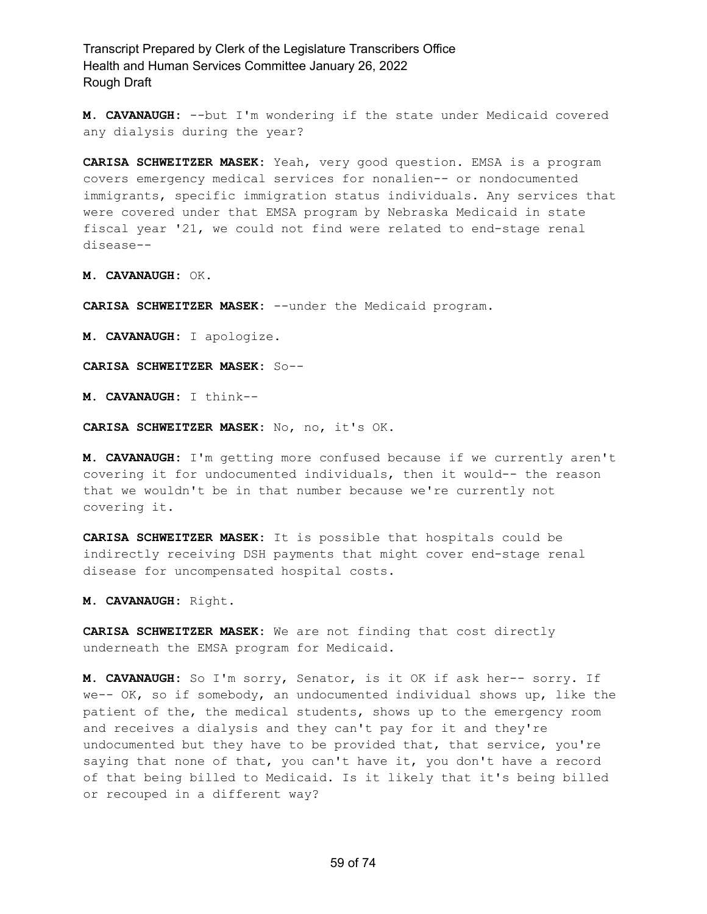**M. CAVANAUGH:** --but I'm wondering if the state under Medicaid covered any dialysis during the year?

**CARISA SCHWEITZER MASEK:** Yeah, very good question. EMSA is a program covers emergency medical services for nonalien-- or nondocumented immigrants, specific immigration status individuals. Any services that were covered under that EMSA program by Nebraska Medicaid in state fiscal year '21, we could not find were related to end-stage renal disease--

**M. CAVANAUGH:** OK.

**CARISA SCHWEITZER MASEK:** --under the Medicaid program.

**M. CAVANAUGH:** I apologize.

**CARISA SCHWEITZER MASEK:** So--

**M. CAVANAUGH:** I think--

**CARISA SCHWEITZER MASEK:** No, no, it's OK.

**M. CAVANAUGH:** I'm getting more confused because if we currently aren't covering it for undocumented individuals, then it would-- the reason that we wouldn't be in that number because we're currently not covering it.

**CARISA SCHWEITZER MASEK:** It is possible that hospitals could be indirectly receiving DSH payments that might cover end-stage renal disease for uncompensated hospital costs.

**M. CAVANAUGH:** Right.

**CARISA SCHWEITZER MASEK:** We are not finding that cost directly underneath the EMSA program for Medicaid.

**M. CAVANAUGH:** So I'm sorry, Senator, is it OK if ask her-- sorry. If we-- OK, so if somebody, an undocumented individual shows up, like the patient of the, the medical students, shows up to the emergency room and receives a dialysis and they can't pay for it and they're undocumented but they have to be provided that, that service, you're saying that none of that, you can't have it, you don't have a record of that being billed to Medicaid. Is it likely that it's being billed or recouped in a different way?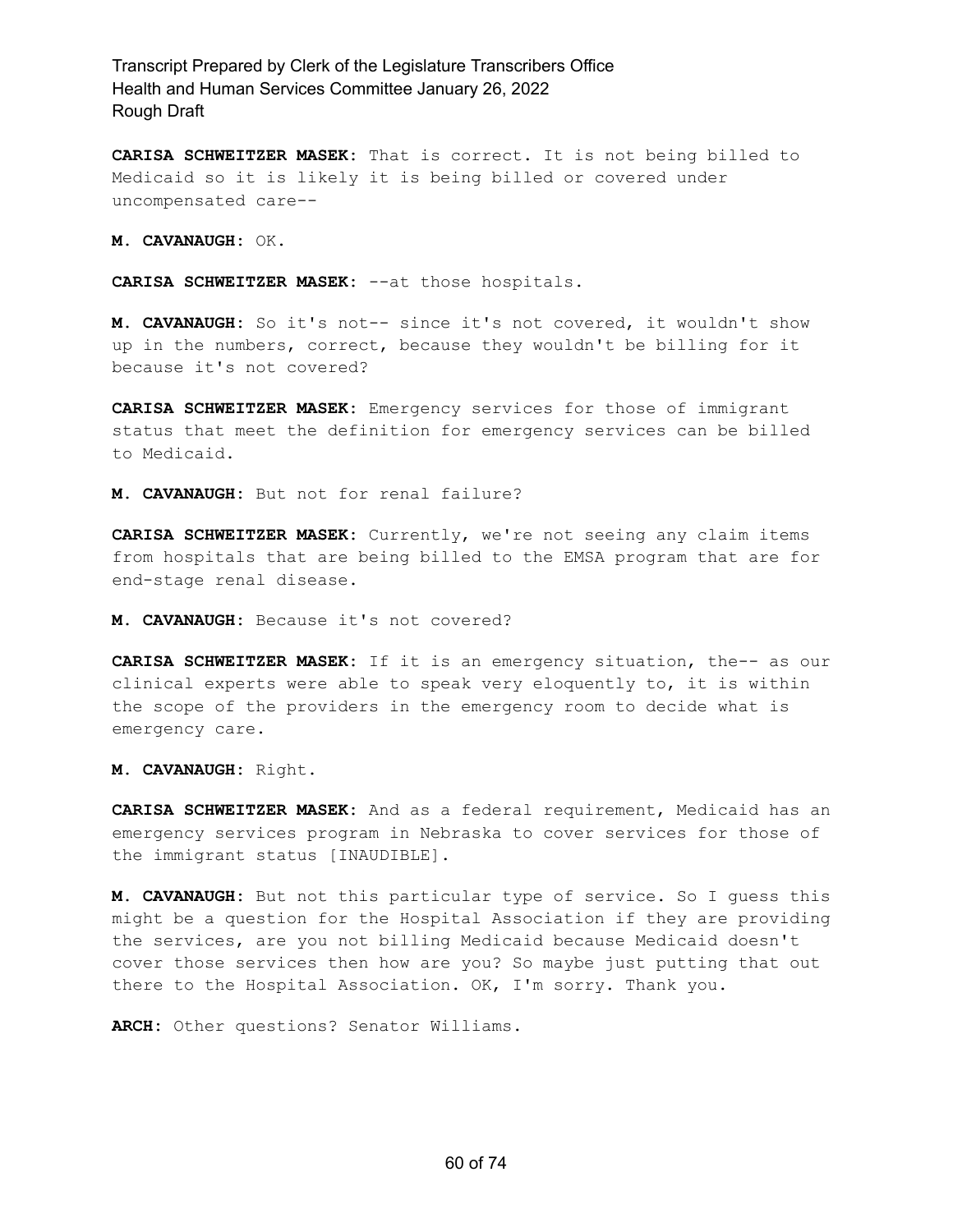**CARISA SCHWEITZER MASEK:** That is correct. It is not being billed to Medicaid so it is likely it is being billed or covered under uncompensated care--

**M. CAVANAUGH:** OK.

**CARISA SCHWEITZER MASEK:** --at those hospitals.

**M. CAVANAUGH:** So it's not-- since it's not covered, it wouldn't show up in the numbers, correct, because they wouldn't be billing for it because it's not covered?

**CARISA SCHWEITZER MASEK:** Emergency services for those of immigrant status that meet the definition for emergency services can be billed to Medicaid.

**M. CAVANAUGH:** But not for renal failure?

**CARISA SCHWEITZER MASEK:** Currently, we're not seeing any claim items from hospitals that are being billed to the EMSA program that are for end-stage renal disease.

**M. CAVANAUGH:** Because it's not covered?

**CARISA SCHWEITZER MASEK:** If it is an emergency situation, the-- as our clinical experts were able to speak very eloquently to, it is within the scope of the providers in the emergency room to decide what is emergency care.

**M. CAVANAUGH:** Right.

**CARISA SCHWEITZER MASEK:** And as a federal requirement, Medicaid has an emergency services program in Nebraska to cover services for those of the immigrant status [INAUDIBLE].

**M. CAVANAUGH:** But not this particular type of service. So I guess this might be a question for the Hospital Association if they are providing the services, are you not billing Medicaid because Medicaid doesn't cover those services then how are you? So maybe just putting that out there to the Hospital Association. OK, I'm sorry. Thank you.

**ARCH:** Other questions? Senator Williams.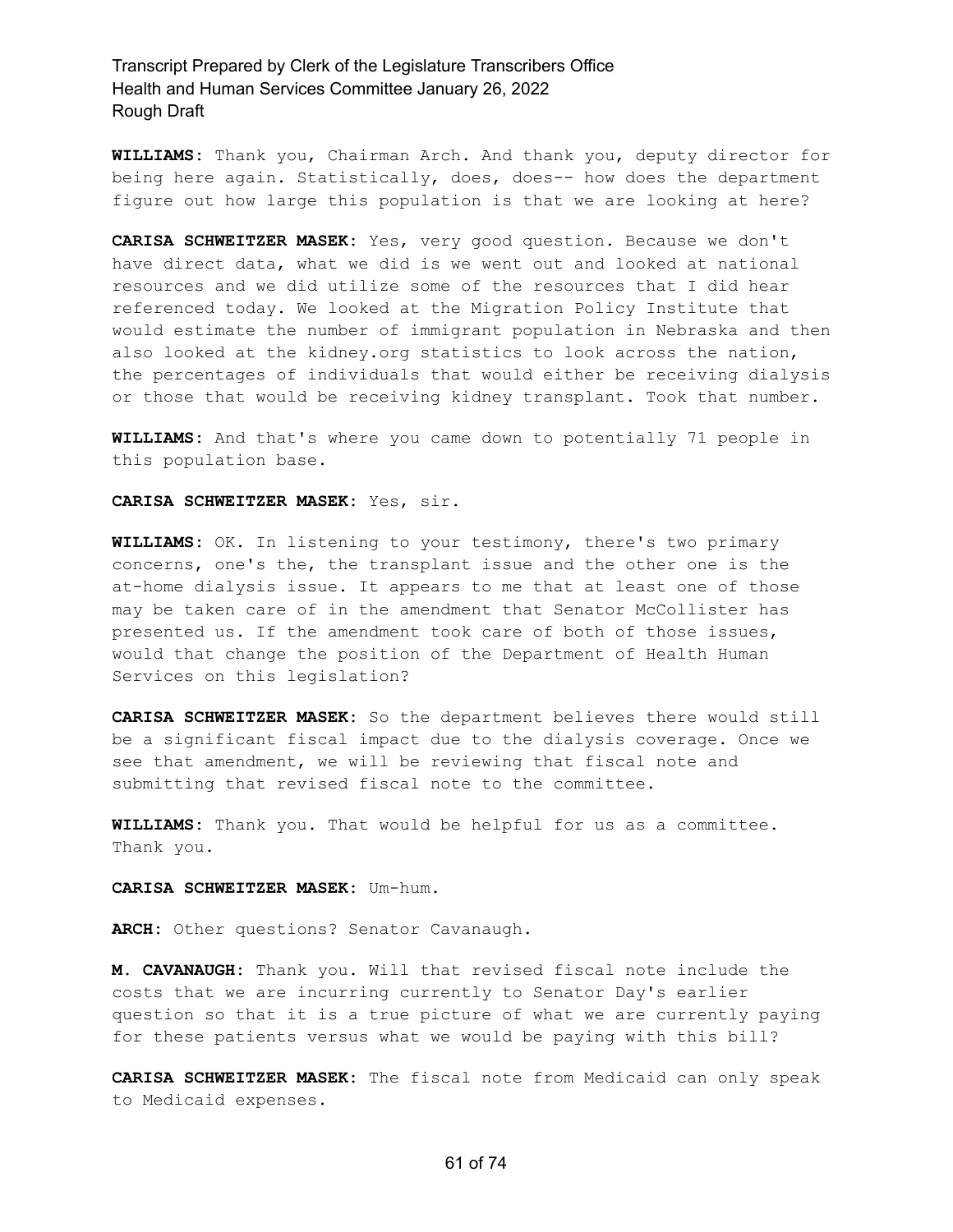**WILLIAMS:** Thank you, Chairman Arch. And thank you, deputy director for being here again. Statistically, does, does-- how does the department figure out how large this population is that we are looking at here?

**CARISA SCHWEITZER MASEK:** Yes, very good question. Because we don't have direct data, what we did is we went out and looked at national resources and we did utilize some of the resources that I did hear referenced today. We looked at the Migration Policy Institute that would estimate the number of immigrant population in Nebraska and then also looked at the kidney.org statistics to look across the nation, the percentages of individuals that would either be receiving dialysis or those that would be receiving kidney transplant. Took that number.

**WILLIAMS:** And that's where you came down to potentially 71 people in this population base.

**CARISA SCHWEITZER MASEK:** Yes, sir.

**WILLIAMS:** OK. In listening to your testimony, there's two primary concerns, one's the, the transplant issue and the other one is the at-home dialysis issue. It appears to me that at least one of those may be taken care of in the amendment that Senator McCollister has presented us. If the amendment took care of both of those issues, would that change the position of the Department of Health Human Services on this legislation?

**CARISA SCHWEITZER MASEK:** So the department believes there would still be a significant fiscal impact due to the dialysis coverage. Once we see that amendment, we will be reviewing that fiscal note and submitting that revised fiscal note to the committee.

**WILLIAMS:** Thank you. That would be helpful for us as a committee. Thank you.

**CARISA SCHWEITZER MASEK:** Um-hum.

**ARCH:** Other questions? Senator Cavanaugh.

**M. CAVANAUGH:** Thank you. Will that revised fiscal note include the costs that we are incurring currently to Senator Day's earlier question so that it is a true picture of what we are currently paying for these patients versus what we would be paying with this bill?

**CARISA SCHWEITZER MASEK:** The fiscal note from Medicaid can only speak to Medicaid expenses.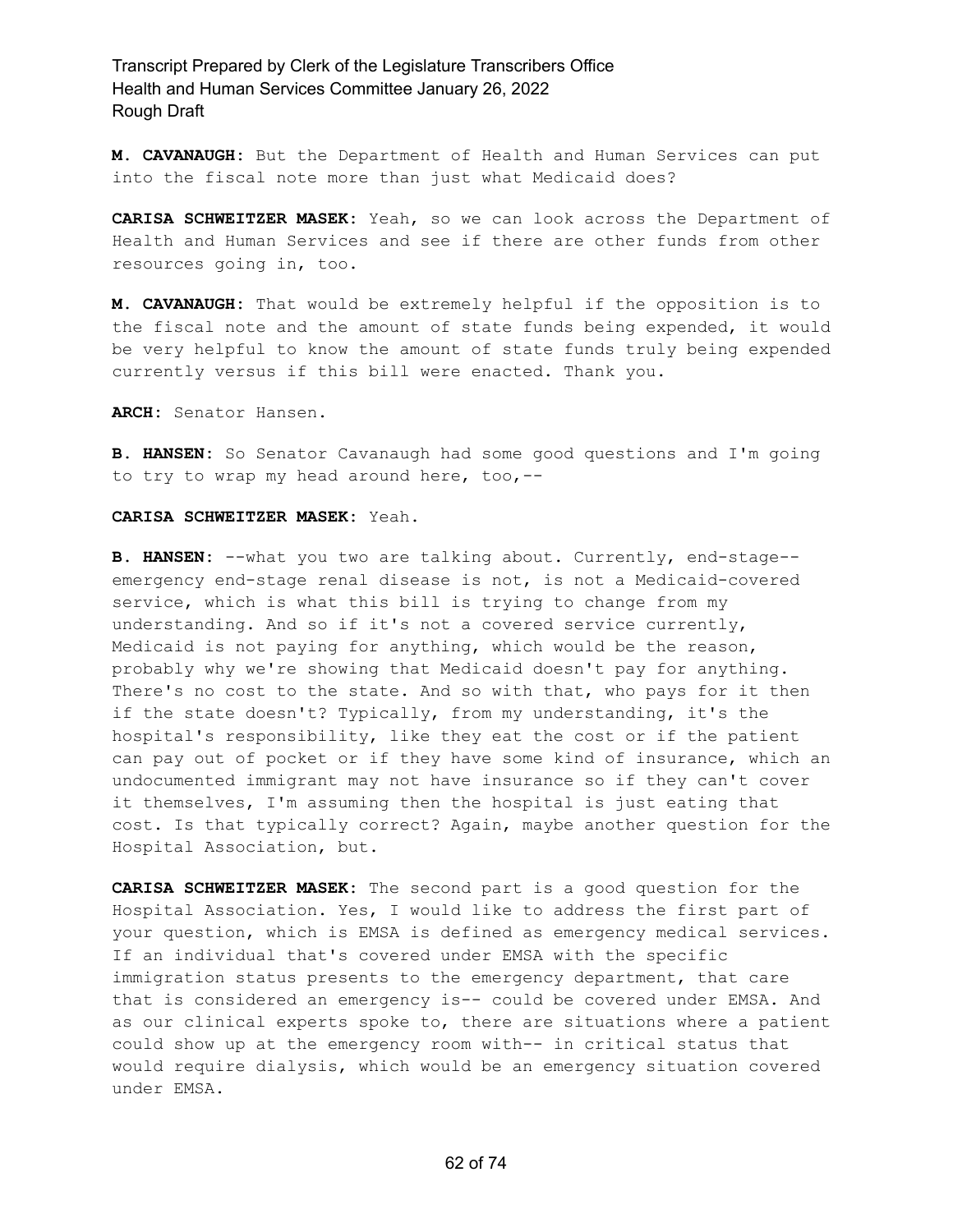**M. CAVANAUGH:** But the Department of Health and Human Services can put into the fiscal note more than just what Medicaid does?

**CARISA SCHWEITZER MASEK:** Yeah, so we can look across the Department of Health and Human Services and see if there are other funds from other resources going in, too.

**M. CAVANAUGH:** That would be extremely helpful if the opposition is to the fiscal note and the amount of state funds being expended, it would be very helpful to know the amount of state funds truly being expended currently versus if this bill were enacted. Thank you.

**ARCH:** Senator Hansen.

**B. HANSEN:** So Senator Cavanaugh had some good questions and I'm going to try to wrap my head around here, too,--

**CARISA SCHWEITZER MASEK:** Yeah.

**B. HANSEN:** --what you two are talking about. Currently, end-stage-- emergency end-stage renal disease is not, is not a Medicaid-covered service, which is what this bill is trying to change from my understanding. And so if it's not a covered service currently, Medicaid is not paying for anything, which would be the reason, probably why we're showing that Medicaid doesn't pay for anything. There's no cost to the state. And so with that, who pays for it then if the state doesn't? Typically, from my understanding, it's the hospital's responsibility, like they eat the cost or if the patient can pay out of pocket or if they have some kind of insurance, which an undocumented immigrant may not have insurance so if they can't cover it themselves, I'm assuming then the hospital is just eating that cost. Is that typically correct? Again, maybe another question for the Hospital Association, but.

**CARISA SCHWEITZER MASEK:** The second part is a good question for the Hospital Association. Yes, I would like to address the first part of your question, which is EMSA is defined as emergency medical services. If an individual that's covered under EMSA with the specific immigration status presents to the emergency department, that care that is considered an emergency is-- could be covered under EMSA. And as our clinical experts spoke to, there are situations where a patient could show up at the emergency room with-- in critical status that would require dialysis, which would be an emergency situation covered under EMSA.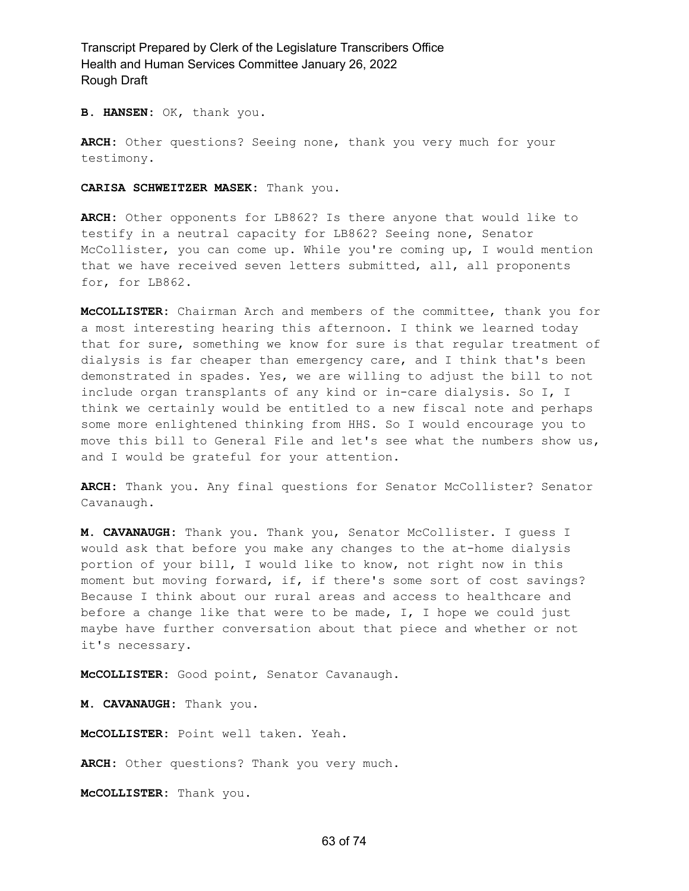**B. HANSEN:** OK, thank you.

**ARCH:** Other questions? Seeing none, thank you very much for your testimony.

**CARISA SCHWEITZER MASEK:** Thank you.

**ARCH:** Other opponents for LB862? Is there anyone that would like to testify in a neutral capacity for LB862? Seeing none, Senator McCollister, you can come up. While you're coming up, I would mention that we have received seven letters submitted, all, all proponents for, for LB862.

**McCOLLISTER:** Chairman Arch and members of the committee, thank you for a most interesting hearing this afternoon. I think we learned today that for sure, something we know for sure is that regular treatment of dialysis is far cheaper than emergency care, and I think that's been demonstrated in spades. Yes, we are willing to adjust the bill to not include organ transplants of any kind or in-care dialysis. So I, I think we certainly would be entitled to a new fiscal note and perhaps some more enlightened thinking from HHS. So I would encourage you to move this bill to General File and let's see what the numbers show us, and I would be grateful for your attention.

**ARCH:** Thank you. Any final questions for Senator McCollister? Senator Cavanaugh.

**M. CAVANAUGH:** Thank you. Thank you, Senator McCollister. I guess I would ask that before you make any changes to the at-home dialysis portion of your bill, I would like to know, not right now in this moment but moving forward, if, if there's some sort of cost savings? Because I think about our rural areas and access to healthcare and before a change like that were to be made, I, I hope we could just maybe have further conversation about that piece and whether or not it's necessary.

**McCOLLISTER:** Good point, Senator Cavanaugh.

**M. CAVANAUGH:** Thank you.

**McCOLLISTER:** Point well taken. Yeah.

**ARCH:** Other questions? Thank you very much.

**McCOLLISTER:** Thank you.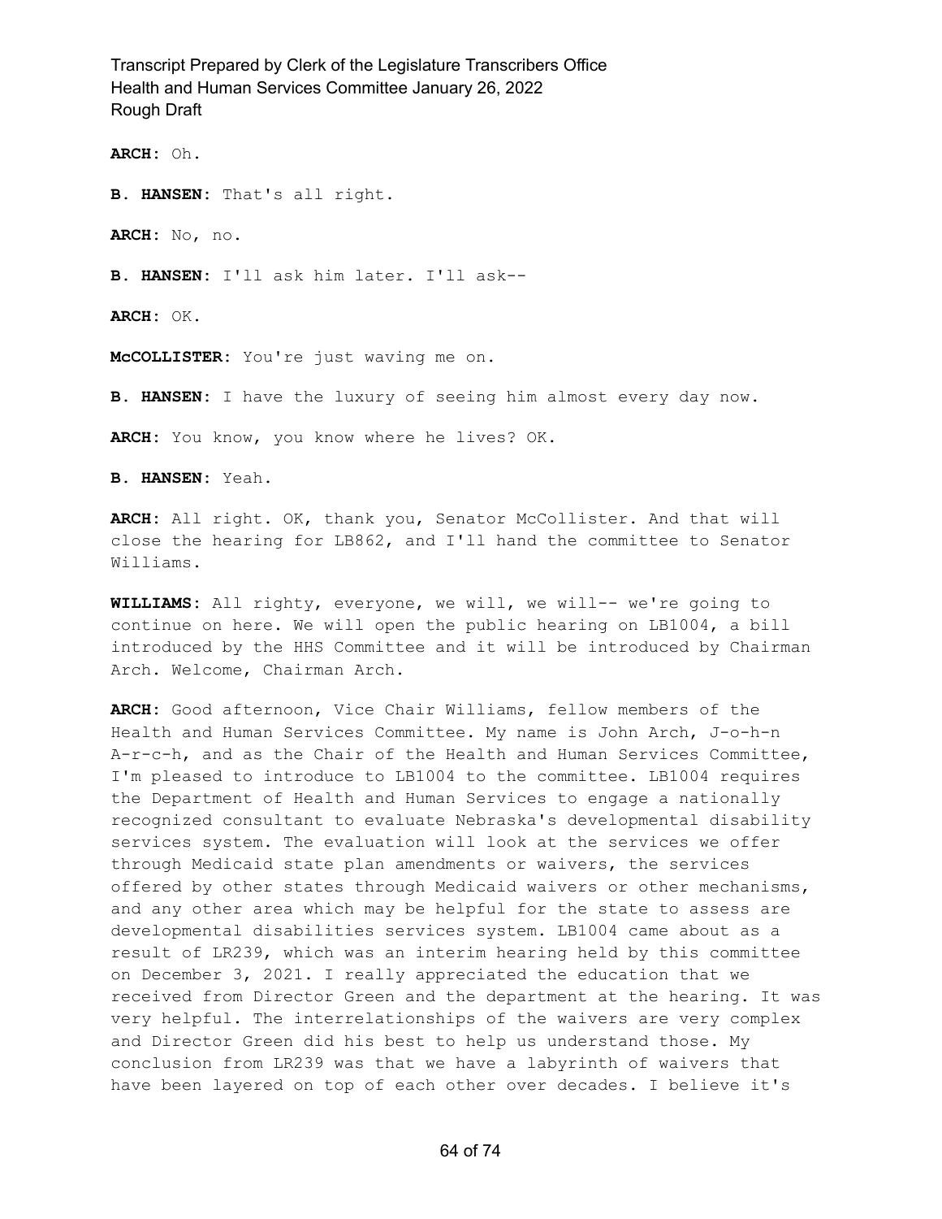**ARCH:** Oh.

**B. HANSEN:** That's all right.

**ARCH:** No, no.

**B. HANSEN:** I'll ask him later. I'll ask--

**ARCH:** OK.

**McCOLLISTER:** You're just waving me on.

**B. HANSEN:** I have the luxury of seeing him almost every day now.

**ARCH:** You know, you know where he lives? OK.

**B. HANSEN:** Yeah.

**ARCH:** All right. OK, thank you, Senator McCollister. And that will close the hearing for LB862, and I'll hand the committee to Senator Williams.

**WILLIAMS:** All righty, everyone, we will, we will-- we're going to continue on here. We will open the public hearing on LB1004, a bill introduced by the HHS Committee and it will be introduced by Chairman Arch. Welcome, Chairman Arch.

**ARCH:** Good afternoon, Vice Chair Williams, fellow members of the Health and Human Services Committee. My name is John Arch, J-o-h-n A-r-c-h, and as the Chair of the Health and Human Services Committee, I'm pleased to introduce to LB1004 to the committee. LB1004 requires the Department of Health and Human Services to engage a nationally recognized consultant to evaluate Nebraska's developmental disability services system. The evaluation will look at the services we offer through Medicaid state plan amendments or waivers, the services offered by other states through Medicaid waivers or other mechanisms, and any other area which may be helpful for the state to assess are developmental disabilities services system. LB1004 came about as a result of LR239, which was an interim hearing held by this committee on December 3, 2021. I really appreciated the education that we received from Director Green and the department at the hearing. It was very helpful. The interrelationships of the waivers are very complex and Director Green did his best to help us understand those. My conclusion from LR239 was that we have a labyrinth of waivers that have been layered on top of each other over decades. I believe it's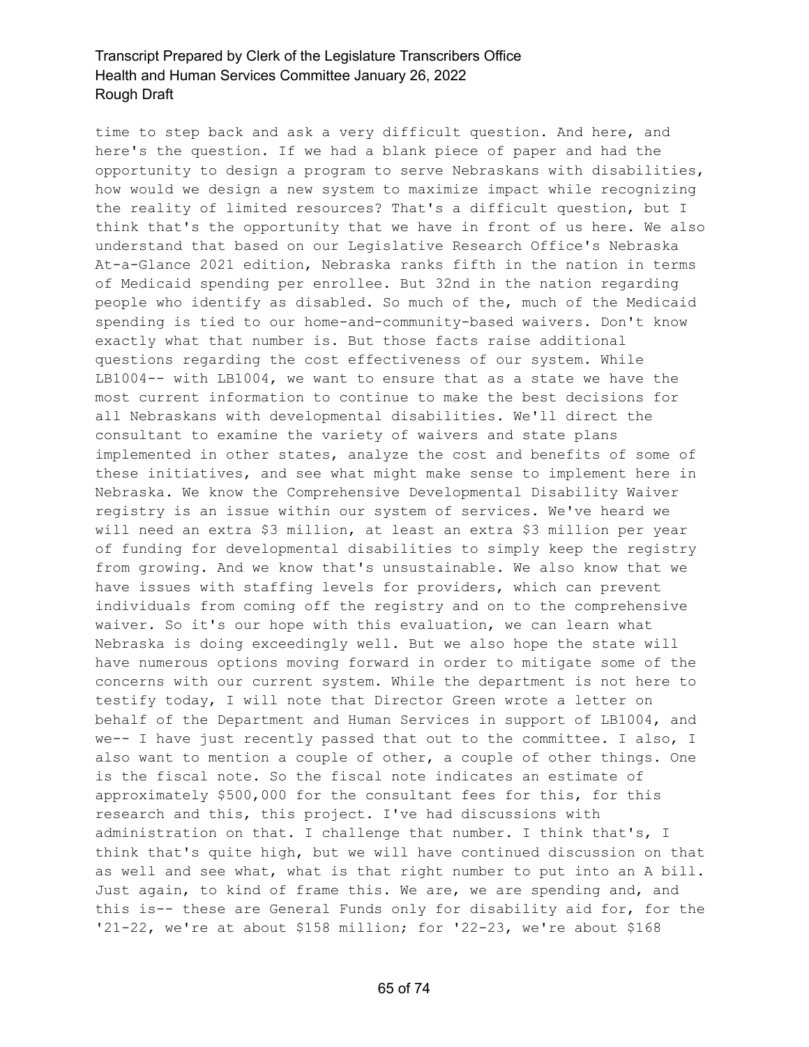time to step back and ask a very difficult question. And here, and here's the question. If we had a blank piece of paper and had the opportunity to design a program to serve Nebraskans with disabilities, how would we design a new system to maximize impact while recognizing the reality of limited resources? That's a difficult question, but I think that's the opportunity that we have in front of us here. We also understand that based on our Legislative Research Office's Nebraska At-a-Glance 2021 edition, Nebraska ranks fifth in the nation in terms of Medicaid spending per enrollee. But 32nd in the nation regarding people who identify as disabled. So much of the, much of the Medicaid spending is tied to our home-and-community-based waivers. Don't know exactly what that number is. But those facts raise additional questions regarding the cost effectiveness of our system. While LB1004-- with LB1004, we want to ensure that as a state we have the most current information to continue to make the best decisions for all Nebraskans with developmental disabilities. We'll direct the consultant to examine the variety of waivers and state plans implemented in other states, analyze the cost and benefits of some of these initiatives, and see what might make sense to implement here in Nebraska. We know the Comprehensive Developmental Disability Waiver registry is an issue within our system of services. We've heard we will need an extra $3 million, at least an extra $3 million per year of funding for developmental disabilities to simply keep the registry from growing. And we know that's unsustainable. We also know that we have issues with staffing levels for providers, which can prevent individuals from coming off the registry and on to the comprehensive waiver. So it's our hope with this evaluation, we can learn what Nebraska is doing exceedingly well. But we also hope the state will have numerous options moving forward in order to mitigate some of the concerns with our current system. While the department is not here to testify today, I will note that Director Green wrote a letter on behalf of the Department and Human Services in support of LB1004, and we-- I have just recently passed that out to the committee. I also, I also want to mention a couple of other, a couple of other things. One is the fiscal note. So the fiscal note indicates an estimate of approximately $500,000 for the consultant fees for this, for this research and this, this project. I've had discussions with administration on that. I challenge that number. I think that's, I think that's quite high, but we will have continued discussion on that as well and see what, what is that right number to put into an A bill. Just again, to kind of frame this. We are, we are spending and, and this is-- these are General Funds only for disability aid for, for the '21-22, we're at about $158 million; for '22-23, we're about $168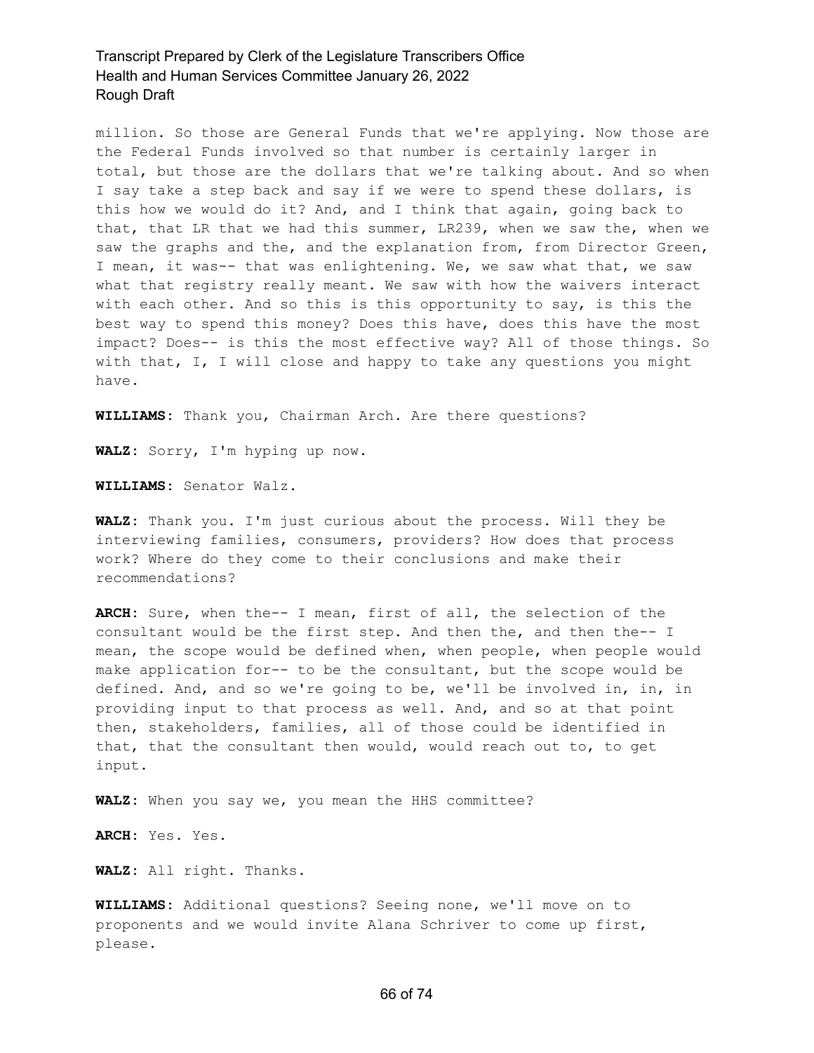million. So those are General Funds that we're applying. Now those are the Federal Funds involved so that number is certainly larger in total, but those are the dollars that we're talking about. And so when I say take a step back and say if we were to spend these dollars, is this how we would do it? And, and I think that again, going back to that, that LR that we had this summer, LR239, when we saw the, when we saw the graphs and the, and the explanation from, from Director Green, I mean, it was-- that was enlightening. We, we saw what that, we saw what that registry really meant. We saw with how the waivers interact with each other. And so this is this opportunity to say, is this the best way to spend this money? Does this have, does this have the most impact? Does-- is this the most effective way? All of those things. So with that, I, I will close and happy to take any questions you might have.

**WILLIAMS:** Thank you, Chairman Arch. Are there questions?

**WALZ:** Sorry, I'm hyping up now.

**WILLIAMS:** Senator Walz.

**WALZ:** Thank you. I'm just curious about the process. Will they be interviewing families, consumers, providers? How does that process work? Where do they come to their conclusions and make their recommendations?

**ARCH:** Sure, when the-- I mean, first of all, the selection of the consultant would be the first step. And then the, and then the-- I mean, the scope would be defined when, when people, when people would make application for-- to be the consultant, but the scope would be defined. And, and so we're going to be, we'll be involved in, in, in providing input to that process as well. And, and so at that point then, stakeholders, families, all of those could be identified in that, that the consultant then would, would reach out to, to get input.

**WALZ:** When you say we, you mean the HHS committee?

**ARCH:** Yes. Yes.

**WALZ:** All right. Thanks.

**WILLIAMS:** Additional questions? Seeing none, we'll move on to proponents and we would invite Alana Schriver to come up first, please.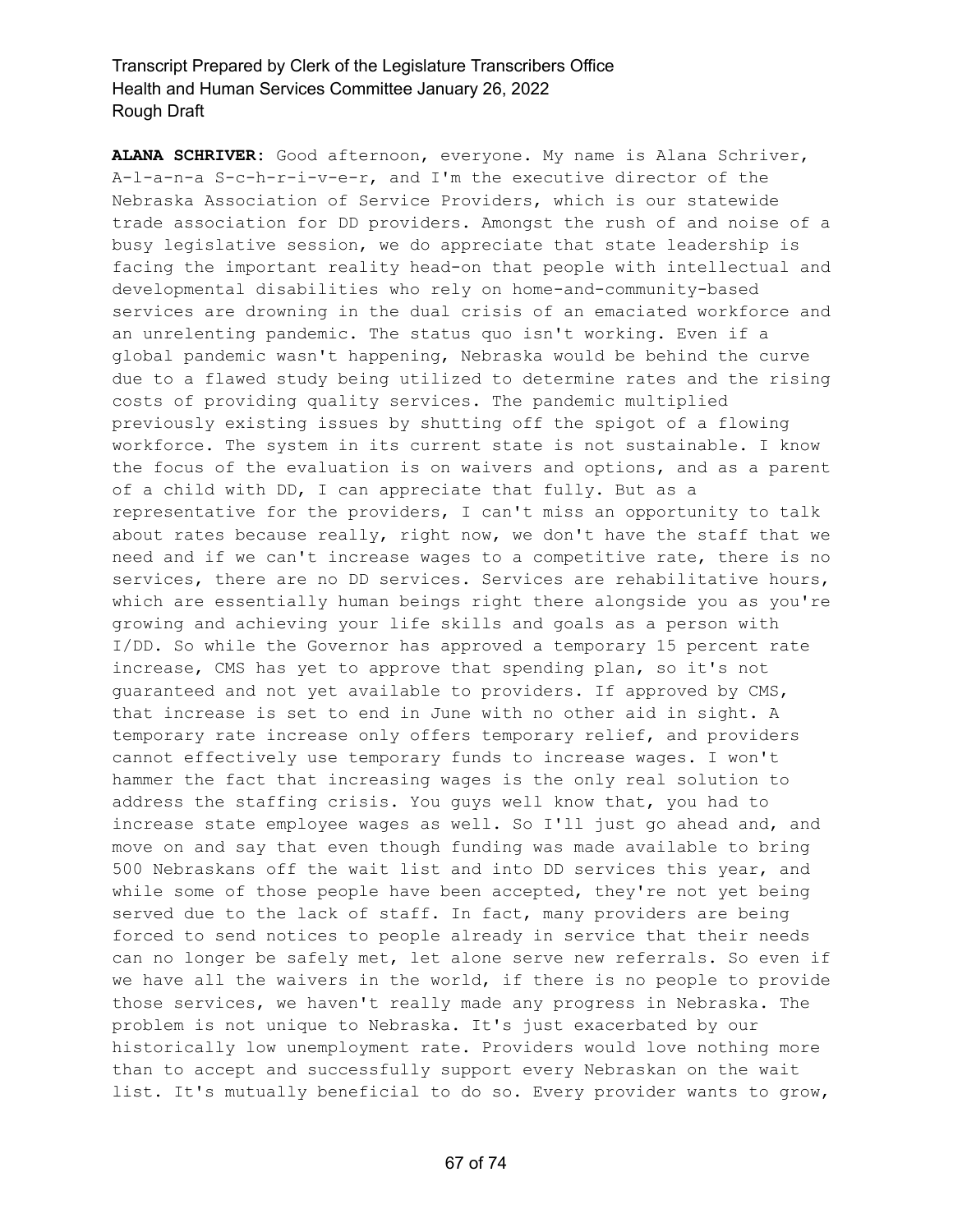**ALANA SCHRIVER:** Good afternoon, everyone. My name is Alana Schriver, A-l-a-n-a S-c-h-r-i-v-e-r, and I'm the executive director of the Nebraska Association of Service Providers, which is our statewide trade association for DD providers. Amongst the rush of and noise of a busy legislative session, we do appreciate that state leadership is facing the important reality head-on that people with intellectual and developmental disabilities who rely on home-and-community-based services are drowning in the dual crisis of an emaciated workforce and an unrelenting pandemic. The status quo isn't working. Even if a global pandemic wasn't happening, Nebraska would be behind the curve due to a flawed study being utilized to determine rates and the rising costs of providing quality services. The pandemic multiplied previously existing issues by shutting off the spigot of a flowing workforce. The system in its current state is not sustainable. I know the focus of the evaluation is on waivers and options, and as a parent of a child with DD, I can appreciate that fully. But as a representative for the providers, I can't miss an opportunity to talk about rates because really, right now, we don't have the staff that we need and if we can't increase wages to a competitive rate, there is no services, there are no DD services. Services are rehabilitative hours, which are essentially human beings right there alongside you as you're growing and achieving your life skills and goals as a person with I/DD. So while the Governor has approved a temporary 15 percent rate increase, CMS has yet to approve that spending plan, so it's not guaranteed and not yet available to providers. If approved by CMS, that increase is set to end in June with no other aid in sight. A temporary rate increase only offers temporary relief, and providers cannot effectively use temporary funds to increase wages. I won't hammer the fact that increasing wages is the only real solution to address the staffing crisis. You guys well know that, you had to increase state employee wages as well. So I'll just go ahead and, and move on and say that even though funding was made available to bring 500 Nebraskans off the wait list and into DD services this year, and while some of those people have been accepted, they're not yet being served due to the lack of staff. In fact, many providers are being forced to send notices to people already in service that their needs can no longer be safely met, let alone serve new referrals. So even if we have all the waivers in the world, if there is no people to provide those services, we haven't really made any progress in Nebraska. The problem is not unique to Nebraska. It's just exacerbated by our historically low unemployment rate. Providers would love nothing more than to accept and successfully support every Nebraskan on the wait list. It's mutually beneficial to do so. Every provider wants to grow,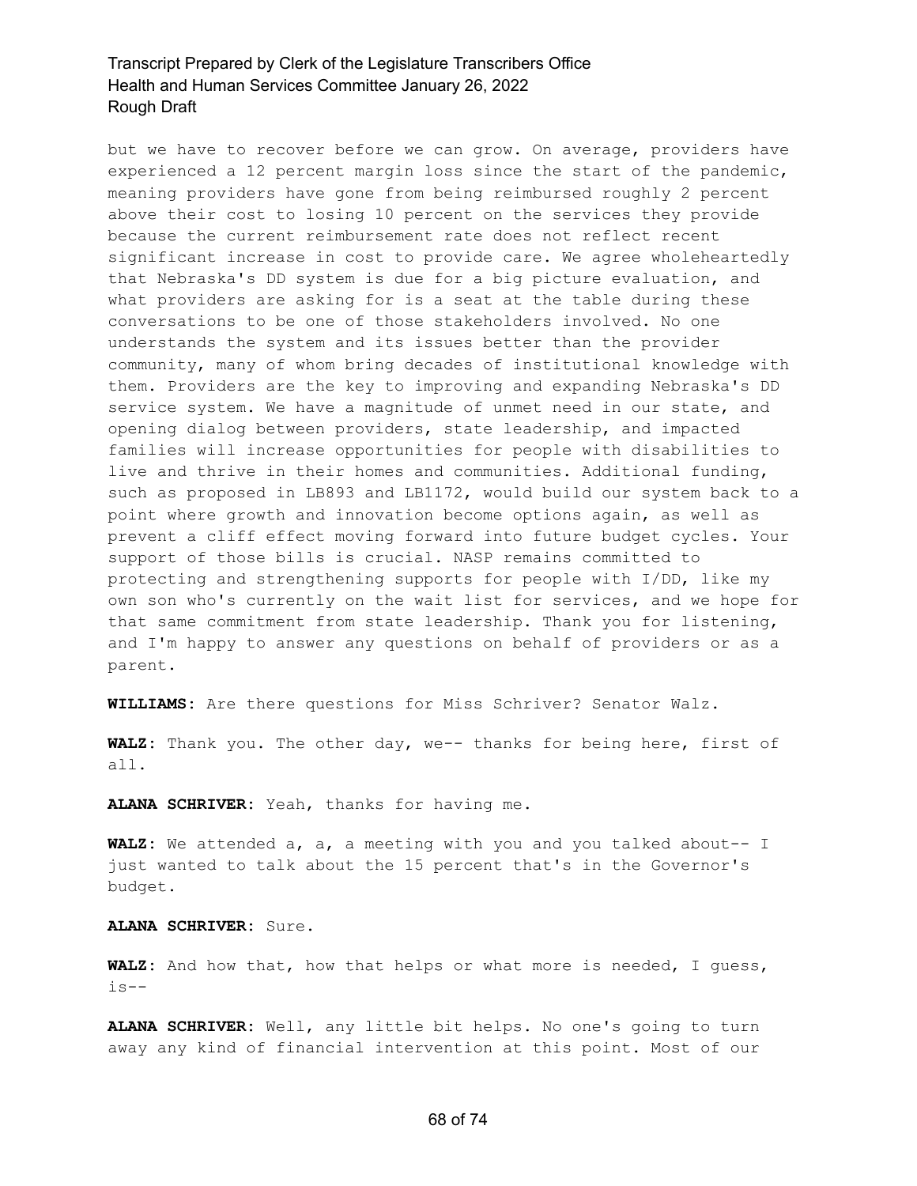but we have to recover before we can grow. On average, providers have experienced a 12 percent margin loss since the start of the pandemic, meaning providers have gone from being reimbursed roughly 2 percent above their cost to losing 10 percent on the services they provide because the current reimbursement rate does not reflect recent significant increase in cost to provide care. We agree wholeheartedly that Nebraska's DD system is due for a big picture evaluation, and what providers are asking for is a seat at the table during these conversations to be one of those stakeholders involved. No one understands the system and its issues better than the provider community, many of whom bring decades of institutional knowledge with them. Providers are the key to improving and expanding Nebraska's DD service system. We have a magnitude of unmet need in our state, and opening dialog between providers, state leadership, and impacted families will increase opportunities for people with disabilities to live and thrive in their homes and communities. Additional funding, such as proposed in LB893 and LB1172, would build our system back to a point where growth and innovation become options again, as well as prevent a cliff effect moving forward into future budget cycles. Your support of those bills is crucial. NASP remains committed to protecting and strengthening supports for people with I/DD, like my own son who's currently on the wait list for services, and we hope for that same commitment from state leadership. Thank you for listening, and I'm happy to answer any questions on behalf of providers or as a parent.

**WILLIAMS:** Are there questions for Miss Schriver? Senator Walz.

**WALZ:** Thank you. The other day, we-- thanks for being here, first of all.

**ALANA SCHRIVER:** Yeah, thanks for having me.

**WALZ:** We attended a, a, a meeting with you and you talked about-- I just wanted to talk about the 15 percent that's in the Governor's budget.

**ALANA SCHRIVER:** Sure.

**WALZ:** And how that, how that helps or what more is needed, I guess, is--

**ALANA SCHRIVER:** Well, any little bit helps. No one's going to turn away any kind of financial intervention at this point. Most of our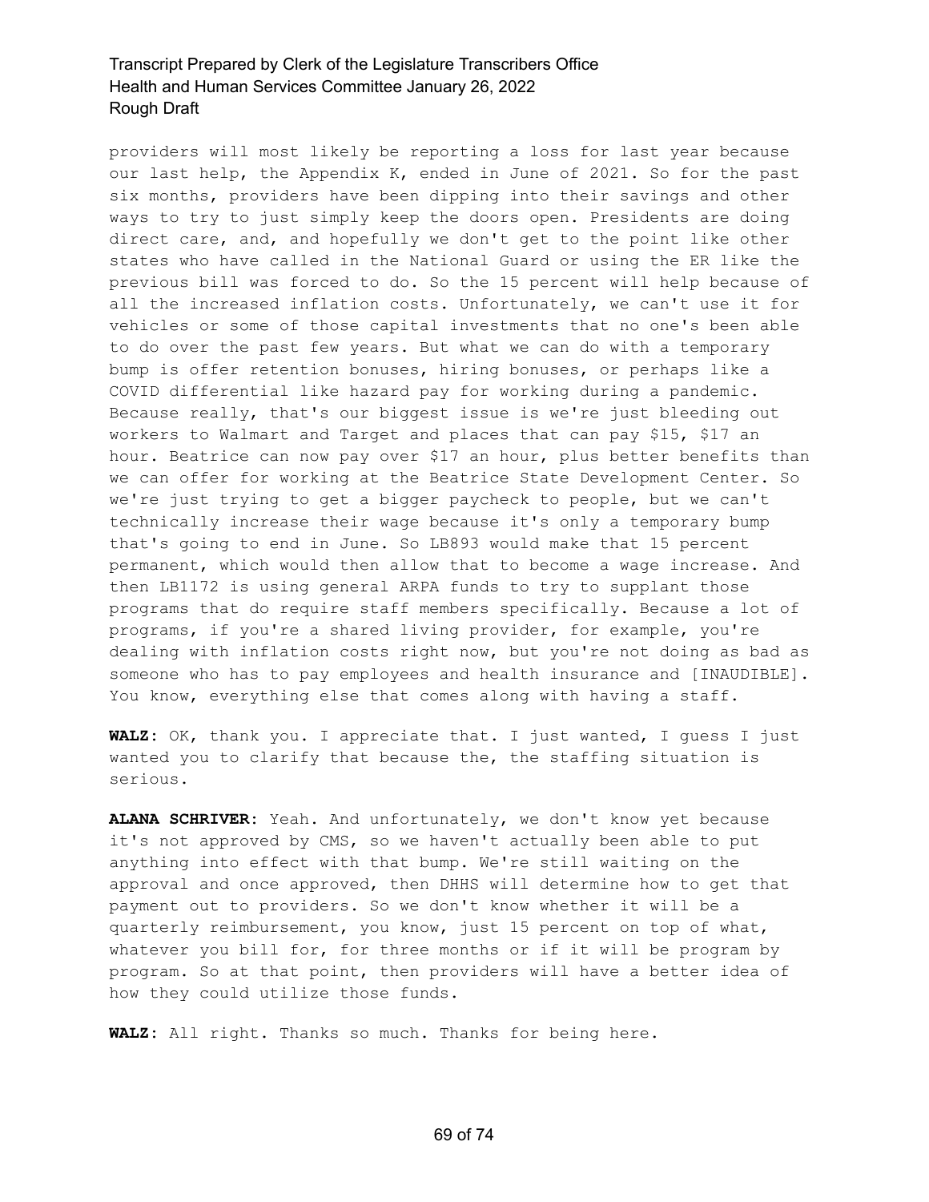providers will most likely be reporting a loss for last year because our last help, the Appendix K, ended in June of 2021. So for the past six months, providers have been dipping into their savings and other ways to try to just simply keep the doors open. Presidents are doing direct care, and, and hopefully we don't get to the point like other states who have called in the National Guard or using the ER like the previous bill was forced to do. So the 15 percent will help because of all the increased inflation costs. Unfortunately, we can't use it for vehicles or some of those capital investments that no one's been able to do over the past few years. But what we can do with a temporary bump is offer retention bonuses, hiring bonuses, or perhaps like a COVID differential like hazard pay for working during a pandemic. Because really, that's our biggest issue is we're just bleeding out workers to Walmart and Target and places that can pay $15, $17 an hour. Beatrice can now pay over $17 an hour, plus better benefits than we can offer for working at the Beatrice State Development Center. So we're just trying to get a bigger paycheck to people, but we can't technically increase their wage because it's only a temporary bump that's going to end in June. So LB893 would make that 15 percent permanent, which would then allow that to become a wage increase. And then LB1172 is using general ARPA funds to try to supplant those programs that do require staff members specifically. Because a lot of programs, if you're a shared living provider, for example, you're dealing with inflation costs right now, but you're not doing as bad as someone who has to pay employees and health insurance and [INAUDIBLE]. You know, everything else that comes along with having a staff.

**WALZ:** OK, thank you. I appreciate that. I just wanted, I guess I just wanted you to clarify that because the, the staffing situation is serious.

**ALANA SCHRIVER:** Yeah. And unfortunately, we don't know yet because it's not approved by CMS, so we haven't actually been able to put anything into effect with that bump. We're still waiting on the approval and once approved, then DHHS will determine how to get that payment out to providers. So we don't know whether it will be a quarterly reimbursement, you know, just 15 percent on top of what, whatever you bill for, for three months or if it will be program by program. So at that point, then providers will have a better idea of how they could utilize those funds.

**WALZ:** All right. Thanks so much. Thanks for being here.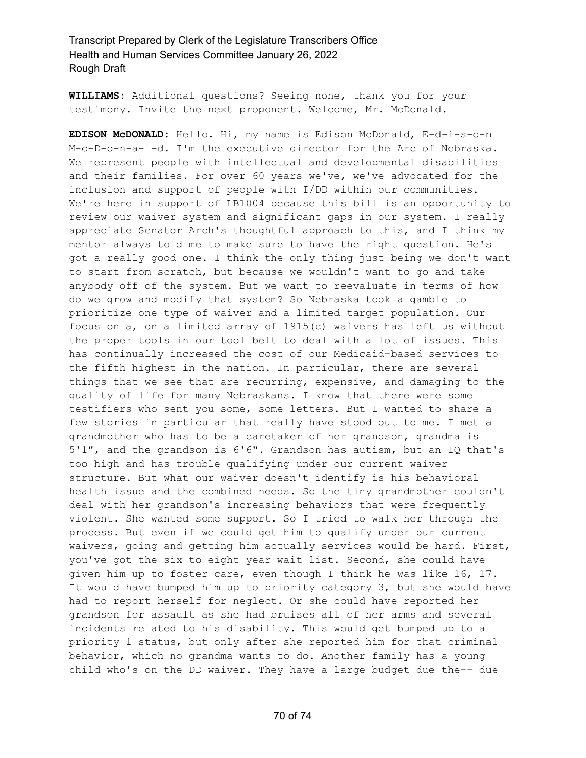**WILLIAMS:** Additional questions? Seeing none, thank you for your testimony. Invite the next proponent. Welcome, Mr. McDonald.

**EDISON McDONALD:** Hello. Hi, my name is Edison McDonald, E-d-i-s-o-n M-c-D-o-n-a-l-d. I'm the executive director for the Arc of Nebraska. We represent people with intellectual and developmental disabilities and their families. For over 60 years we've, we've advocated for the inclusion and support of people with I/DD within our communities. We're here in support of LB1004 because this bill is an opportunity to review our waiver system and significant gaps in our system. I really appreciate Senator Arch's thoughtful approach to this, and I think my mentor always told me to make sure to have the right question. He's got a really good one. I think the only thing just being we don't want to start from scratch, but because we wouldn't want to go and take anybody off of the system. But we want to reevaluate in terms of how do we grow and modify that system? So Nebraska took a gamble to prioritize one type of waiver and a limited target population. Our focus on a, on a limited array of 1915(c) waivers has left us without the proper tools in our tool belt to deal with a lot of issues. This has continually increased the cost of our Medicaid-based services to the fifth highest in the nation. In particular, there are several things that we see that are recurring, expensive, and damaging to the quality of life for many Nebraskans. I know that there were some testifiers who sent you some, some letters. But I wanted to share a few stories in particular that really have stood out to me. I met a grandmother who has to be a caretaker of her grandson, grandma is 5'1", and the grandson is 6'6". Grandson has autism, but an IQ that's too high and has trouble qualifying under our current waiver structure. But what our waiver doesn't identify is his behavioral health issue and the combined needs. So the tiny grandmother couldn't deal with her grandson's increasing behaviors that were frequently violent. She wanted some support. So I tried to walk her through the process. But even if we could get him to qualify under our current waivers, going and getting him actually services would be hard. First, you've got the six to eight year wait list. Second, she could have given him up to foster care, even though I think he was like 16, 17. It would have bumped him up to priority category 3, but she would have had to report herself for neglect. Or she could have reported her grandson for assault as she had bruises all of her arms and several incidents related to his disability. This would get bumped up to a priority 1 status, but only after she reported him for that criminal behavior, which no grandma wants to do. Another family has a young child who's on the DD waiver. They have a large budget due the-- due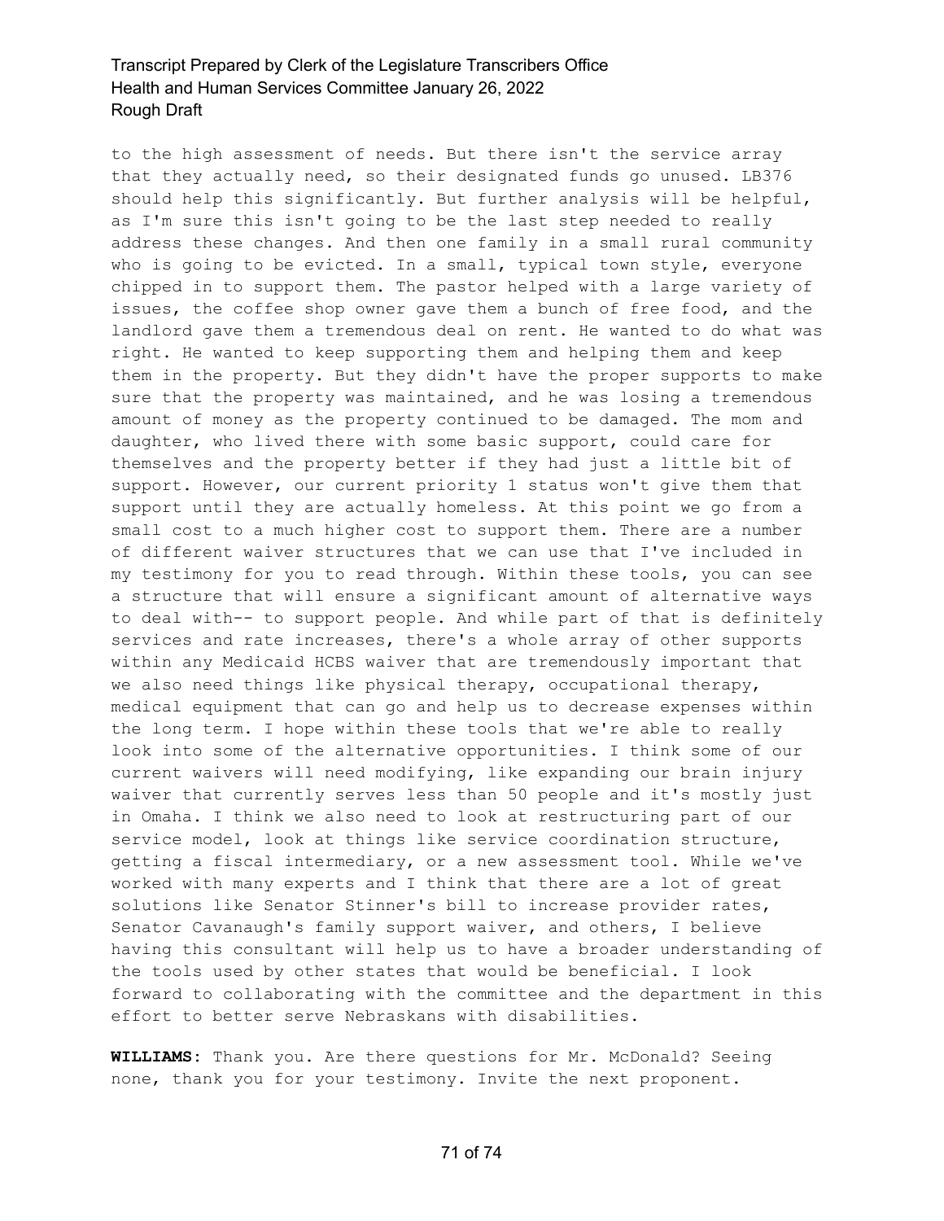to the high assessment of needs. But there isn't the service array that they actually need, so their designated funds go unused. LB376 should help this significantly. But further analysis will be helpful, as I'm sure this isn't going to be the last step needed to really address these changes. And then one family in a small rural community who is going to be evicted. In a small, typical town style, everyone chipped in to support them. The pastor helped with a large variety of issues, the coffee shop owner gave them a bunch of free food, and the landlord gave them a tremendous deal on rent. He wanted to do what was right. He wanted to keep supporting them and helping them and keep them in the property. But they didn't have the proper supports to make sure that the property was maintained, and he was losing a tremendous amount of money as the property continued to be damaged. The mom and daughter, who lived there with some basic support, could care for themselves and the property better if they had just a little bit of support. However, our current priority 1 status won't give them that support until they are actually homeless. At this point we go from a small cost to a much higher cost to support them. There are a number of different waiver structures that we can use that I've included in my testimony for you to read through. Within these tools, you can see a structure that will ensure a significant amount of alternative ways to deal with-- to support people. And while part of that is definitely services and rate increases, there's a whole array of other supports within any Medicaid HCBS waiver that are tremendously important that we also need things like physical therapy, occupational therapy, medical equipment that can go and help us to decrease expenses within the long term. I hope within these tools that we're able to really look into some of the alternative opportunities. I think some of our current waivers will need modifying, like expanding our brain injury waiver that currently serves less than 50 people and it's mostly just in Omaha. I think we also need to look at restructuring part of our service model, look at things like service coordination structure, getting a fiscal intermediary, or a new assessment tool. While we've worked with many experts and I think that there are a lot of great solutions like Senator Stinner's bill to increase provider rates, Senator Cavanaugh's family support waiver, and others, I believe having this consultant will help us to have a broader understanding of the tools used by other states that would be beneficial. I look forward to collaborating with the committee and the department in this effort to better serve Nebraskans with disabilities.

**WILLIAMS:** Thank you. Are there questions for Mr. McDonald? Seeing none, thank you for your testimony. Invite the next proponent.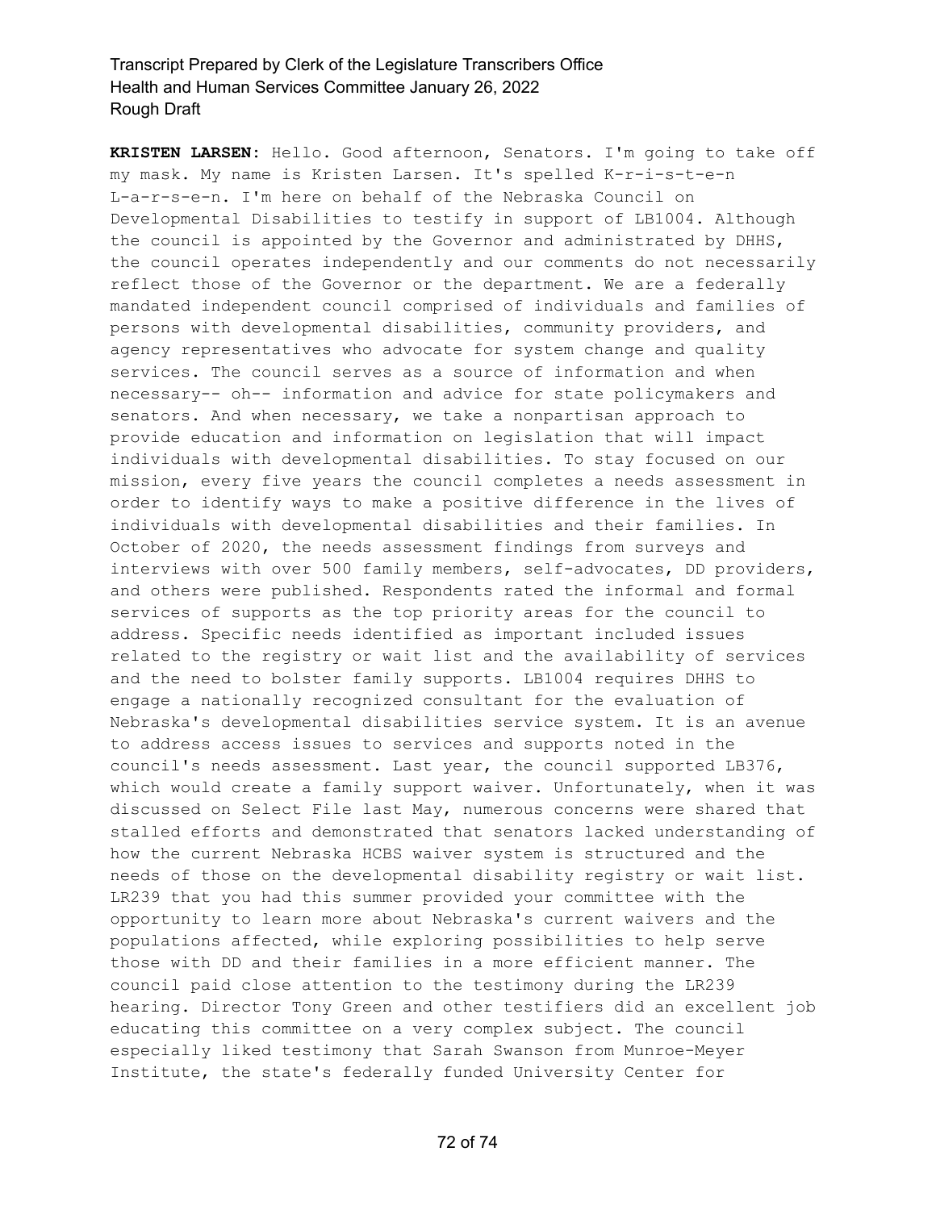**KRISTEN LARSEN:** Hello. Good afternoon, Senators. I'm going to take off my mask. My name is Kristen Larsen. It's spelled K-r-i-s-t-e-n L-a-r-s-e-n. I'm here on behalf of the Nebraska Council on Developmental Disabilities to testify in support of LB1004. Although the council is appointed by the Governor and administrated by DHHS, the council operates independently and our comments do not necessarily reflect those of the Governor or the department. We are a federally mandated independent council comprised of individuals and families of persons with developmental disabilities, community providers, and agency representatives who advocate for system change and quality services. The council serves as a source of information and when necessary-- oh-- information and advice for state policymakers and senators. And when necessary, we take a nonpartisan approach to provide education and information on legislation that will impact individuals with developmental disabilities. To stay focused on our mission, every five years the council completes a needs assessment in order to identify ways to make a positive difference in the lives of individuals with developmental disabilities and their families. In October of 2020, the needs assessment findings from surveys and interviews with over 500 family members, self-advocates, DD providers, and others were published. Respondents rated the informal and formal services of supports as the top priority areas for the council to address. Specific needs identified as important included issues related to the registry or wait list and the availability of services and the need to bolster family supports. LB1004 requires DHHS to engage a nationally recognized consultant for the evaluation of Nebraska's developmental disabilities service system. It is an avenue to address access issues to services and supports noted in the council's needs assessment. Last year, the council supported LB376, which would create a family support waiver. Unfortunately, when it was discussed on Select File last May, numerous concerns were shared that stalled efforts and demonstrated that senators lacked understanding of how the current Nebraska HCBS waiver system is structured and the needs of those on the developmental disability registry or wait list. LR239 that you had this summer provided your committee with the opportunity to learn more about Nebraska's current waivers and the populations affected, while exploring possibilities to help serve those with DD and their families in a more efficient manner. The council paid close attention to the testimony during the LR239 hearing. Director Tony Green and other testifiers did an excellent job educating this committee on a very complex subject. The council especially liked testimony that Sarah Swanson from Munroe-Meyer Institute, the state's federally funded University Center for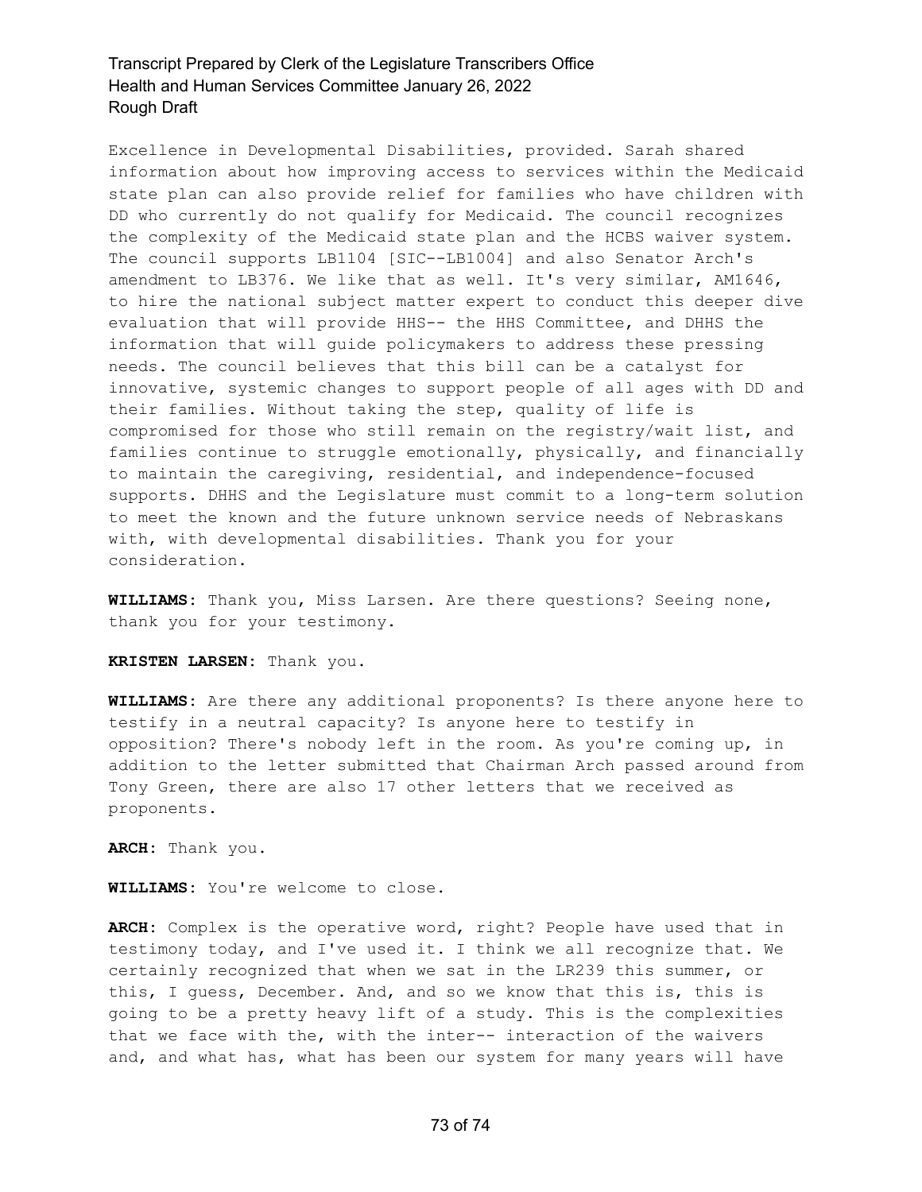Excellence in Developmental Disabilities, provided. Sarah shared information about how improving access to services within the Medicaid state plan can also provide relief for families who have children with DD who currently do not qualify for Medicaid. The council recognizes the complexity of the Medicaid state plan and the HCBS waiver system. The council supports LB1104 [SIC--LB1004] and also Senator Arch's amendment to LB376. We like that as well. It's very similar, AM1646, to hire the national subject matter expert to conduct this deeper dive evaluation that will provide HHS-- the HHS Committee, and DHHS the information that will guide policymakers to address these pressing needs. The council believes that this bill can be a catalyst for innovative, systemic changes to support people of all ages with DD and their families. Without taking the step, quality of life is compromised for those who still remain on the registry/wait list, and families continue to struggle emotionally, physically, and financially to maintain the caregiving, residential, and independence-focused supports. DHHS and the Legislature must commit to a long-term solution to meet the known and the future unknown service needs of Nebraskans with, with developmental disabilities. Thank you for your consideration.

**WILLIAMS:** Thank you, Miss Larsen. Are there questions? Seeing none, thank you for your testimony.

**KRISTEN LARSEN:** Thank you.

**WILLIAMS:** Are there any additional proponents? Is there anyone here to testify in a neutral capacity? Is anyone here to testify in opposition? There's nobody left in the room. As you're coming up, in addition to the letter submitted that Chairman Arch passed around from Tony Green, there are also 17 other letters that we received as proponents.

**ARCH:** Thank you.

**WILLIAMS:** You're welcome to close.

**ARCH:** Complex is the operative word, right? People have used that in testimony today, and I've used it. I think we all recognize that. We certainly recognized that when we sat in the LR239 this summer, or this, I guess, December. And, and so we know that this is, this is going to be a pretty heavy lift of a study. This is the complexities that we face with the, with the inter-- interaction of the waivers and, and what has, what has been our system for many years will have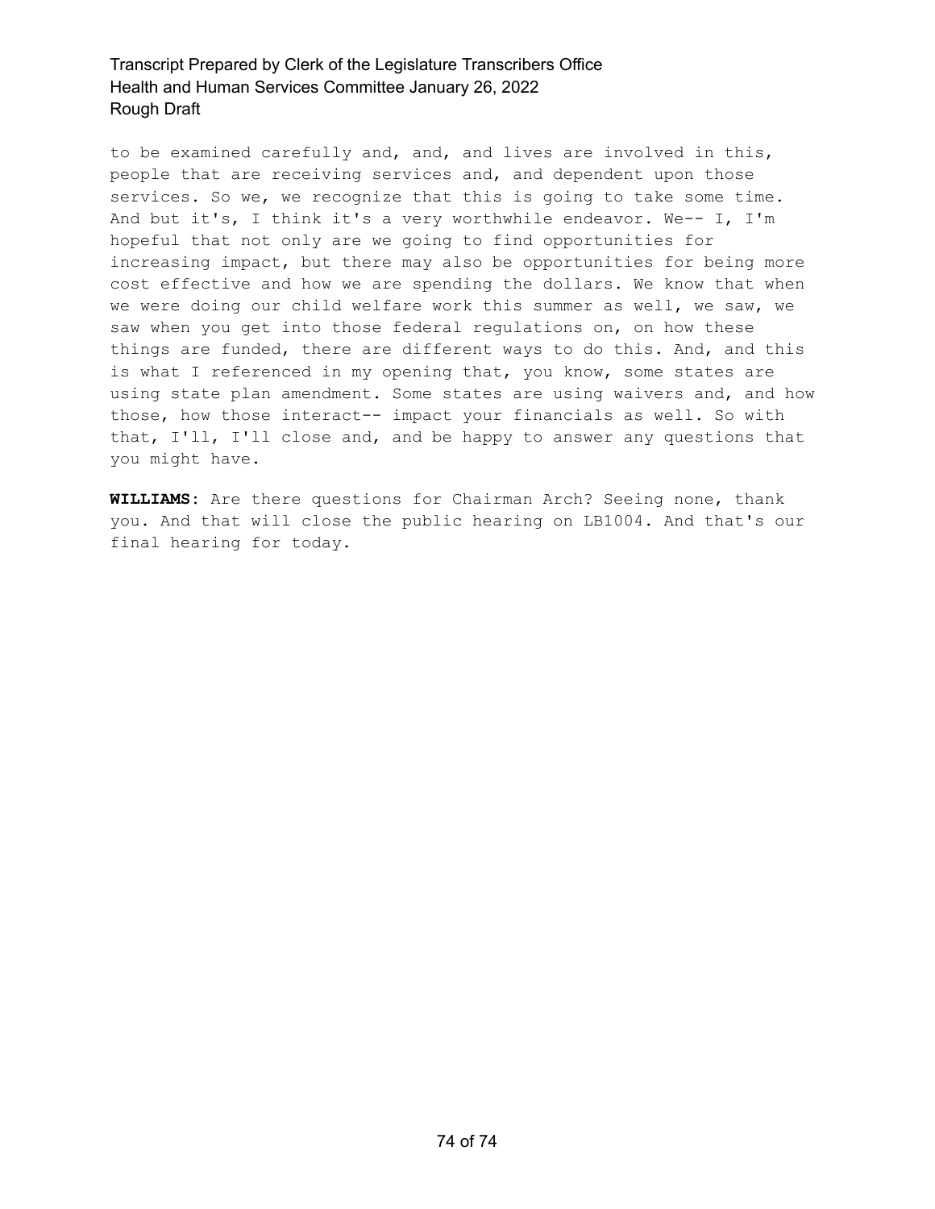to be examined carefully and, and, and lives are involved in this, people that are receiving services and, and dependent upon those services. So we, we recognize that this is going to take some time. And but it's, I think it's a very worthwhile endeavor. We-- I, I'm hopeful that not only are we going to find opportunities for increasing impact, but there may also be opportunities for being more cost effective and how we are spending the dollars. We know that when we were doing our child welfare work this summer as well, we saw, we saw when you get into those federal regulations on, on how these things are funded, there are different ways to do this. And, and this is what I referenced in my opening that, you know, some states are using state plan amendment. Some states are using waivers and, and how those, how those interact-- impact your financials as well. So with that, I'll, I'll close and, and be happy to answer any questions that you might have.

**WILLIAMS:** Are there questions for Chairman Arch? Seeing none, thank you. And that will close the public hearing on LB1004. And that's our final hearing for today.